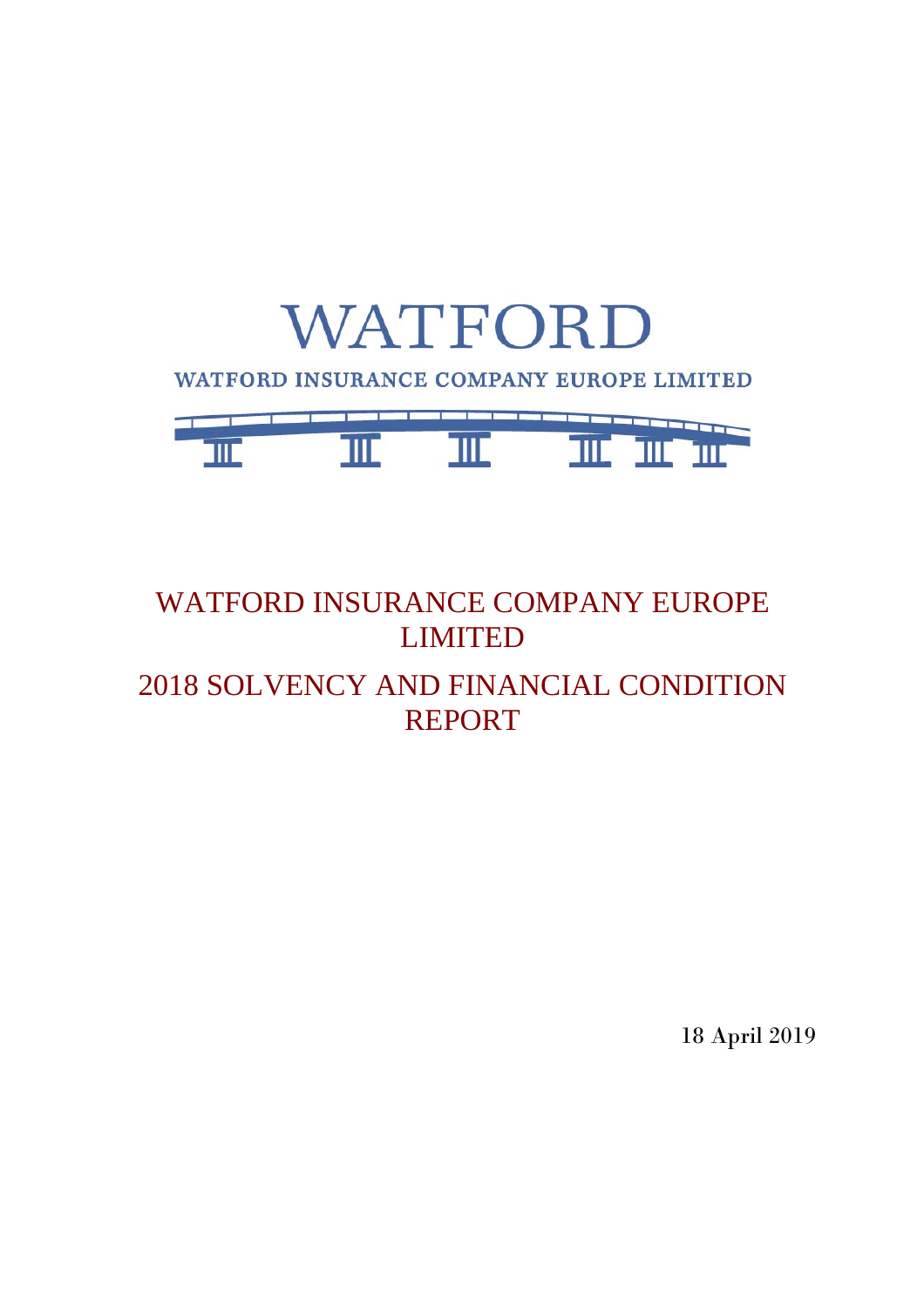WATFORD

WATFORD INSURANCE COMPANY EUROPE LIMITED

# WATFORD INSURANCE COMPANY EUROPE LIMITED

# 2018 SOLVENCY AND FINANCIAL CONDITION REPORT

18 April 2019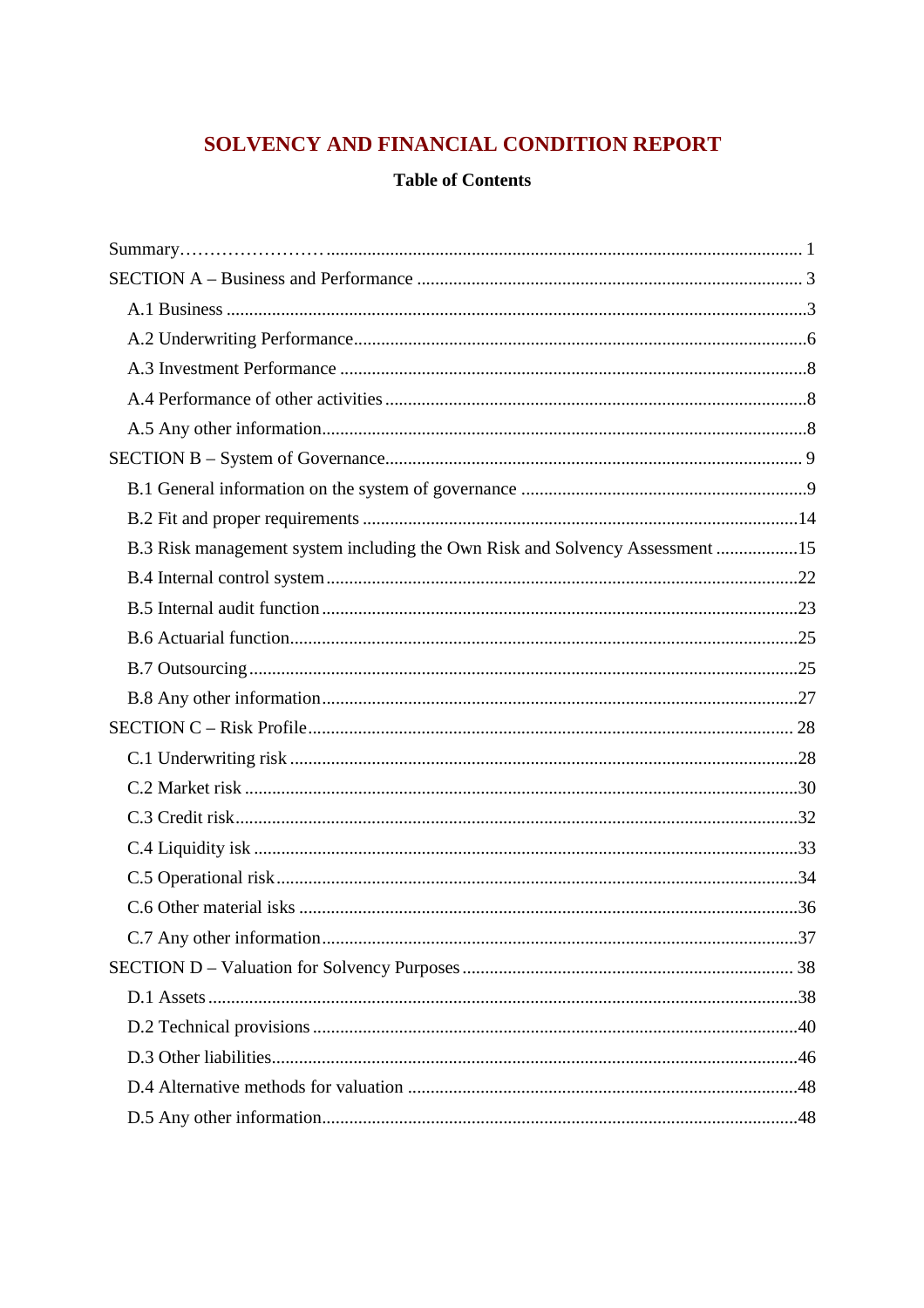# SOLVENCY AND FINANCIAL CONDITION REPORT

**Table of Contents**

Summary…………………….......................................................................................................... 1

SECTION A – Business and Performance .................................................................................... 3

A.1 Business ...............................................................................................................................3

A.2 Underwriting Performance...................................................................................................6

A.3 Investment Performance ......................................................................................................8

A.4 Performance of other activities ............................................................................................8

A.5 Any other information..........................................................................................................8

SECTION B – System of Governance........................................................................................... 9

B.1 General information on the system of governance ...............................................................9

B.2 Fit and proper requirements ...............................................................................................14

B.3 Risk management system including the Own Risk and Solvency Assessment ..................15

B.4 Internal control system.......................................................................................................22

B.5 Internal audit function ........................................................................................................23

B.6 Actuarial function...............................................................................................................25

B.7 Outsourcing........................................................................................................................25

B.8 Any other information........................................................................................................27

SECTION C – Risk Profile.......................................................................................................... 28

C.1 Underwriting risk ...............................................................................................................28

C.2 Market risk .........................................................................................................................30

C.3 Credit risk...........................................................................................................................32

C.4 Liquidity isk .......................................................................................................................33

C.5 Operational risk..................................................................................................................34

C.6 Other material isks .............................................................................................................36

C.7 Any other information........................................................................................................37

SECTION D – Valuation for Solvency Purposes......................................................................... 38

D.1 Assets.................................................................................................................................38

D.2 Technical provisions ..........................................................................................................40

D.3 Other liabilities...................................................................................................................46

D.4 Alternative methods for valuation .....................................................................................48

D.5 Any other information........................................................................................................48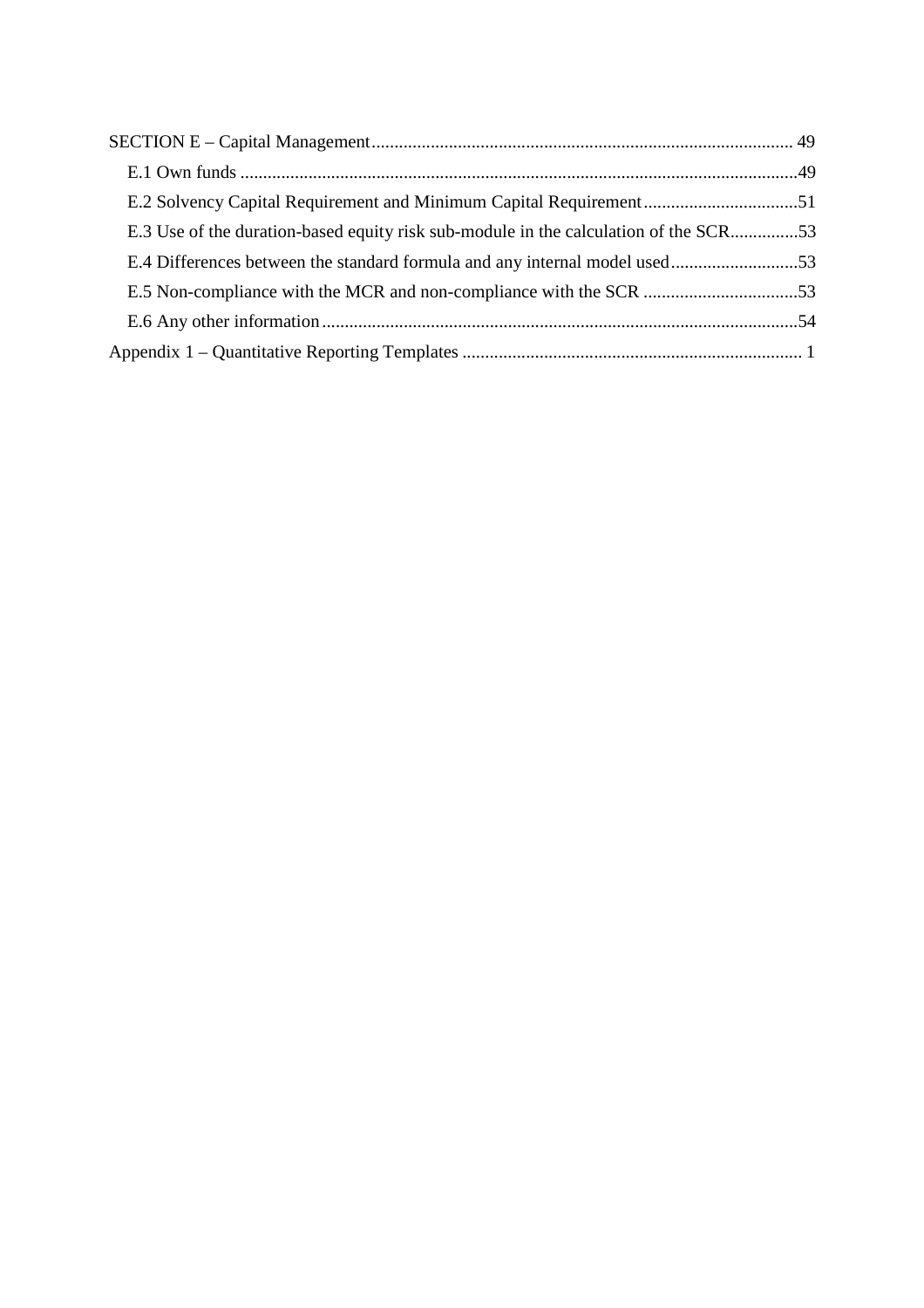SECTION E – Capital Management ............................................................................................ 49

- E.1 Own funds ..........................................................................................................................49
- E.2 Solvency Capital Requirement and Minimum Capital Requirement ..................................51
- E.3 Use of the duration-based equity risk sub-module in the calculation of the SCR...............53
- E.4 Differences between the standard formula and any internal model used............................53
- E.5 Non-compliance with the MCR and non-compliance with the SCR ..................................53
- E.6 Any other information.........................................................................................................54

Appendix 1 – Quantitative Reporting Templates .......................................................................... 1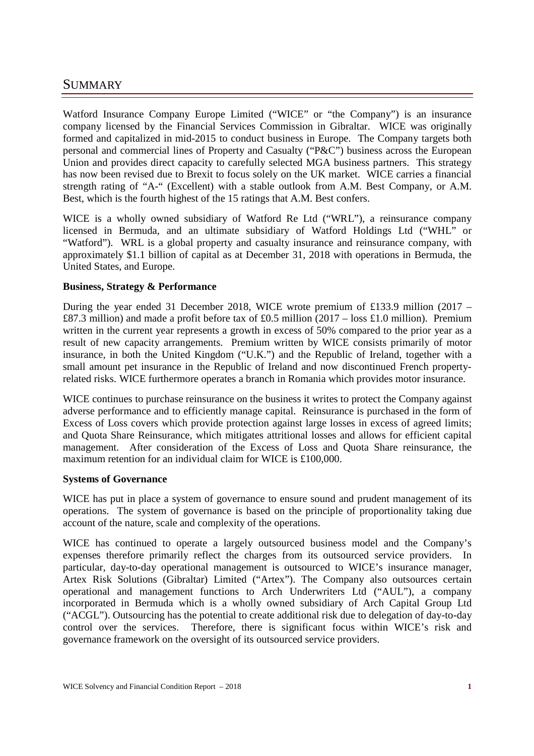# SUMMARY

Watford Insurance Company Europe Limited ("WICE" or "the Company") is an insurance company licensed by the Financial Services Commission in Gibraltar. WICE was originally formed and capitalized in mid-2015 to conduct business in Europe. The Company targets both personal and commercial lines of Property and Casualty ("P&C") business across the European Union and provides direct capacity to carefully selected MGA business partners. This strategy has now been revised due to Brexit to focus solely on the UK market. WICE carries a financial strength rating of "A-" (Excellent) with a stable outlook from A.M. Best Company, or A.M. Best, which is the fourth highest of the 15 ratings that A.M. Best confers.

WICE is a wholly owned subsidiary of Watford Re Ltd ("WRL"), a reinsurance company licensed in Bermuda, and an ultimate subsidiary of Watford Holdings Ltd ("WHL" or "Watford"). WRL is a global property and casualty insurance and reinsurance company, with approximately $1.1 billion of capital as at December 31, 2018 with operations in Bermuda, the United States, and Europe.

**Business, Strategy & Performance**

During the year ended 31 December 2018, WICE wrote premium of £133.9 million (2017 – £87.3 million) and made a profit before tax of £0.5 million (2017 – loss £1.0 million). Premium written in the current year represents a growth in excess of 50% compared to the prior year as a result of new capacity arrangements. Premium written by WICE consists primarily of motor insurance, in both the United Kingdom ("U.K.") and the Republic of Ireland, together with a small amount pet insurance in the Republic of Ireland and now discontinued French property-related risks. WICE furthermore operates a branch in Romania which provides motor insurance.

WICE continues to purchase reinsurance on the business it writes to protect the Company against adverse performance and to efficiently manage capital. Reinsurance is purchased in the form of Excess of Loss covers which provide protection against large losses in excess of agreed limits; and Quota Share Reinsurance, which mitigates attritional losses and allows for efficient capital management. After consideration of the Excess of Loss and Quota Share reinsurance, the maximum retention for an individual claim for WICE is £100,000.

**Systems of Governance**

WICE has put in place a system of governance to ensure sound and prudent management of its operations. The system of governance is based on the principle of proportionality taking due account of the nature, scale and complexity of the operations.

WICE has continued to operate a largely outsourced business model and the Company's expenses therefore primarily reflect the charges from its outsourced service providers. In particular, day-to-day operational management is outsourced to WICE's insurance manager, Artex Risk Solutions (Gibraltar) Limited ("Artex"). The Company also outsources certain operational and management functions to Arch Underwriters Ltd ("AUL"), a company incorporated in Bermuda which is a wholly owned subsidiary of Arch Capital Group Ltd ("ACGL"). Outsourcing has the potential to create additional risk due to delegation of day-to-day control over the services. Therefore, there is significant focus within WICE's risk and governance framework on the oversight of its outsourced service providers.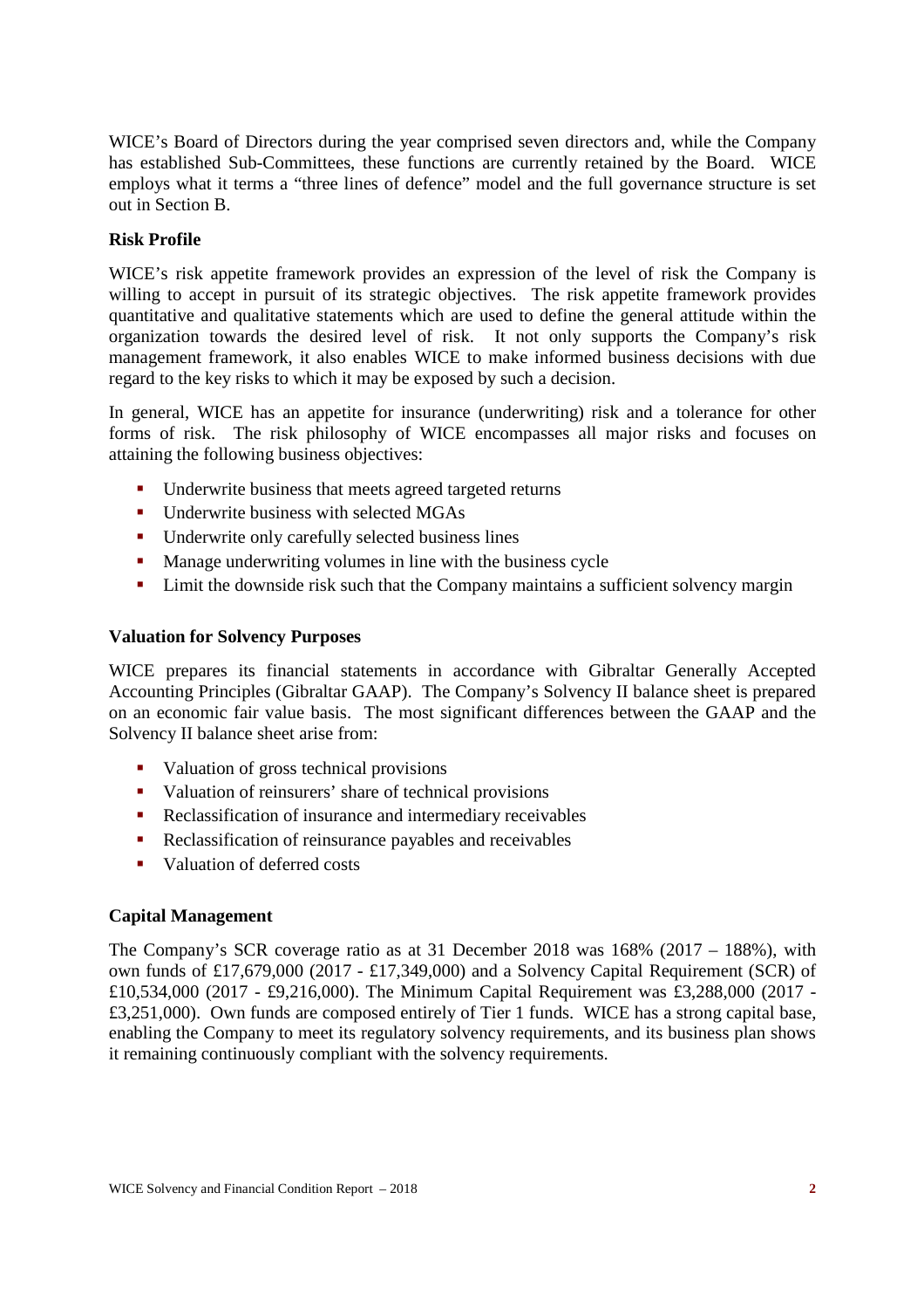WICE's Board of Directors during the year comprised seven directors and, while the Company has established Sub-Committees, these functions are currently retained by the Board. WICE employs what it terms a "three lines of defence" model and the full governance structure is set out in Section B.

**Risk Profile**

WICE's risk appetite framework provides an expression of the level of risk the Company is willing to accept in pursuit of its strategic objectives. The risk appetite framework provides quantitative and qualitative statements which are used to define the general attitude within the organization towards the desired level of risk. It not only supports the Company's risk management framework, it also enables WICE to make informed business decisions with due regard to the key risks to which it may be exposed by such a decision.

In general, WICE has an appetite for insurance (underwriting) risk and a tolerance for other forms of risk. The risk philosophy of WICE encompasses all major risks and focuses on attaining the following business objectives:

- Underwrite business that meets agreed targeted returns
- Underwrite business with selected MGAs
- Underwrite only carefully selected business lines
- Manage underwriting volumes in line with the business cycle
- Limit the downside risk such that the Company maintains a sufficient solvency margin

**Valuation for Solvency Purposes**

WICE prepares its financial statements in accordance with Gibraltar Generally Accepted Accounting Principles (Gibraltar GAAP). The Company's Solvency II balance sheet is prepared on an economic fair value basis. The most significant differences between the GAAP and the Solvency II balance sheet arise from:

- Valuation of gross technical provisions
- Valuation of reinsurers' share of technical provisions
- Reclassification of insurance and intermediary receivables
- Reclassification of reinsurance payables and receivables
- Valuation of deferred costs

**Capital Management**

The Company's SCR coverage ratio as at 31 December 2018 was 168% (2017 – 188%), with own funds of £17,679,000 (2017 - £17,349,000) and a Solvency Capital Requirement (SCR) of £10,534,000 (2017 - £9,216,000). The Minimum Capital Requirement was £3,288,000 (2017 - £3,251,000). Own funds are composed entirely of Tier 1 funds. WICE has a strong capital base, enabling the Company to meet its regulatory solvency requirements, and its business plan shows it remaining continuously compliant with the solvency requirements.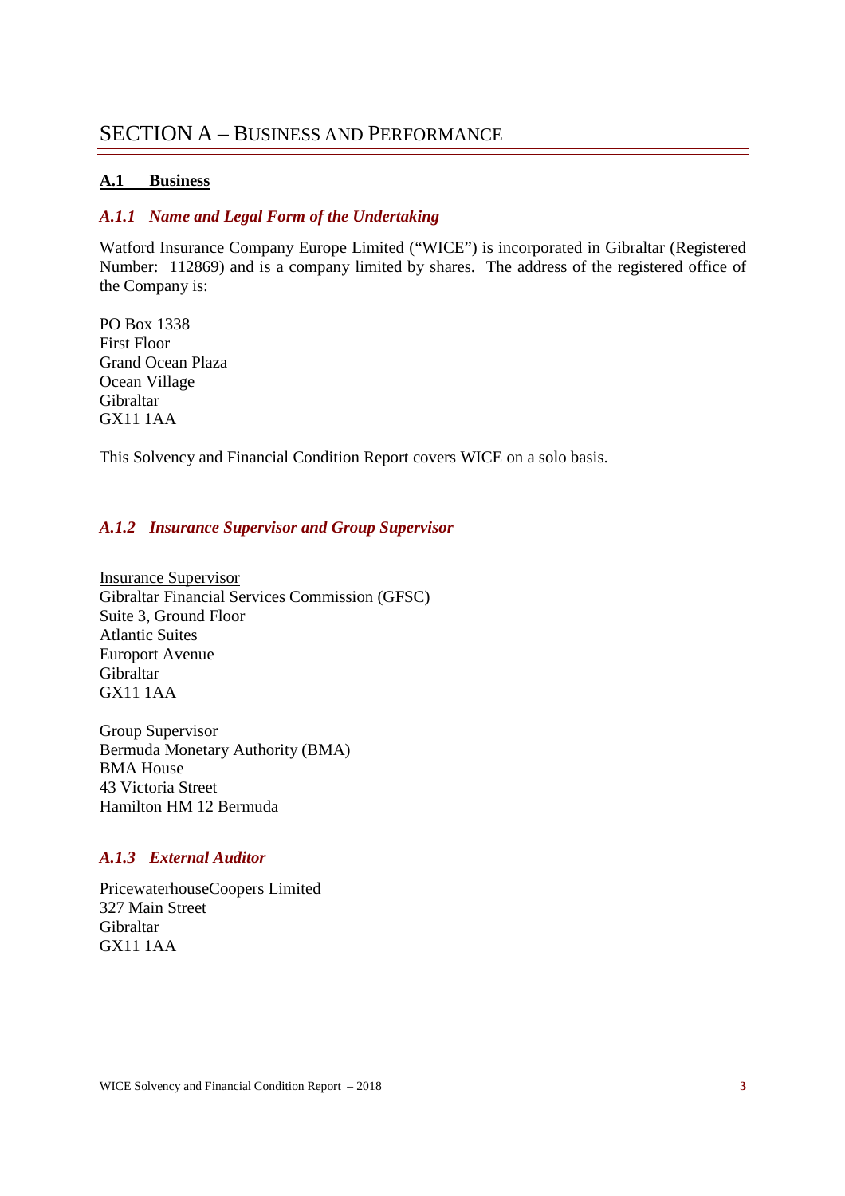# SECTION A – BUSINESS AND PERFORMANCE

## A.1 Business

### *A.1.1 Name and Legal Form of the Undertaking*

Watford Insurance Company Europe Limited ("WICE") is incorporated in Gibraltar (Registered Number: 112869) and is a company limited by shares. The address of the registered office of the Company is:

PO Box 1338  
First Floor  
Grand Ocean Plaza  
Ocean Village  
Gibraltar  
GX11 1AA

This Solvency and Financial Condition Report covers WICE on a solo basis.

### *A.1.2 Insurance Supervisor and Group Supervisor*

Insurance Supervisor  
Gibraltar Financial Services Commission (GFSC)  
Suite 3, Ground Floor  
Atlantic Suites  
Europort Avenue  
Gibraltar  
GX11 1AA

Group Supervisor  
Bermuda Monetary Authority (BMA)  
BMA House  
43 Victoria Street  
Hamilton HM 12 Bermuda

### *A.1.3 External Auditor*

PricewaterhouseCoopers Limited  
327 Main Street  
Gibraltar  
GX11 1AA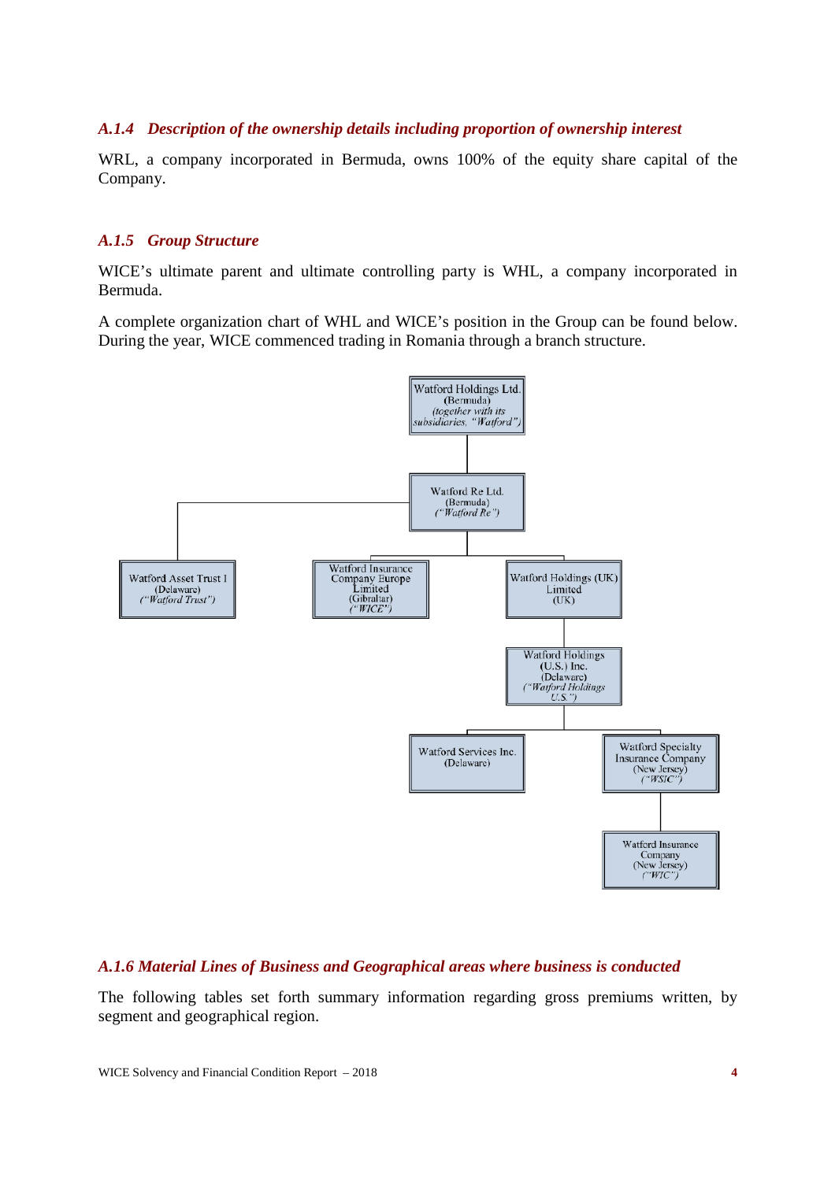### A.1.4 Description of the ownership details including proportion of ownership interest

WRL, a company incorporated in Bermuda, owns 100% of the equity share capital of the Company.

### A.1.5 Group Structure

WICE's ultimate parent and ultimate controlling party is WHL, a company incorporated in Bermuda.

A complete organization chart of WHL and WICE's position in the Group can be found below. During the year, WICE commenced trading in Romania through a branch structure.

- Watford Holdings Ltd. (Bermuda) *(together with its subsidiaries, "Watford")*
  - Watford Re Ltd. (Bermuda) *("Watford Re")*
    - Watford Asset Trust I (Delaware) *("Watford Trust")*
    - Watford Insurance Company Europe Limited (Gibraltar) *("WICE")*
    - Watford Holdings (UK) Limited (UK)
      - Watford Holdings (U.S.) Inc. (Delaware) *("Watford Holdings U.S.")*
        - Watford Services Inc. (Delaware)
        - Watford Specialty Insurance Company (New Jersey) *("WSIC")*
          - Watford Insurance Company (New Jersey) *("WIC")*

### A.1.6 Material Lines of Business and Geographical areas where business is conducted

The following tables set forth summary information regarding gross premiums written, by segment and geographical region.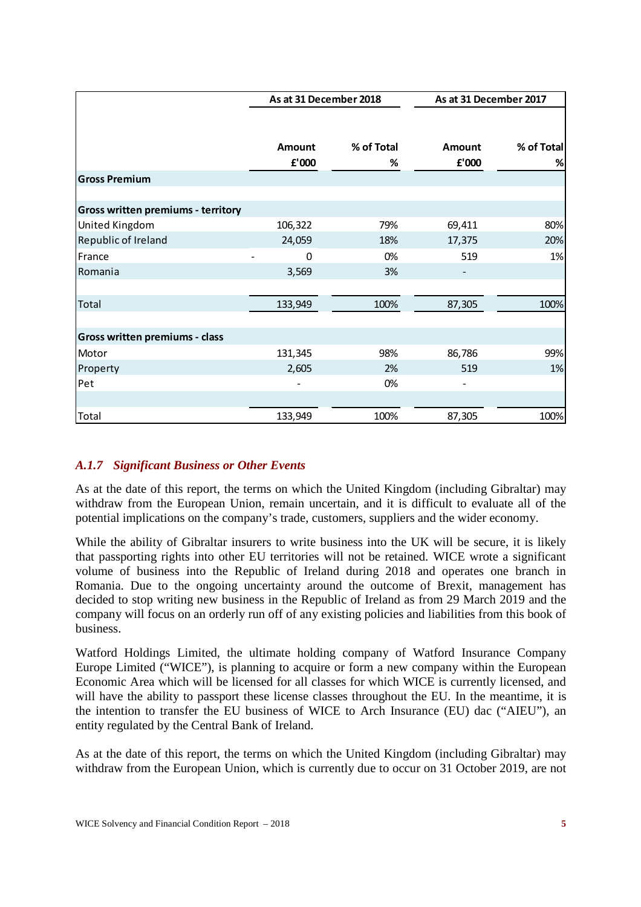| | As at 31 December 2018 | | As at 31 December 2017 | |
|---|---|---|---|---|
| | Amount £'000 | % of Total % | Amount £'000 | % of Total % |
| **Gross Premium** | | | | |
| **Gross written premiums - territory** | | | | |
| United Kingdom | 106,322 | 79% | 69,411 | 80% |
| Republic of Ireland | 24,059 | 18% | 17,375 | 20% |
| France | - 0 | 0% | 519 | 1% |
| Romania | 3,569 | 3% | - | |
| Total | 133,949 | 100% | 87,305 | 100% |
| **Gross written premiums - class** | | | | |
| Motor | 131,345 | 98% | 86,786 | 99% |
| Property | 2,605 | 2% | 519 | 1% |
| Pet | - | 0% | - | |
| Total | 133,949 | 100% | 87,305 | 100% |

### *A.1.7 Significant Business or Other Events*

As at the date of this report, the terms on which the United Kingdom (including Gibraltar) may withdraw from the European Union, remain uncertain, and it is difficult to evaluate all of the potential implications on the company's trade, customers, suppliers and the wider economy.

While the ability of Gibraltar insurers to write business into the UK will be secure, it is likely that passporting rights into other EU territories will not be retained. WICE wrote a significant volume of business into the Republic of Ireland during 2018 and operates one branch in Romania. Due to the ongoing uncertainty around the outcome of Brexit, management has decided to stop writing new business in the Republic of Ireland as from 29 March 2019 and the company will focus on an orderly run off of any existing policies and liabilities from this book of business.

Watford Holdings Limited, the ultimate holding company of Watford Insurance Company Europe Limited ("WICE"), is planning to acquire or form a new company within the European Economic Area which will be licensed for all classes for which WICE is currently licensed, and will have the ability to passport these license classes throughout the EU. In the meantime, it is the intention to transfer the EU business of WICE to Arch Insurance (EU) dac ("AIEU"), an entity regulated by the Central Bank of Ireland.

As at the date of this report, the terms on which the United Kingdom (including Gibraltar) may withdraw from the European Union, which is currently due to occur on 31 October 2019, are not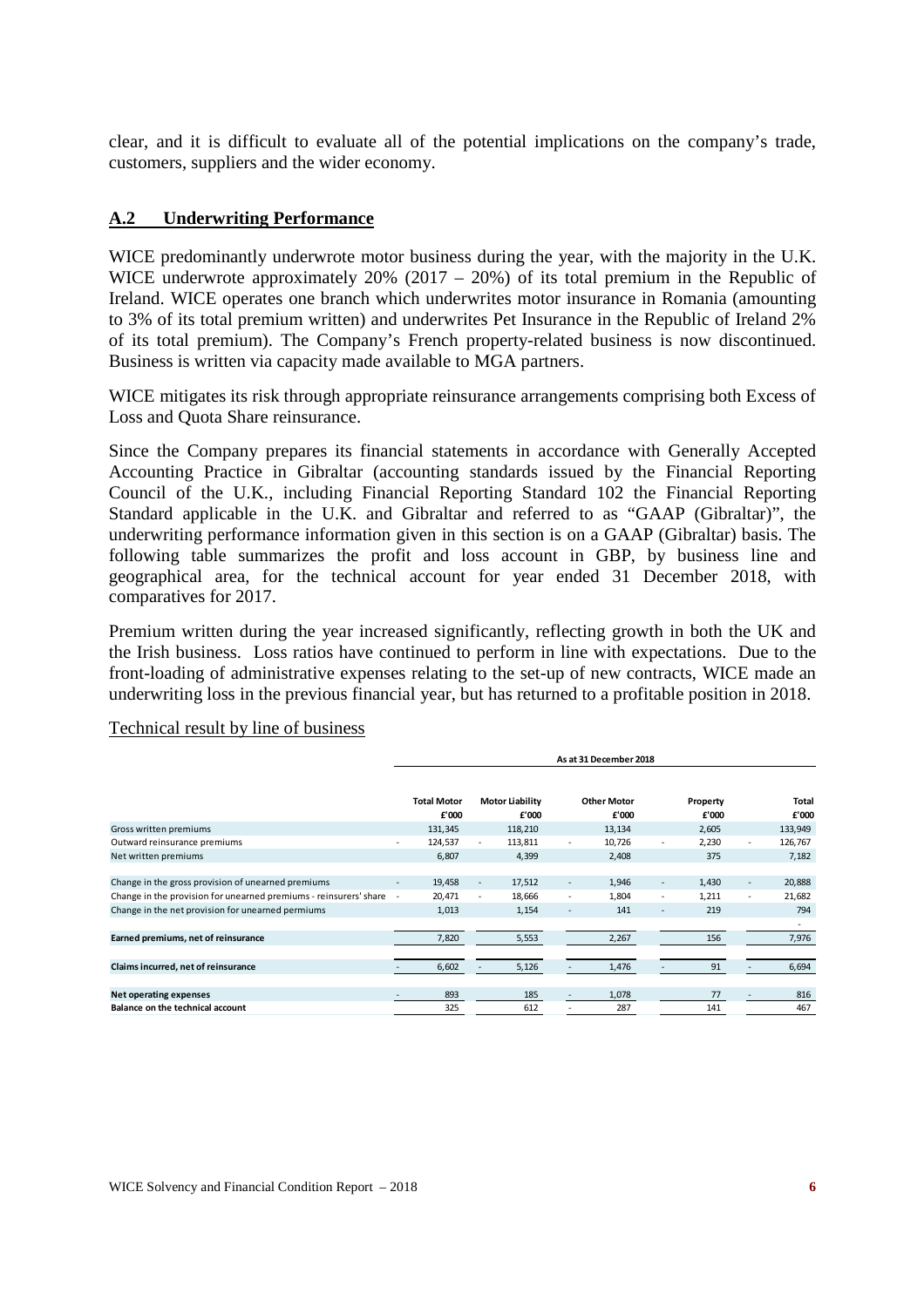clear, and it is difficult to evaluate all of the potential implications on the company's trade, customers, suppliers and the wider economy.

## A.2 Underwriting Performance

WICE predominantly underwrote motor business during the year, with the majority in the U.K. WICE underwrote approximately 20% (2017 – 20%) of its total premium in the Republic of Ireland. WICE operates one branch which underwrites motor insurance in Romania (amounting to 3% of its total premium written) and underwrites Pet Insurance in the Republic of Ireland 2% of its total premium). The Company's French property-related business is now discontinued. Business is written via capacity made available to MGA partners.

WICE mitigates its risk through appropriate reinsurance arrangements comprising both Excess of Loss and Quota Share reinsurance.

Since the Company prepares its financial statements in accordance with Generally Accepted Accounting Practice in Gibraltar (accounting standards issued by the Financial Reporting Council of the U.K., including Financial Reporting Standard 102 the Financial Reporting Standard applicable in the U.K. and Gibraltar and referred to as "GAAP (Gibraltar)", the underwriting performance information given in this section is on a GAAP (Gibraltar) basis. The following table summarizes the profit and loss account in GBP, by business line and geographical area, for the technical account for year ended 31 December 2018, with comparatives for 2017.

Premium written during the year increased significantly, reflecting growth in both the UK and the Irish business. Loss ratios have continued to perform in line with expectations. Due to the front-loading of administrative expenses relating to the set-up of new contracts, WICE made an underwriting loss in the previous financial year, but has returned to a profitable position in 2018.

Technical result by line of business

| | As at 31 December 2018 | | | | |
|---|---|---|---|---|---|
| | Total Motor £'000 | Motor Liability £'000 | Other Motor £'000 | Property £'000 | Total £'000 |
| Gross written premiums | 131,345 | 118,210 | 13,134 | 2,605 | 133,949 |
| Outward reinsurance premiums | - 124,537 | - 113,811 | - 10,726 | - 2,230 | - 126,767 |
| Net written premiums | 6,807 | 4,399 | 2,408 | 375 | 7,182 |
| Change in the gross provision of unearned premiums | - 19,458 | - 17,512 | - 1,946 | - 1,430 | - 20,888 |
| Change in the provision for unearned premiums - reinsurers' share | - 20,471 | - 18,666 | - 1,804 | - 1,211 | - 21,682 |
| Change in the net provision for unearned permiums | 1,013 | 1,154 | - 141 | - 219 | 794 |
| | | | | | - |
| **Earned premiums, net of reinsurance** | 7,820 | 5,553 | 2,267 | 156 | 7,976 |
| **Claims incurred, net of reinsurance** | - 6,602 | - 5,126 | - 1,476 | - 91 | - 6,694 |
| **Net operating expenses** | - 893 | 185 | - 1,078 | 77 | - 816 |
| **Balance on the technical account** | 325 | 612 | - 287 | 141 | 467 |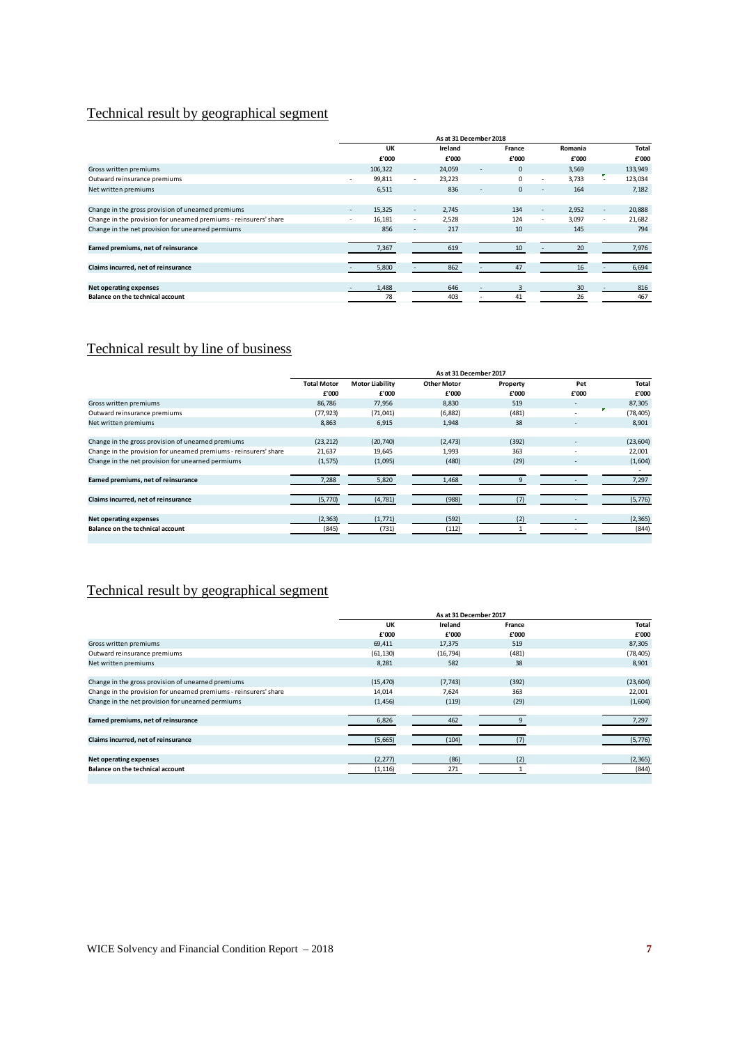# Technical result by geographical segment

| | As at 31 December 2018 | | | | |
|---|---|---|---|---|---|
| | UK | Ireland | France | Romania | Total |
| | £'000 | £'000 | £'000 | £'000 | £'000 |
| Gross written premiums | 106,322 | 24,059 | - 0 | 3,569 | 133,949 |
| Outward reinsurance premiums | - 99,811 | - 23,223 | 0 | - 3,733 | - 123,034 |
| Net written premiums | 6,511 | 836 | - 0 | - 164 | 7,182 |
| Change in the gross provision of unearned premiums | - 15,325 | - 2,745 | 134 | - 2,952 | - 20,888 |
| Change in the provision for unearned premiums - reinsurers' share | - 16,181 | - 2,528 | 124 | - 3,097 | - 21,682 |
| Change in the net provision for unearned permiums | 856 | - 217 | 10 | 145 | 794 |
| **Earned premiums, net of reinsurance** | 7,367 | 619 | 10 | - 20 | 7,976 |
| **Claims incurred, net of reinsurance** | - 5,800 | - 862 | - 47 | 16 | - 6,694 |
| **Net operating expenses** | - 1,488 | 646 | - 3 | 30 | - 816 |
| **Balance on the technical account** | 78 | 403 | - 41 | 26 | 467 |

# Technical result by line of business

| | As at 31 December 2017 | | | | | |
|---|---|---|---|---|---|---|
| | Total Motor | Motor Liability | Other Motor | Property | Pet | Total |
| | £'000 | £'000 | £'000 | £'000 | £'000 | £'000 |
| Gross written premiums | 86,786 | 77,956 | 8,830 | 519 | - | 87,305 |
| Outward reinsurance premiums | (77,923) | (71,041) | (6,882) | (481) | - | (78,405) |
| Net written premiums | 8,863 | 6,915 | 1,948 | 38 | - | 8,901 |
| Change in the gross provision of unearned premiums | (23,212) | (20,740) | (2,473) | (392) | - | (23,604) |
| Change in the provision for unearned premiums - reinsurers' share | 21,637 | 19,645 | 1,993 | 363 | - | 22,001 |
| Change in the net provision for unearned permiums | (1,575) | (1,095) | (480) | (29) | - | (1,604) |
| | | | | | | - |
| **Earned premiums, net of reinsurance** | 7,288 | 5,820 | 1,468 | 9 | - | 7,297 |
| **Claims incurred, net of reinsurance** | (5,770) | (4,781) | (988) | (7) | - | (5,776) |
| **Net operating expenses** | (2,363) | (1,771) | (592) | (2) | - | (2,365) |
| **Balance on the technical account** | (845) | (731) | (112) | 1 | - | (844) |

# Technical result by geographical segment

| | As at 31 December 2017 | | | |
|---|---|---|---|---|
| | UK | Ireland | France | Total |
| | £'000 | £'000 | £'000 | £'000 |
| Gross written premiums | 69,411 | 17,375 | 519 | 87,305 |
| Outward reinsurance premiums | (61,130) | (16,794) | (481) | (78,405) |
| Net written premiums | 8,281 | 582 | 38 | 8,901 |
| Change in the gross provision of unearned premiums | (15,470) | (7,743) | (392) | (23,604) |
| Change in the provision for unearned premiums - reinsurers' share | 14,014 | 7,624 | 363 | 22,001 |
| Change in the net provision for unearned permiums | (1,456) | (119) | (29) | (1,604) |
| **Earned premiums, net of reinsurance** | 6,826 | 462 | 9 | 7,297 |
| **Claims incurred, net of reinsurance** | (5,665) | (104) | (7) | (5,776) |
| **Net operating expenses** | (2,277) | (86) | (2) | (2,365) |
| **Balance on the technical account** | (1,116) | 271 | 1 | (844) |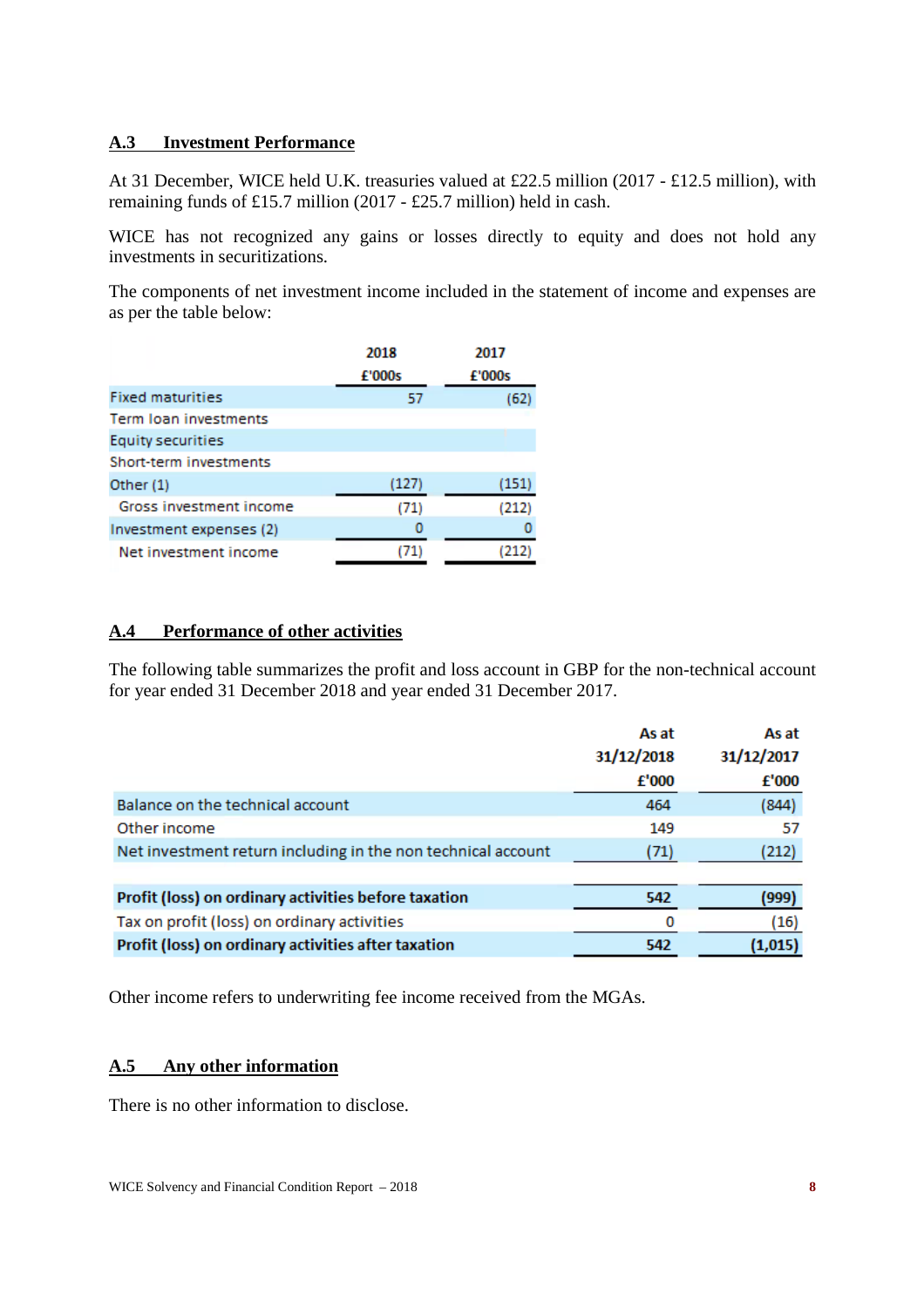## A.3 Investment Performance

At 31 December, WICE held U.K. treasuries valued at £22.5 million (2017 - £12.5 million), with remaining funds of £15.7 million (2017 - £25.7 million) held in cash.

WICE has not recognized any gains or losses directly to equity and does not hold any investments in securitizations.

The components of net investment income included in the statement of income and expenses are as per the table below:

| | 2018 £'000s | 2017 £'000s |
|---|---|---|
| Fixed maturities | 57 | (62) |
| Term loan investments | | |
| Equity securities | | |
| Short-term investments | | |
| Other (1) | (127) | (151) |
| Gross investment income | (71) | (212) |
| Investment expenses (2) | 0 | 0 |
| Net investment income | (71) | (212) |

## A.4 Performance of other activities

The following table summarizes the profit and loss account in GBP for the non-technical account for year ended 31 December 2018 and year ended 31 December 2017.

| | As at 31/12/2018 £'000 | As at 31/12/2017 £'000 |
|---|---|---|
| Balance on the technical account | 464 | (844) |
| Other income | 149 | 57 |
| Net investment return including in the non technical account | (71) | (212) |
| **Profit (loss) on ordinary activities before taxation** | **542** | **(999)** |
| Tax on profit (loss) on ordinary activities | 0 | (16) |
| **Profit (loss) on ordinary activities after taxation** | **542** | **(1,015)** |

Other income refers to underwriting fee income received from the MGAs.

## A.5 Any other information

There is no other information to disclose.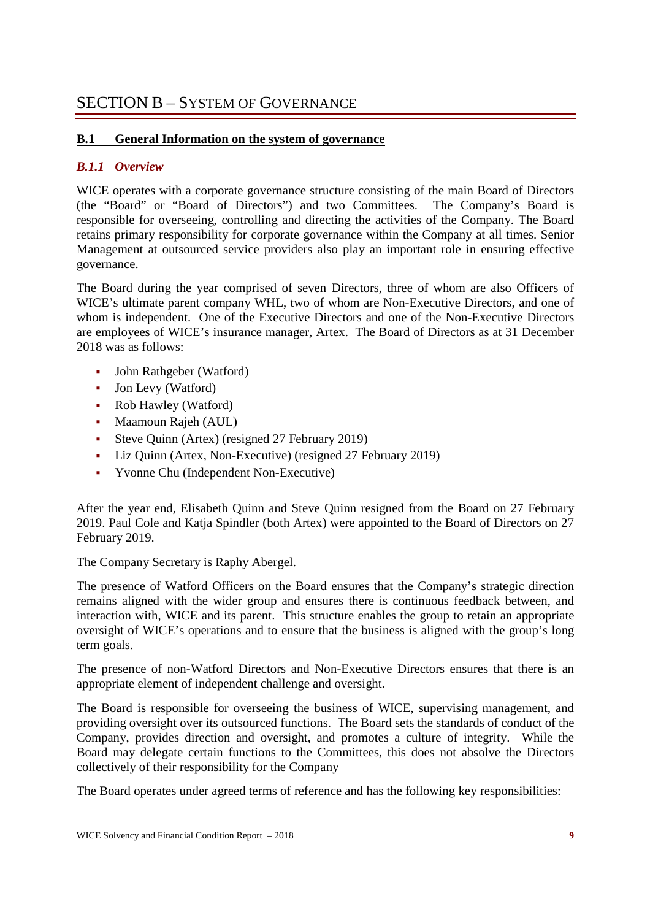# SECTION B – SYSTEM OF GOVERNANCE

## B.1 General Information on the system of governance

### *B.1.1 Overview*

WICE operates with a corporate governance structure consisting of the main Board of Directors (the "Board" or "Board of Directors") and two Committees. The Company's Board is responsible for overseeing, controlling and directing the activities of the Company. The Board retains primary responsibility for corporate governance within the Company at all times. Senior Management at outsourced service providers also play an important role in ensuring effective governance.

The Board during the year comprised of seven Directors, three of whom are also Officers of WICE's ultimate parent company WHL, two of whom are Non-Executive Directors, and one of whom is independent. One of the Executive Directors and one of the Non-Executive Directors are employees of WICE's insurance manager, Artex. The Board of Directors as at 31 December 2018 was as follows:

- John Rathgeber (Watford)
- Jon Levy (Watford)
- Rob Hawley (Watford)
- Maamoun Rajeh (AUL)
- Steve Quinn (Artex) (resigned 27 February 2019)
- Liz Quinn (Artex, Non-Executive) (resigned 27 February 2019)
- Yvonne Chu (Independent Non-Executive)

After the year end, Elisabeth Quinn and Steve Quinn resigned from the Board on 27 February 2019. Paul Cole and Katja Spindler (both Artex) were appointed to the Board of Directors on 27 February 2019.

The Company Secretary is Raphy Abergel.

The presence of Watford Officers on the Board ensures that the Company's strategic direction remains aligned with the wider group and ensures there is continuous feedback between, and interaction with, WICE and its parent. This structure enables the group to retain an appropriate oversight of WICE's operations and to ensure that the business is aligned with the group's long term goals.

The presence of non-Watford Directors and Non-Executive Directors ensures that there is an appropriate element of independent challenge and oversight.

The Board is responsible for overseeing the business of WICE, supervising management, and providing oversight over its outsourced functions. The Board sets the standards of conduct of the Company, provides direction and oversight, and promotes a culture of integrity. While the Board may delegate certain functions to the Committees, this does not absolve the Directors collectively of their responsibility for the Company

The Board operates under agreed terms of reference and has the following key responsibilities: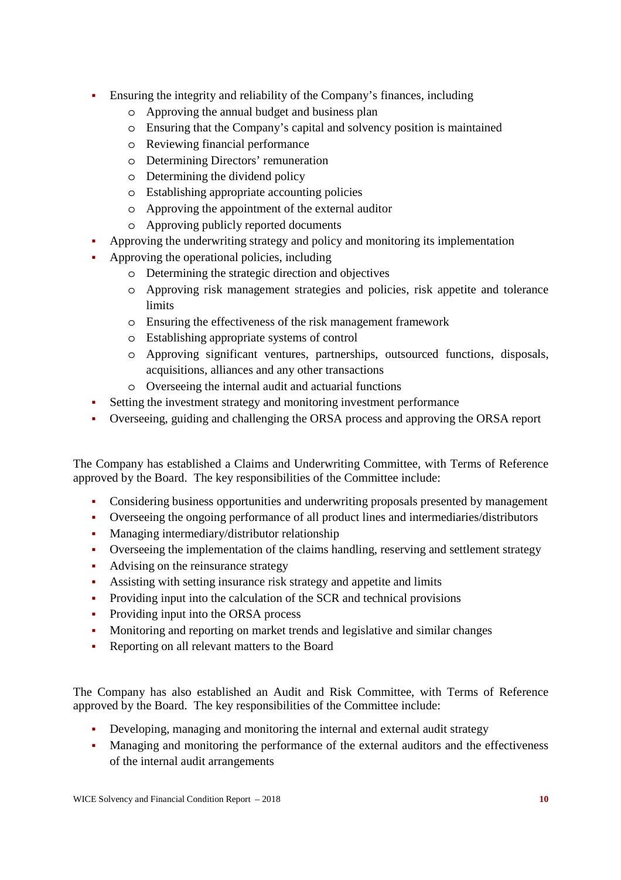- Ensuring the integrity and reliability of the Company's finances, including
  - Approving the annual budget and business plan
  - Ensuring that the Company's capital and solvency position is maintained
  - Reviewing financial performance
  - Determining Directors' remuneration
  - Determining the dividend policy
  - Establishing appropriate accounting policies
  - Approving the appointment of the external auditor
  - Approving publicly reported documents
- Approving the underwriting strategy and policy and monitoring its implementation
- Approving the operational policies, including
  - Determining the strategic direction and objectives
  - Approving risk management strategies and policies, risk appetite and tolerance limits
  - Ensuring the effectiveness of the risk management framework
  - Establishing appropriate systems of control
  - Approving significant ventures, partnerships, outsourced functions, disposals, acquisitions, alliances and any other transactions
  - Overseeing the internal audit and actuarial functions
- Setting the investment strategy and monitoring investment performance
- Overseeing, guiding and challenging the ORSA process and approving the ORSA report

The Company has established a Claims and Underwriting Committee, with Terms of Reference approved by the Board. The key responsibilities of the Committee include:

- Considering business opportunities and underwriting proposals presented by management
- Overseeing the ongoing performance of all product lines and intermediaries/distributors
- Managing intermediary/distributor relationship
- Overseeing the implementation of the claims handling, reserving and settlement strategy
- Advising on the reinsurance strategy
- Assisting with setting insurance risk strategy and appetite and limits
- Providing input into the calculation of the SCR and technical provisions
- Providing input into the ORSA process
- Monitoring and reporting on market trends and legislative and similar changes
- Reporting on all relevant matters to the Board

The Company has also established an Audit and Risk Committee, with Terms of Reference approved by the Board. The key responsibilities of the Committee include:

- Developing, managing and monitoring the internal and external audit strategy
- Managing and monitoring the performance of the external auditors and the effectiveness of the internal audit arrangements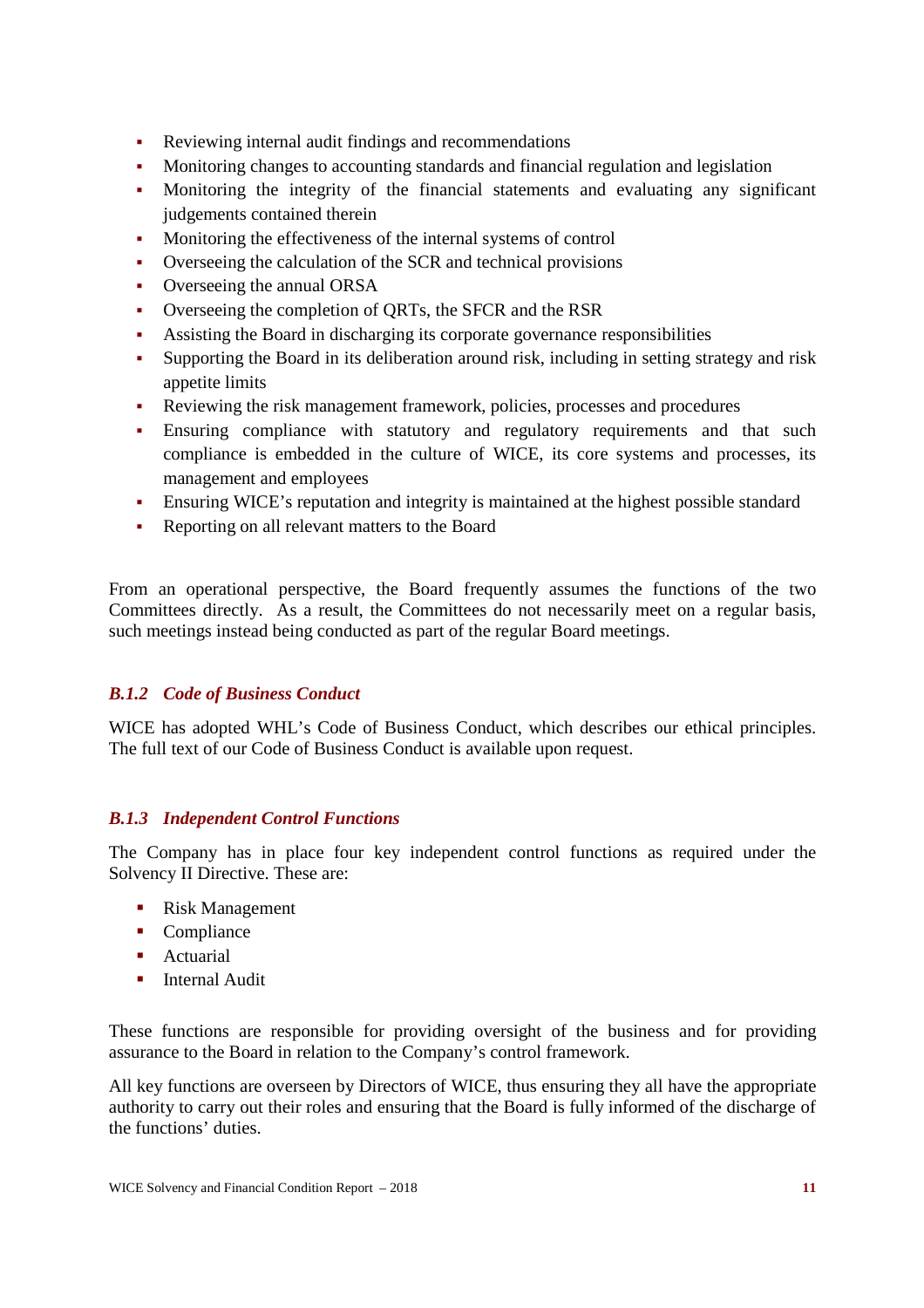- Reviewing internal audit findings and recommendations
- Monitoring changes to accounting standards and financial regulation and legislation
- Monitoring the integrity of the financial statements and evaluating any significant judgements contained therein
- Monitoring the effectiveness of the internal systems of control
- Overseeing the calculation of the SCR and technical provisions
- Overseeing the annual ORSA
- Overseeing the completion of QRTs, the SFCR and the RSR
- Assisting the Board in discharging its corporate governance responsibilities
- Supporting the Board in its deliberation around risk, including in setting strategy and risk appetite limits
- Reviewing the risk management framework, policies, processes and procedures
- Ensuring compliance with statutory and regulatory requirements and that such compliance is embedded in the culture of WICE, its core systems and processes, its management and employees
- Ensuring WICE's reputation and integrity is maintained at the highest possible standard
- Reporting on all relevant matters to the Board

From an operational perspective, the Board frequently assumes the functions of the two Committees directly. As a result, the Committees do not necessarily meet on a regular basis, such meetings instead being conducted as part of the regular Board meetings.

### *B.1.2 Code of Business Conduct*

WICE has adopted WHL's Code of Business Conduct, which describes our ethical principles. The full text of our Code of Business Conduct is available upon request.

### *B.1.3 Independent Control Functions*

The Company has in place four key independent control functions as required under the Solvency II Directive. These are:

- Risk Management
- Compliance
- Actuarial
- Internal Audit

These functions are responsible for providing oversight of the business and for providing assurance to the Board in relation to the Company's control framework.

All key functions are overseen by Directors of WICE, thus ensuring they all have the appropriate authority to carry out their roles and ensuring that the Board is fully informed of the discharge of the functions' duties.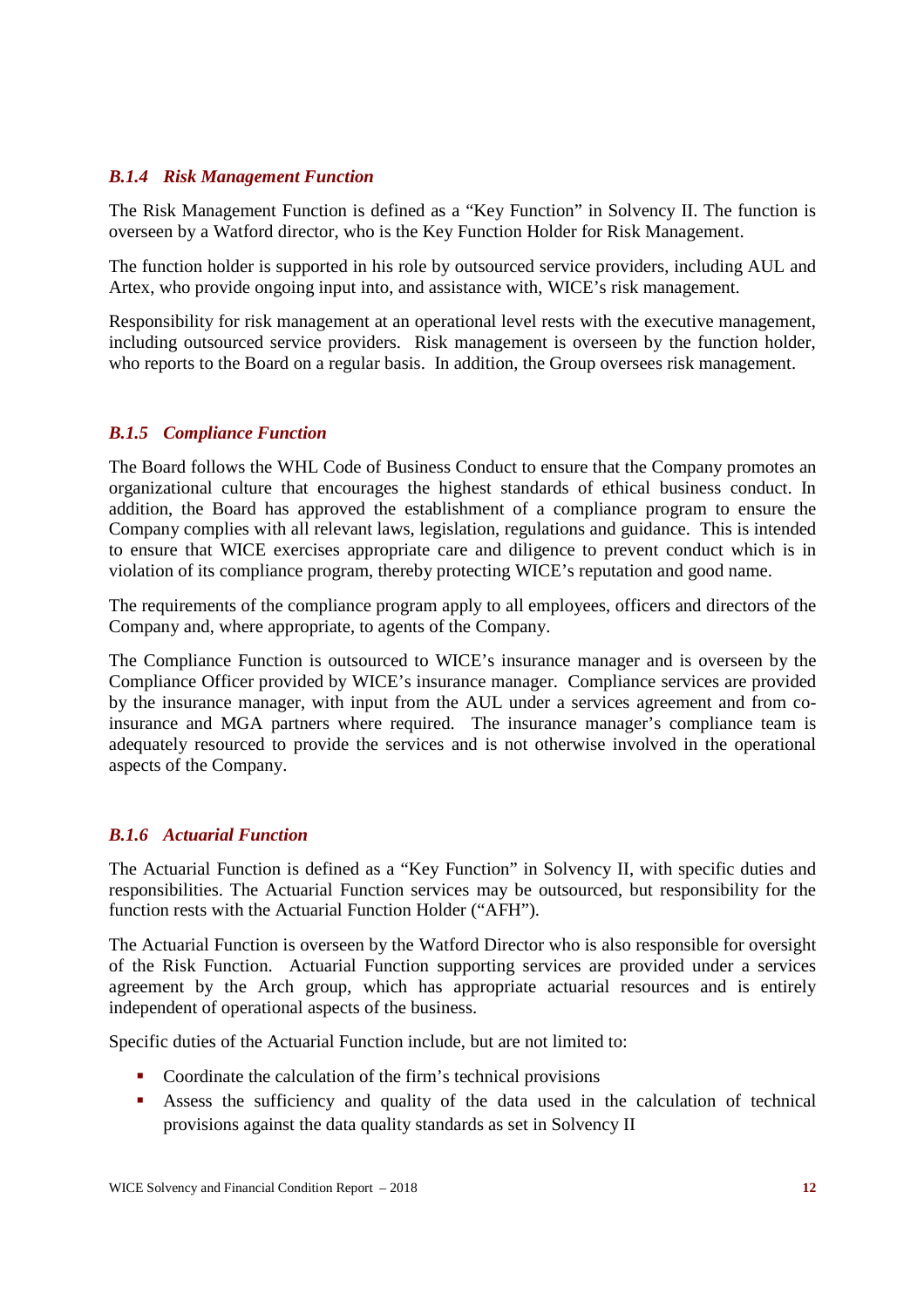### *B.1.4 Risk Management Function*

The Risk Management Function is defined as a "Key Function" in Solvency II. The function is overseen by a Watford director, who is the Key Function Holder for Risk Management.

The function holder is supported in his role by outsourced service providers, including AUL and Artex, who provide ongoing input into, and assistance with, WICE's risk management.

Responsibility for risk management at an operational level rests with the executive management, including outsourced service providers. Risk management is overseen by the function holder, who reports to the Board on a regular basis. In addition, the Group oversees risk management.

### *B.1.5 Compliance Function*

The Board follows the WHL Code of Business Conduct to ensure that the Company promotes an organizational culture that encourages the highest standards of ethical business conduct. In addition, the Board has approved the establishment of a compliance program to ensure the Company complies with all relevant laws, legislation, regulations and guidance. This is intended to ensure that WICE exercises appropriate care and diligence to prevent conduct which is in violation of its compliance program, thereby protecting WICE's reputation and good name.

The requirements of the compliance program apply to all employees, officers and directors of the Company and, where appropriate, to agents of the Company.

The Compliance Function is outsourced to WICE's insurance manager and is overseen by the Compliance Officer provided by WICE's insurance manager. Compliance services are provided by the insurance manager, with input from the AUL under a services agreement and from co-insurance and MGA partners where required. The insurance manager's compliance team is adequately resourced to provide the services and is not otherwise involved in the operational aspects of the Company.

### *B.1.6 Actuarial Function*

The Actuarial Function is defined as a "Key Function" in Solvency II, with specific duties and responsibilities. The Actuarial Function services may be outsourced, but responsibility for the function rests with the Actuarial Function Holder ("AFH").

The Actuarial Function is overseen by the Watford Director who is also responsible for oversight of the Risk Function. Actuarial Function supporting services are provided under a services agreement by the Arch group, which has appropriate actuarial resources and is entirely independent of operational aspects of the business.

Specific duties of the Actuarial Function include, but are not limited to:

- Coordinate the calculation of the firm's technical provisions
- Assess the sufficiency and quality of the data used in the calculation of technical provisions against the data quality standards as set in Solvency II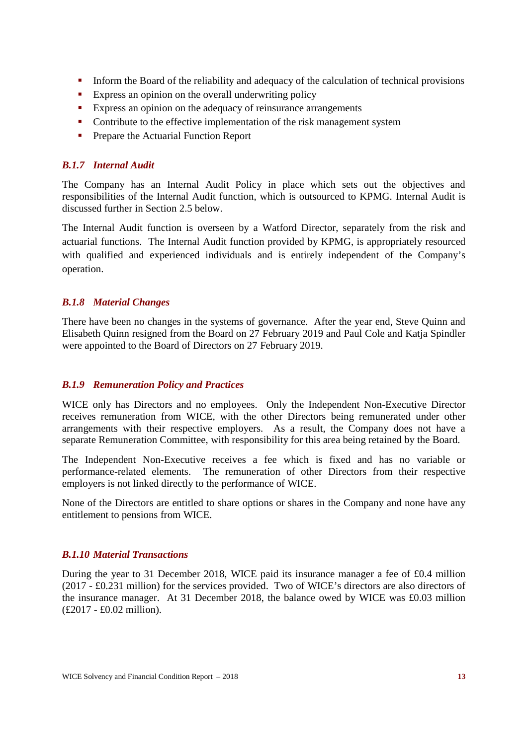- Inform the Board of the reliability and adequacy of the calculation of technical provisions
- Express an opinion on the overall underwriting policy
- Express an opinion on the adequacy of reinsurance arrangements
- Contribute to the effective implementation of the risk management system
- Prepare the Actuarial Function Report

### *B.1.7 Internal Audit*

The Company has an Internal Audit Policy in place which sets out the objectives and responsibilities of the Internal Audit function, which is outsourced to KPMG. Internal Audit is discussed further in Section 2.5 below.

The Internal Audit function is overseen by a Watford Director, separately from the risk and actuarial functions. The Internal Audit function provided by KPMG, is appropriately resourced with qualified and experienced individuals and is entirely independent of the Company's operation.

### *B.1.8 Material Changes*

There have been no changes in the systems of governance. After the year end, Steve Quinn and Elisabeth Quinn resigned from the Board on 27 February 2019 and Paul Cole and Katja Spindler were appointed to the Board of Directors on 27 February 2019.

### *B.1.9 Remuneration Policy and Practices*

WICE only has Directors and no employees. Only the Independent Non-Executive Director receives remuneration from WICE, with the other Directors being remunerated under other arrangements with their respective employers. As a result, the Company does not have a separate Remuneration Committee, with responsibility for this area being retained by the Board.

The Independent Non-Executive receives a fee which is fixed and has no variable or performance-related elements. The remuneration of other Directors from their respective employers is not linked directly to the performance of WICE.

None of the Directors are entitled to share options or shares in the Company and none have any entitlement to pensions from WICE.

### *B.1.10 Material Transactions*

During the year to 31 December 2018, WICE paid its insurance manager a fee of £0.4 million (2017 - £0.231 million) for the services provided. Two of WICE's directors are also directors of the insurance manager. At 31 December 2018, the balance owed by WICE was £0.03 million (£2017 - £0.02 million).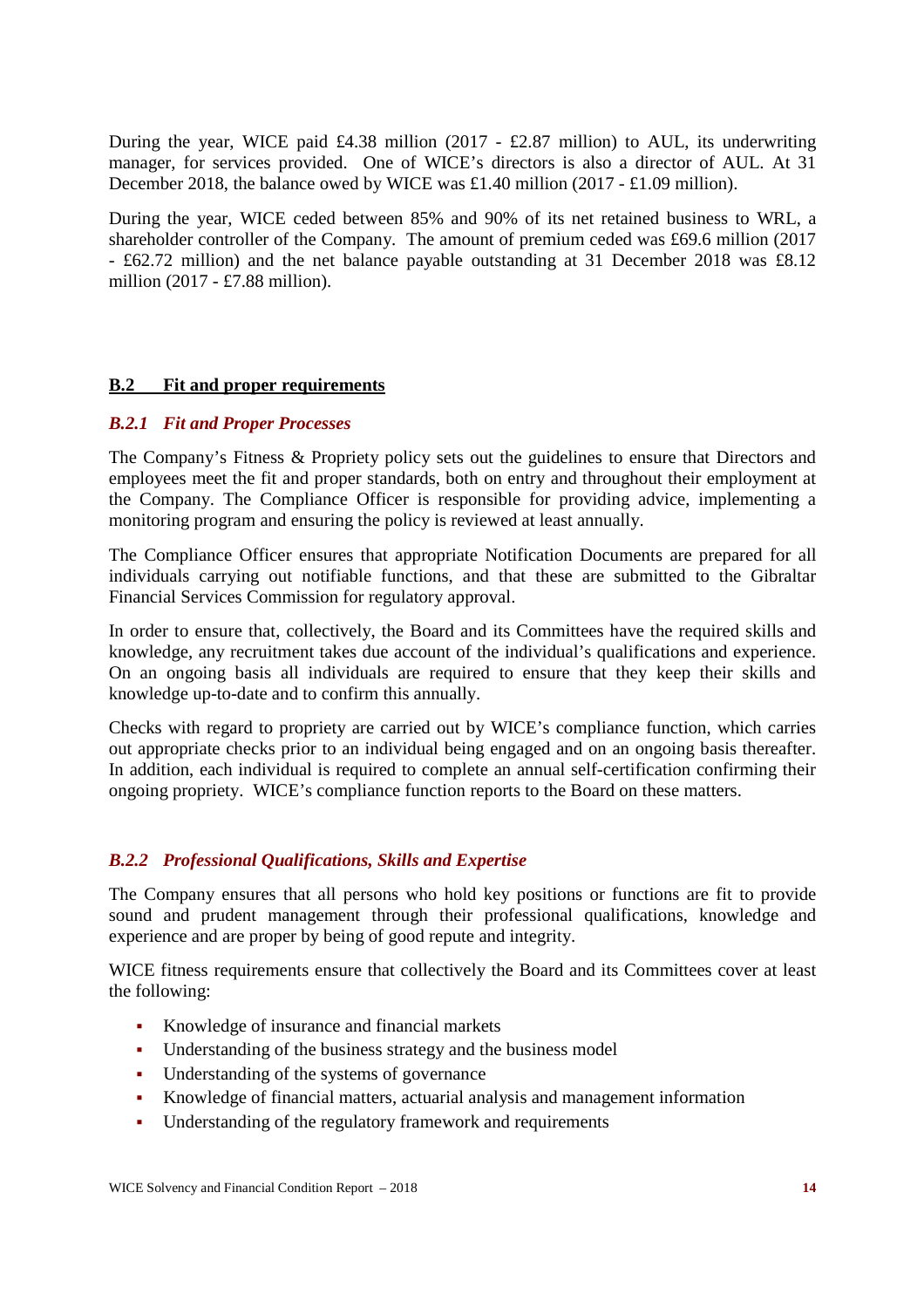During the year, WICE paid £4.38 million (2017 - £2.87 million) to AUL, its underwriting manager, for services provided. One of WICE's directors is also a director of AUL. At 31 December 2018, the balance owed by WICE was £1.40 million (2017 - £1.09 million).

During the year, WICE ceded between 85% and 90% of its net retained business to WRL, a shareholder controller of the Company. The amount of premium ceded was £69.6 million (2017 - £62.72 million) and the net balance payable outstanding at 31 December 2018 was £8.12 million (2017 - £7.88 million).

## B.2 Fit and proper requirements

### *B.2.1 Fit and Proper Processes*

The Company's Fitness & Propriety policy sets out the guidelines to ensure that Directors and employees meet the fit and proper standards, both on entry and throughout their employment at the Company. The Compliance Officer is responsible for providing advice, implementing a monitoring program and ensuring the policy is reviewed at least annually.

The Compliance Officer ensures that appropriate Notification Documents are prepared for all individuals carrying out notifiable functions, and that these are submitted to the Gibraltar Financial Services Commission for regulatory approval.

In order to ensure that, collectively, the Board and its Committees have the required skills and knowledge, any recruitment takes due account of the individual's qualifications and experience. On an ongoing basis all individuals are required to ensure that they keep their skills and knowledge up-to-date and to confirm this annually.

Checks with regard to propriety are carried out by WICE's compliance function, which carries out appropriate checks prior to an individual being engaged and on an ongoing basis thereafter. In addition, each individual is required to complete an annual self-certification confirming their ongoing propriety. WICE's compliance function reports to the Board on these matters.

### *B.2.2 Professional Qualifications, Skills and Expertise*

The Company ensures that all persons who hold key positions or functions are fit to provide sound and prudent management through their professional qualifications, knowledge and experience and are proper by being of good repute and integrity.

WICE fitness requirements ensure that collectively the Board and its Committees cover at least the following:

- Knowledge of insurance and financial markets
- Understanding of the business strategy and the business model
- Understanding of the systems of governance
- Knowledge of financial matters, actuarial analysis and management information
- Understanding of the regulatory framework and requirements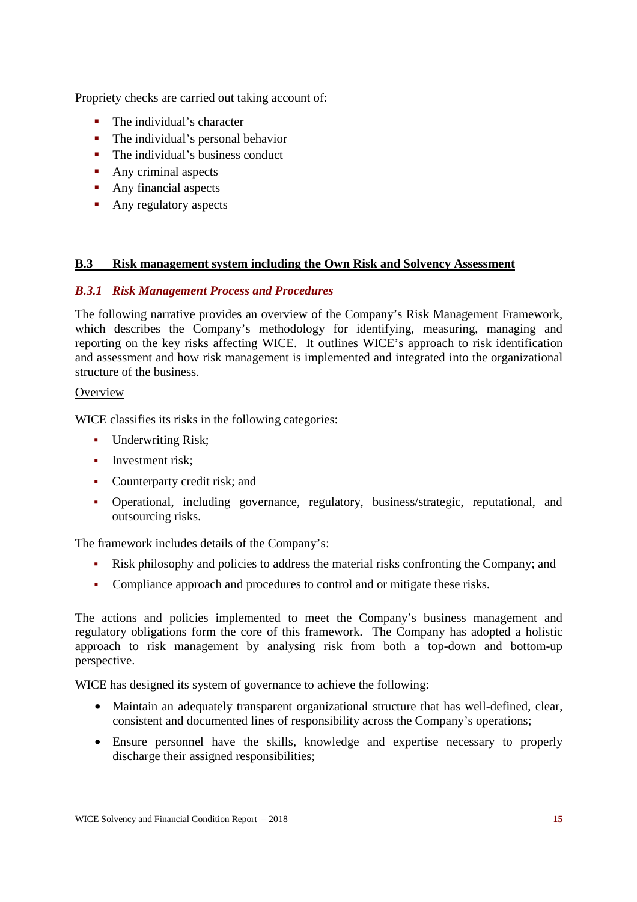Propriety checks are carried out taking account of:

- The individual's character
- The individual's personal behavior
- The individual's business conduct
- Any criminal aspects
- Any financial aspects
- Any regulatory aspects

## B.3 Risk management system including the Own Risk and Solvency Assessment

### *B.3.1 Risk Management Process and Procedures*

The following narrative provides an overview of the Company's Risk Management Framework, which describes the Company's methodology for identifying, measuring, managing and reporting on the key risks affecting WICE. It outlines WICE's approach to risk identification and assessment and how risk management is implemented and integrated into the organizational structure of the business.

Overview

WICE classifies its risks in the following categories:

- Underwriting Risk;
- Investment risk;
- Counterparty credit risk; and
- Operational, including governance, regulatory, business/strategic, reputational, and outsourcing risks.

The framework includes details of the Company's:

- Risk philosophy and policies to address the material risks confronting the Company; and
- Compliance approach and procedures to control and or mitigate these risks.

The actions and policies implemented to meet the Company's business management and regulatory obligations form the core of this framework. The Company has adopted a holistic approach to risk management by analysing risk from both a top-down and bottom-up perspective.

WICE has designed its system of governance to achieve the following:

- Maintain an adequately transparent organizational structure that has well-defined, clear, consistent and documented lines of responsibility across the Company's operations;
- Ensure personnel have the skills, knowledge and expertise necessary to properly discharge their assigned responsibilities;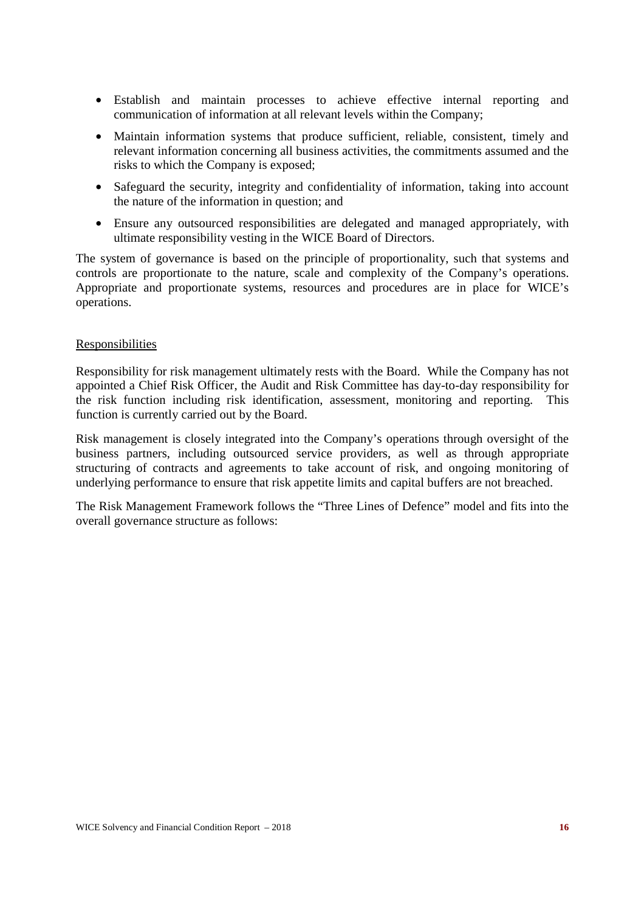- Establish and maintain processes to achieve effective internal reporting and communication of information at all relevant levels within the Company;
- Maintain information systems that produce sufficient, reliable, consistent, timely and relevant information concerning all business activities, the commitments assumed and the risks to which the Company is exposed;
- Safeguard the security, integrity and confidentiality of information, taking into account the nature of the information in question; and
- Ensure any outsourced responsibilities are delegated and managed appropriately, with ultimate responsibility vesting in the WICE Board of Directors.

The system of governance is based on the principle of proportionality, such that systems and controls are proportionate to the nature, scale and complexity of the Company's operations. Appropriate and proportionate systems, resources and procedures are in place for WICE's operations.

Responsibilities

Responsibility for risk management ultimately rests with the Board. While the Company has not appointed a Chief Risk Officer, the Audit and Risk Committee has day-to-day responsibility for the risk function including risk identification, assessment, monitoring and reporting. This function is currently carried out by the Board.

Risk management is closely integrated into the Company's operations through oversight of the business partners, including outsourced service providers, as well as through appropriate structuring of contracts and agreements to take account of risk, and ongoing monitoring of underlying performance to ensure that risk appetite limits and capital buffers are not breached.

The Risk Management Framework follows the "Three Lines of Defence" model and fits into the overall governance structure as follows: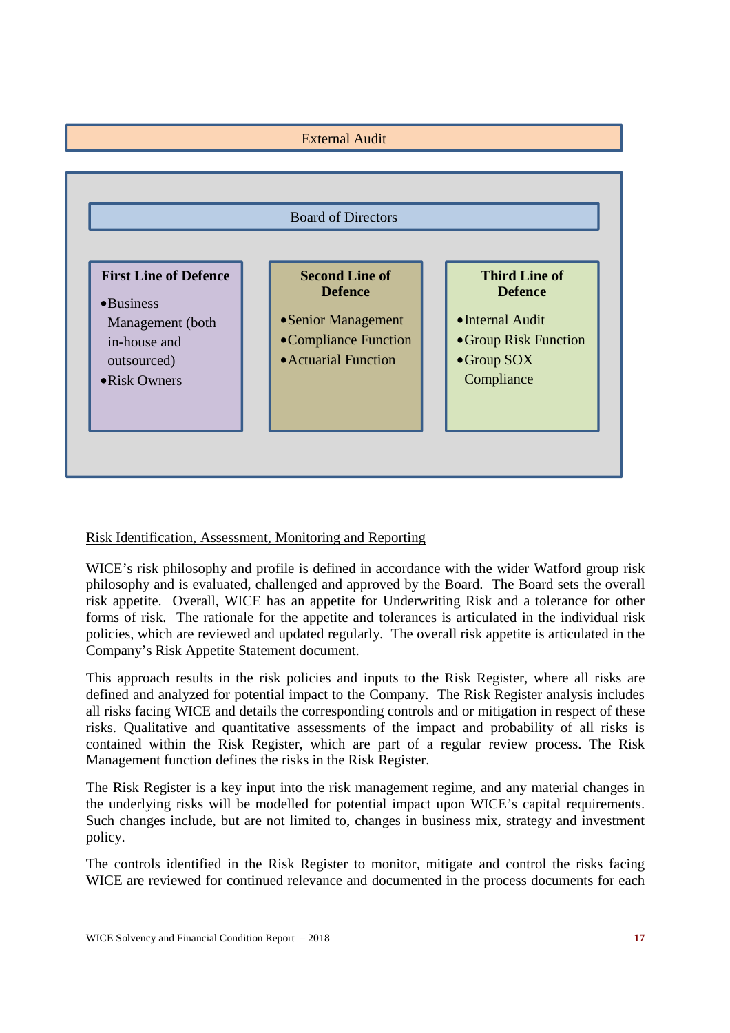External Audit

Board of Directors

| First Line of Defence | Second Line of Defence | Third Line of Defence |
|---|---|---|
| • Business Management (both in-house and outsourced) | • Senior Management | • Internal Audit |
| • Risk Owners | • Compliance Function | • Group Risk Function |
| | • Actuarial Function | • Group SOX Compliance |

Risk Identification, Assessment, Monitoring and Reporting

WICE's risk philosophy and profile is defined in accordance with the wider Watford group risk philosophy and is evaluated, challenged and approved by the Board. The Board sets the overall risk appetite. Overall, WICE has an appetite for Underwriting Risk and a tolerance for other forms of risk. The rationale for the appetite and tolerances is articulated in the individual risk policies, which are reviewed and updated regularly. The overall risk appetite is articulated in the Company's Risk Appetite Statement document.

This approach results in the risk policies and inputs to the Risk Register, where all risks are defined and analyzed for potential impact to the Company. The Risk Register analysis includes all risks facing WICE and details the corresponding controls and or mitigation in respect of these risks. Qualitative and quantitative assessments of the impact and probability of all risks is contained within the Risk Register, which are part of a regular review process. The Risk Management function defines the risks in the Risk Register.

The Risk Register is a key input into the risk management regime, and any material changes in the underlying risks will be modelled for potential impact upon WICE's capital requirements. Such changes include, but are not limited to, changes in business mix, strategy and investment policy.

The controls identified in the Risk Register to monitor, mitigate and control the risks facing WICE are reviewed for continued relevance and documented in the process documents for each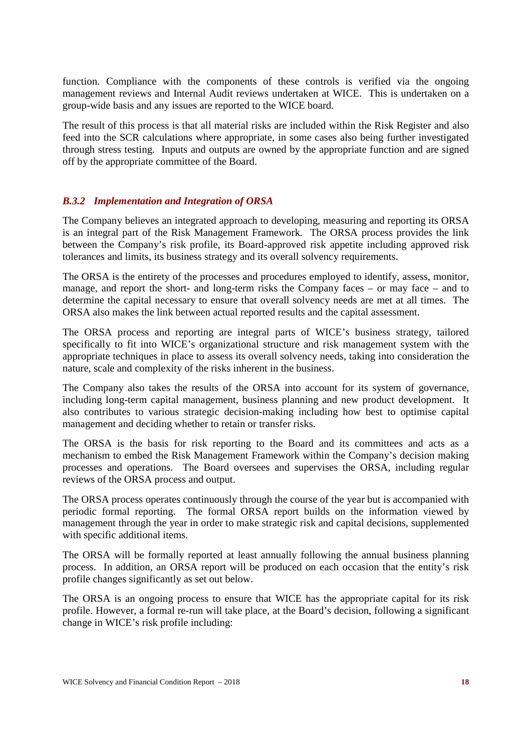function. Compliance with the components of these controls is verified via the ongoing management reviews and Internal Audit reviews undertaken at WICE. This is undertaken on a group-wide basis and any issues are reported to the WICE board.

The result of this process is that all material risks are included within the Risk Register and also feed into the SCR calculations where appropriate, in some cases also being further investigated through stress testing. Inputs and outputs are owned by the appropriate function and are signed off by the appropriate committee of the Board.

### *B.3.2 Implementation and Integration of ORSA*

The Company believes an integrated approach to developing, measuring and reporting its ORSA is an integral part of the Risk Management Framework. The ORSA process provides the link between the Company's risk profile, its Board-approved risk appetite including approved risk tolerances and limits, its business strategy and its overall solvency requirements.

The ORSA is the entirety of the processes and procedures employed to identify, assess, monitor, manage, and report the short- and long-term risks the Company faces – or may face – and to determine the capital necessary to ensure that overall solvency needs are met at all times. The ORSA also makes the link between actual reported results and the capital assessment.

The ORSA process and reporting are integral parts of WICE's business strategy, tailored specifically to fit into WICE's organizational structure and risk management system with the appropriate techniques in place to assess its overall solvency needs, taking into consideration the nature, scale and complexity of the risks inherent in the business.

The Company also takes the results of the ORSA into account for its system of governance, including long-term capital management, business planning and new product development. It also contributes to various strategic decision-making including how best to optimise capital management and deciding whether to retain or transfer risks.

The ORSA is the basis for risk reporting to the Board and its committees and acts as a mechanism to embed the Risk Management Framework within the Company's decision making processes and operations. The Board oversees and supervises the ORSA, including regular reviews of the ORSA process and output.

The ORSA process operates continuously through the course of the year but is accompanied with periodic formal reporting. The formal ORSA report builds on the information viewed by management through the year in order to make strategic risk and capital decisions, supplemented with specific additional items.

The ORSA will be formally reported at least annually following the annual business planning process. In addition, an ORSA report will be produced on each occasion that the entity's risk profile changes significantly as set out below.

The ORSA is an ongoing process to ensure that WICE has the appropriate capital for its risk profile. However, a formal re-run will take place, at the Board's decision, following a significant change in WICE's risk profile including: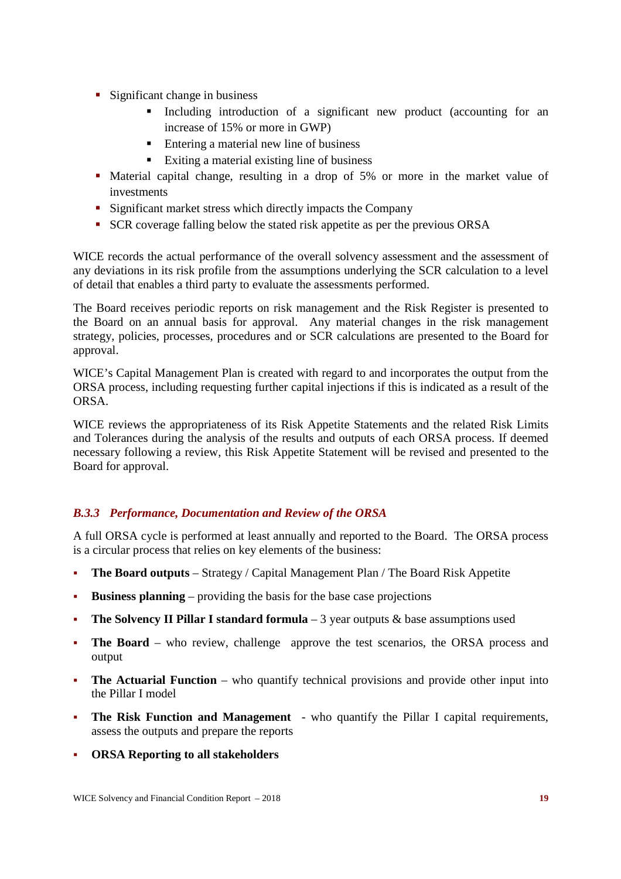- Significant change in business
  - Including introduction of a significant new product (accounting for an increase of 15% or more in GWP)
  - Entering a material new line of business
  - Exiting a material existing line of business
- Material capital change, resulting in a drop of 5% or more in the market value of investments
- Significant market stress which directly impacts the Company
- SCR coverage falling below the stated risk appetite as per the previous ORSA

WICE records the actual performance of the overall solvency assessment and the assessment of any deviations in its risk profile from the assumptions underlying the SCR calculation to a level of detail that enables a third party to evaluate the assessments performed.

The Board receives periodic reports on risk management and the Risk Register is presented to the Board on an annual basis for approval. Any material changes in the risk management strategy, policies, processes, procedures and or SCR calculations are presented to the Board for approval.

WICE's Capital Management Plan is created with regard to and incorporates the output from the ORSA process, including requesting further capital injections if this is indicated as a result of the ORSA.

WICE reviews the appropriateness of its Risk Appetite Statements and the related Risk Limits and Tolerances during the analysis of the results and outputs of each ORSA process. If deemed necessary following a review, this Risk Appetite Statement will be revised and presented to the Board for approval.

### *B.3.3 Performance, Documentation and Review of the ORSA*

A full ORSA cycle is performed at least annually and reported to the Board. The ORSA process is a circular process that relies on key elements of the business:

- **The Board outputs** – Strategy / Capital Management Plan / The Board Risk Appetite
- **Business planning** – providing the basis for the base case projections
- **The Solvency II Pillar I standard formula** – 3 year outputs & base assumptions used
- **The Board** – who review, challenge approve the test scenarios, the ORSA process and output
- **The Actuarial Function** – who quantify technical provisions and provide other input into the Pillar I model
- **The Risk Function and Management** - who quantify the Pillar I capital requirements, assess the outputs and prepare the reports
- **ORSA Reporting to all stakeholders**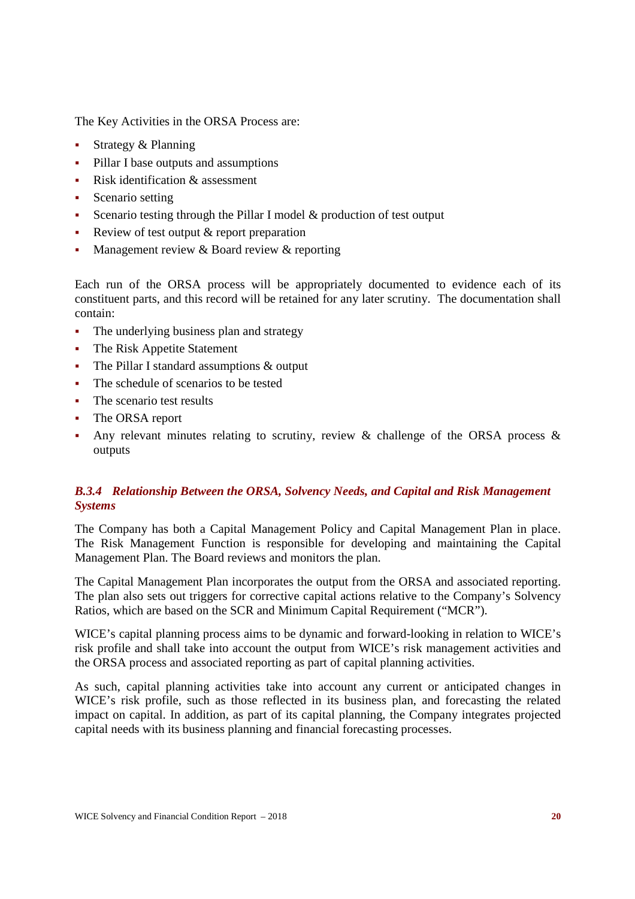The Key Activities in the ORSA Process are:

- Strategy & Planning
- Pillar I base outputs and assumptions
- Risk identification & assessment
- Scenario setting
- Scenario testing through the Pillar I model & production of test output
- Review of test output & report preparation
- Management review & Board review & reporting

Each run of the ORSA process will be appropriately documented to evidence each of its constituent parts, and this record will be retained for any later scrutiny. The documentation shall contain:

- The underlying business plan and strategy
- The Risk Appetite Statement
- The Pillar I standard assumptions & output
- The schedule of scenarios to be tested
- The scenario test results
- The ORSA report
- Any relevant minutes relating to scrutiny, review & challenge of the ORSA process & outputs

### *B.3.4 Relationship Between the ORSA, Solvency Needs, and Capital and Risk Management Systems*

The Company has both a Capital Management Policy and Capital Management Plan in place. The Risk Management Function is responsible for developing and maintaining the Capital Management Plan. The Board reviews and monitors the plan.

The Capital Management Plan incorporates the output from the ORSA and associated reporting. The plan also sets out triggers for corrective capital actions relative to the Company's Solvency Ratios, which are based on the SCR and Minimum Capital Requirement ("MCR").

WICE's capital planning process aims to be dynamic and forward-looking in relation to WICE's risk profile and shall take into account the output from WICE's risk management activities and the ORSA process and associated reporting as part of capital planning activities.

As such, capital planning activities take into account any current or anticipated changes in WICE's risk profile, such as those reflected in its business plan, and forecasting the related impact on capital. In addition, as part of its capital planning, the Company integrates projected capital needs with its business planning and financial forecasting processes.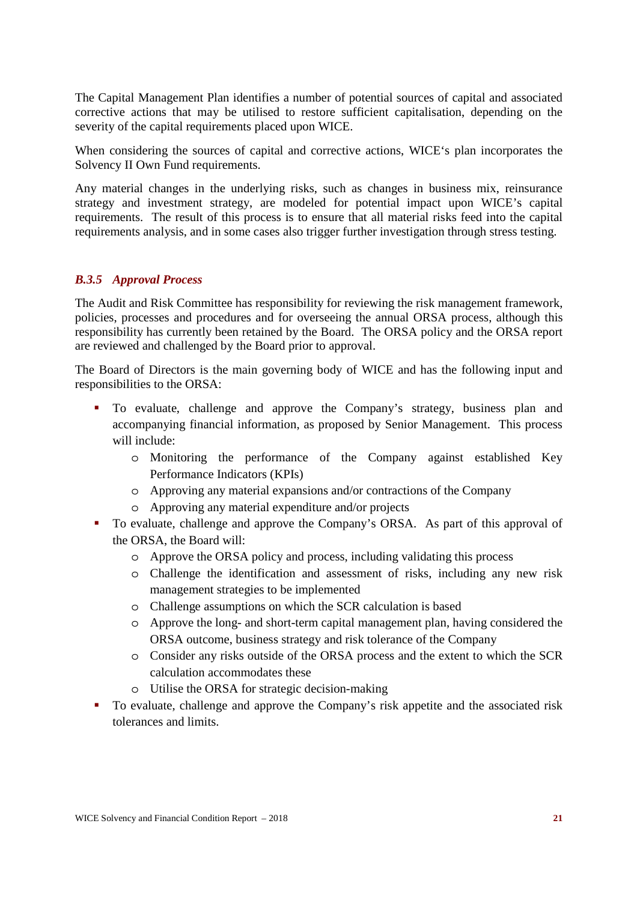The Capital Management Plan identifies a number of potential sources of capital and associated corrective actions that may be utilised to restore sufficient capitalisation, depending on the severity of the capital requirements placed upon WICE.

When considering the sources of capital and corrective actions, WICE's plan incorporates the Solvency II Own Fund requirements.

Any material changes in the underlying risks, such as changes in business mix, reinsurance strategy and investment strategy, are modeled for potential impact upon WICE's capital requirements. The result of this process is to ensure that all material risks feed into the capital requirements analysis, and in some cases also trigger further investigation through stress testing.

### *B.3.5 Approval Process*

The Audit and Risk Committee has responsibility for reviewing the risk management framework, policies, processes and procedures and for overseeing the annual ORSA process, although this responsibility has currently been retained by the Board. The ORSA policy and the ORSA report are reviewed and challenged by the Board prior to approval.

The Board of Directors is the main governing body of WICE and has the following input and responsibilities to the ORSA:

- To evaluate, challenge and approve the Company's strategy, business plan and accompanying financial information, as proposed by Senior Management. This process will include:
  - Monitoring the performance of the Company against established Key Performance Indicators (KPIs)
  - Approving any material expansions and/or contractions of the Company
  - Approving any material expenditure and/or projects
- To evaluate, challenge and approve the Company's ORSA. As part of this approval of the ORSA, the Board will:
  - Approve the ORSA policy and process, including validating this process
  - Challenge the identification and assessment of risks, including any new risk management strategies to be implemented
  - Challenge assumptions on which the SCR calculation is based
  - Approve the long- and short-term capital management plan, having considered the ORSA outcome, business strategy and risk tolerance of the Company
  - Consider any risks outside of the ORSA process and the extent to which the SCR calculation accommodates these
  - Utilise the ORSA for strategic decision-making
- To evaluate, challenge and approve the Company's risk appetite and the associated risk tolerances and limits.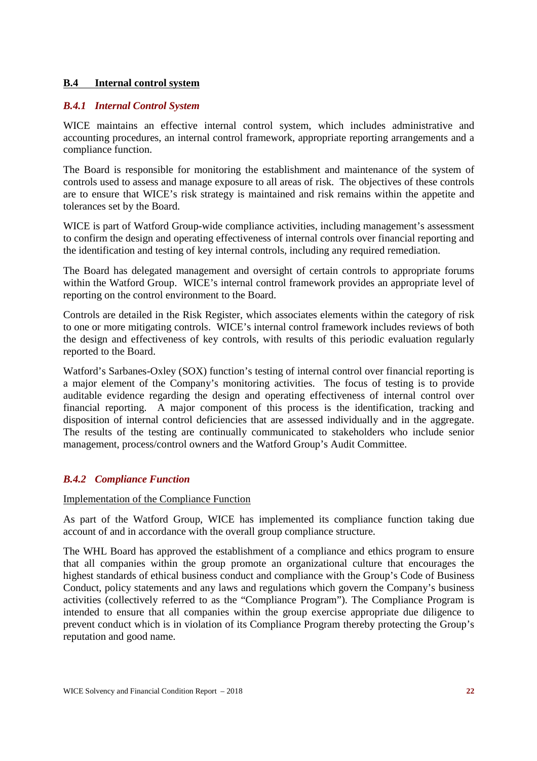## B.4 Internal control system

### *B.4.1 Internal Control System*

WICE maintains an effective internal control system, which includes administrative and accounting procedures, an internal control framework, appropriate reporting arrangements and a compliance function.

The Board is responsible for monitoring the establishment and maintenance of the system of controls used to assess and manage exposure to all areas of risk. The objectives of these controls are to ensure that WICE's risk strategy is maintained and risk remains within the appetite and tolerances set by the Board.

WICE is part of Watford Group-wide compliance activities, including management's assessment to confirm the design and operating effectiveness of internal controls over financial reporting and the identification and testing of key internal controls, including any required remediation.

The Board has delegated management and oversight of certain controls to appropriate forums within the Watford Group. WICE's internal control framework provides an appropriate level of reporting on the control environment to the Board.

Controls are detailed in the Risk Register, which associates elements within the category of risk to one or more mitigating controls. WICE's internal control framework includes reviews of both the design and effectiveness of key controls, with results of this periodic evaluation regularly reported to the Board.

Watford's Sarbanes-Oxley (SOX) function's testing of internal control over financial reporting is a major element of the Company's monitoring activities. The focus of testing is to provide auditable evidence regarding the design and operating effectiveness of internal control over financial reporting. A major component of this process is the identification, tracking and disposition of internal control deficiencies that are assessed individually and in the aggregate. The results of the testing are continually communicated to stakeholders who include senior management, process/control owners and the Watford Group's Audit Committee.

### *B.4.2 Compliance Function*

Implementation of the Compliance Function

As part of the Watford Group, WICE has implemented its compliance function taking due account of and in accordance with the overall group compliance structure.

The WHL Board has approved the establishment of a compliance and ethics program to ensure that all companies within the group promote an organizational culture that encourages the highest standards of ethical business conduct and compliance with the Group's Code of Business Conduct, policy statements and any laws and regulations which govern the Company's business activities (collectively referred to as the "Compliance Program"). The Compliance Program is intended to ensure that all companies within the group exercise appropriate due diligence to prevent conduct which is in violation of its Compliance Program thereby protecting the Group's reputation and good name.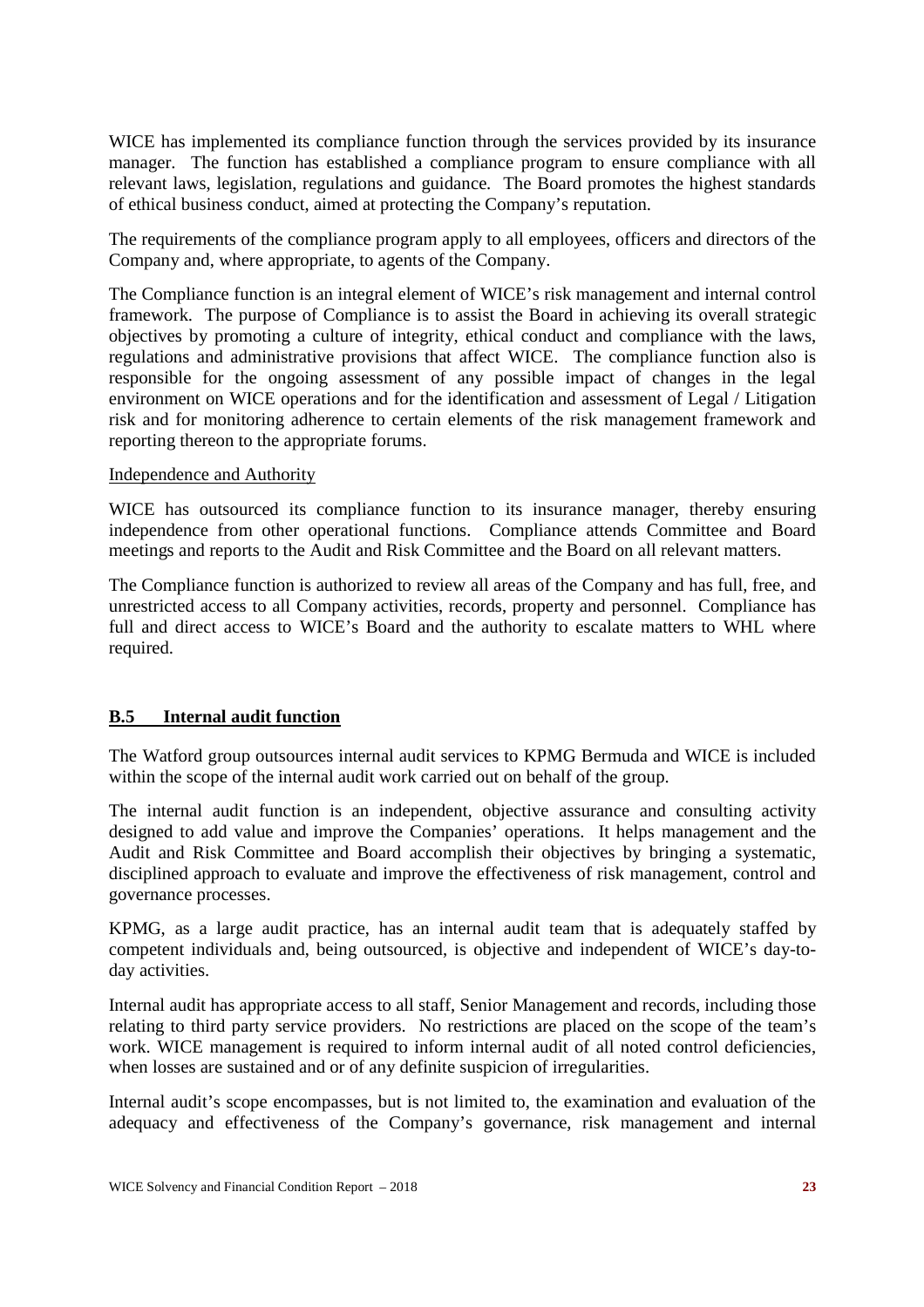WICE has implemented its compliance function through the services provided by its insurance manager. The function has established a compliance program to ensure compliance with all relevant laws, legislation, regulations and guidance. The Board promotes the highest standards of ethical business conduct, aimed at protecting the Company's reputation.

The requirements of the compliance program apply to all employees, officers and directors of the Company and, where appropriate, to agents of the Company.

The Compliance function is an integral element of WICE's risk management and internal control framework. The purpose of Compliance is to assist the Board in achieving its overall strategic objectives by promoting a culture of integrity, ethical conduct and compliance with the laws, regulations and administrative provisions that affect WICE. The compliance function also is responsible for the ongoing assessment of any possible impact of changes in the legal environment on WICE operations and for the identification and assessment of Legal / Litigation risk and for monitoring adherence to certain elements of the risk management framework and reporting thereon to the appropriate forums.

Independence and Authority

WICE has outsourced its compliance function to its insurance manager, thereby ensuring independence from other operational functions. Compliance attends Committee and Board meetings and reports to the Audit and Risk Committee and the Board on all relevant matters.

The Compliance function is authorized to review all areas of the Company and has full, free, and unrestricted access to all Company activities, records, property and personnel. Compliance has full and direct access to WICE's Board and the authority to escalate matters to WHL where required.

## B.5 Internal audit function

The Watford group outsources internal audit services to KPMG Bermuda and WICE is included within the scope of the internal audit work carried out on behalf of the group.

The internal audit function is an independent, objective assurance and consulting activity designed to add value and improve the Companies' operations. It helps management and the Audit and Risk Committee and Board accomplish their objectives by bringing a systematic, disciplined approach to evaluate and improve the effectiveness of risk management, control and governance processes.

KPMG, as a large audit practice, has an internal audit team that is adequately staffed by competent individuals and, being outsourced, is objective and independent of WICE's day-to-day activities.

Internal audit has appropriate access to all staff, Senior Management and records, including those relating to third party service providers. No restrictions are placed on the scope of the team's work. WICE management is required to inform internal audit of all noted control deficiencies, when losses are sustained and or of any definite suspicion of irregularities.

Internal audit's scope encompasses, but is not limited to, the examination and evaluation of the adequacy and effectiveness of the Company's governance, risk management and internal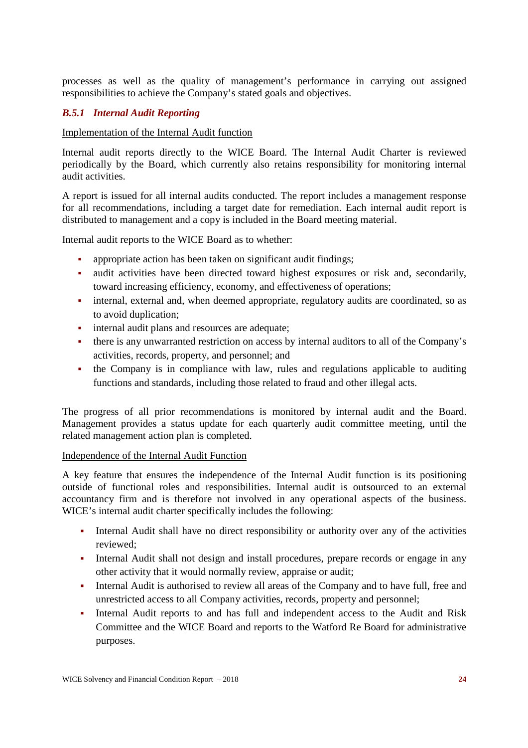processes as well as the quality of management's performance in carrying out assigned responsibilities to achieve the Company's stated goals and objectives.

### *B.5.1 Internal Audit Reporting*

Implementation of the Internal Audit function

Internal audit reports directly to the WICE Board. The Internal Audit Charter is reviewed periodically by the Board, which currently also retains responsibility for monitoring internal audit activities.

A report is issued for all internal audits conducted. The report includes a management response for all recommendations, including a target date for remediation. Each internal audit report is distributed to management and a copy is included in the Board meeting material.

Internal audit reports to the WICE Board as to whether:

- appropriate action has been taken on significant audit findings;
- audit activities have been directed toward highest exposures or risk and, secondarily, toward increasing efficiency, economy, and effectiveness of operations;
- internal, external and, when deemed appropriate, regulatory audits are coordinated, so as to avoid duplication;
- internal audit plans and resources are adequate;
- there is any unwarranted restriction on access by internal auditors to all of the Company's activities, records, property, and personnel; and
- the Company is in compliance with law, rules and regulations applicable to auditing functions and standards, including those related to fraud and other illegal acts.

The progress of all prior recommendations is monitored by internal audit and the Board. Management provides a status update for each quarterly audit committee meeting, until the related management action plan is completed.

Independence of the Internal Audit Function

A key feature that ensures the independence of the Internal Audit function is its positioning outside of functional roles and responsibilities. Internal audit is outsourced to an external accountancy firm and is therefore not involved in any operational aspects of the business. WICE's internal audit charter specifically includes the following:

- Internal Audit shall have no direct responsibility or authority over any of the activities reviewed;
- Internal Audit shall not design and install procedures, prepare records or engage in any other activity that it would normally review, appraise or audit;
- Internal Audit is authorised to review all areas of the Company and to have full, free and unrestricted access to all Company activities, records, property and personnel;
- Internal Audit reports to and has full and independent access to the Audit and Risk Committee and the WICE Board and reports to the Watford Re Board for administrative purposes.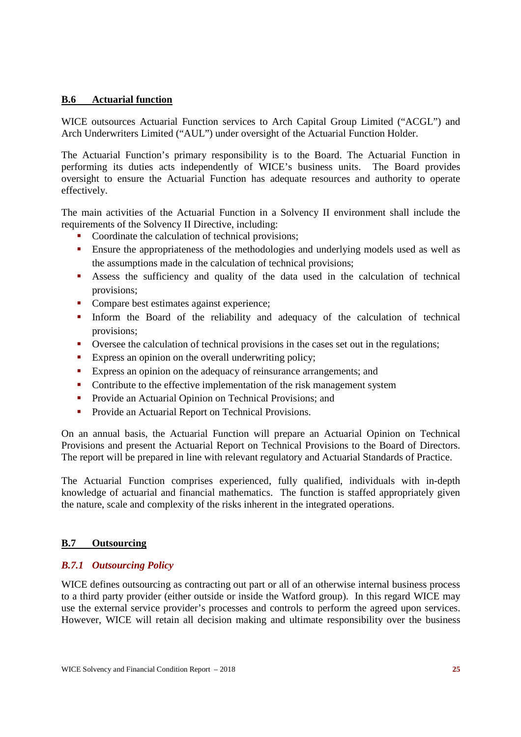## B.6 Actuarial function

WICE outsources Actuarial Function services to Arch Capital Group Limited ("ACGL") and Arch Underwriters Limited ("AUL") under oversight of the Actuarial Function Holder.

The Actuarial Function's primary responsibility is to the Board. The Actuarial Function in performing its duties acts independently of WICE's business units. The Board provides oversight to ensure the Actuarial Function has adequate resources and authority to operate effectively.

The main activities of the Actuarial Function in a Solvency II environment shall include the requirements of the Solvency II Directive, including:

- Coordinate the calculation of technical provisions;
- Ensure the appropriateness of the methodologies and underlying models used as well as the assumptions made in the calculation of technical provisions;
- Assess the sufficiency and quality of the data used in the calculation of technical provisions;
- Compare best estimates against experience;
- Inform the Board of the reliability and adequacy of the calculation of technical provisions;
- Oversee the calculation of technical provisions in the cases set out in the regulations;
- Express an opinion on the overall underwriting policy;
- Express an opinion on the adequacy of reinsurance arrangements; and
- Contribute to the effective implementation of the risk management system
- Provide an Actuarial Opinion on Technical Provisions; and
- Provide an Actuarial Report on Technical Provisions.

On an annual basis, the Actuarial Function will prepare an Actuarial Opinion on Technical Provisions and present the Actuarial Report on Technical Provisions to the Board of Directors. The report will be prepared in line with relevant regulatory and Actuarial Standards of Practice.

The Actuarial Function comprises experienced, fully qualified, individuals with in-depth knowledge of actuarial and financial mathematics. The function is staffed appropriately given the nature, scale and complexity of the risks inherent in the integrated operations.

## B.7 Outsourcing

### *B.7.1 Outsourcing Policy*

WICE defines outsourcing as contracting out part or all of an otherwise internal business process to a third party provider (either outside or inside the Watford group). In this regard WICE may use the external service provider's processes and controls to perform the agreed upon services. However, WICE will retain all decision making and ultimate responsibility over the business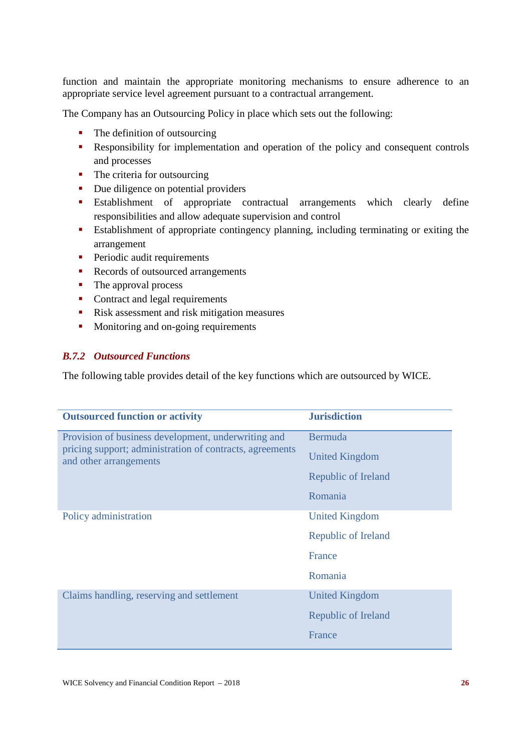function and maintain the appropriate monitoring mechanisms to ensure adherence to an appropriate service level agreement pursuant to a contractual arrangement.

The Company has an Outsourcing Policy in place which sets out the following:

- The definition of outsourcing
- Responsibility for implementation and operation of the policy and consequent controls and processes
- The criteria for outsourcing
- Due diligence on potential providers
- Establishment of appropriate contractual arrangements which clearly define responsibilities and allow adequate supervision and control
- Establishment of appropriate contingency planning, including terminating or exiting the arrangement
- Periodic audit requirements
- Records of outsourced arrangements
- The approval process
- Contract and legal requirements
- Risk assessment and risk mitigation measures
- Monitoring and on-going requirements

### *B.7.2 Outsourced Functions*

The following table provides detail of the key functions which are outsourced by WICE.

| Outsourced function or activity | Jurisdiction |
|---|---|
| Provision of business development, underwriting and pricing support; administration of contracts, agreements and other arrangements | Bermuda<br>United Kingdom<br>Republic of Ireland<br>Romania |
| Policy administration | United Kingdom<br>Republic of Ireland<br>France<br>Romania |
| Claims handling, reserving and settlement | United Kingdom<br>Republic of Ireland<br>France |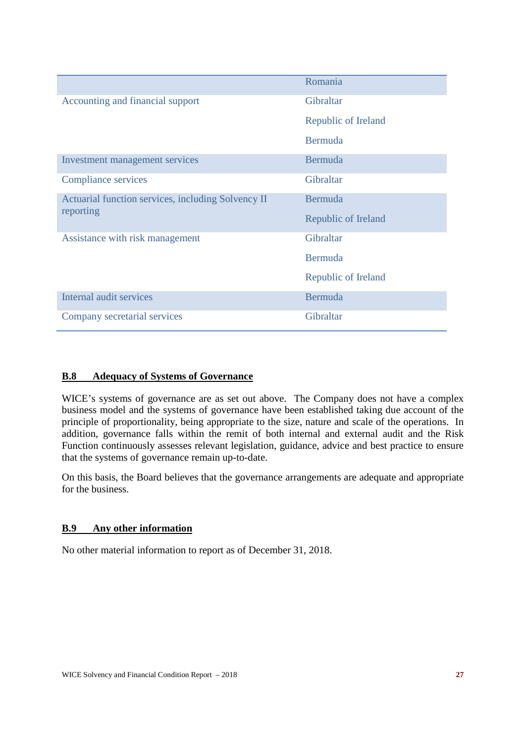| | |
|---|---|
| | Romania |
| Accounting and financial support | Gibraltar |
| | Republic of Ireland |
| | Bermuda |
| Investment management services | Bermuda |
| Compliance services | Gibraltar |
| Actuarial function services, including Solvency II reporting | Bermuda |
| | Republic of Ireland |
| Assistance with risk management | Gibraltar |
| | Bermuda |
| | Republic of Ireland |
| Internal audit services | Bermuda |
| Company secretarial services | Gibraltar |

## B.8 Adequacy of Systems of Governance

WICE's systems of governance are as set out above. The Company does not have a complex business model and the systems of governance have been established taking due account of the principle of proportionality, being appropriate to the size, nature and scale of the operations. In addition, governance falls within the remit of both internal and external audit and the Risk Function continuously assesses relevant legislation, guidance, advice and best practice to ensure that the systems of governance remain up-to-date.

On this basis, the Board believes that the governance arrangements are adequate and appropriate for the business.

## B.9 Any other information

No other material information to report as of December 31, 2018.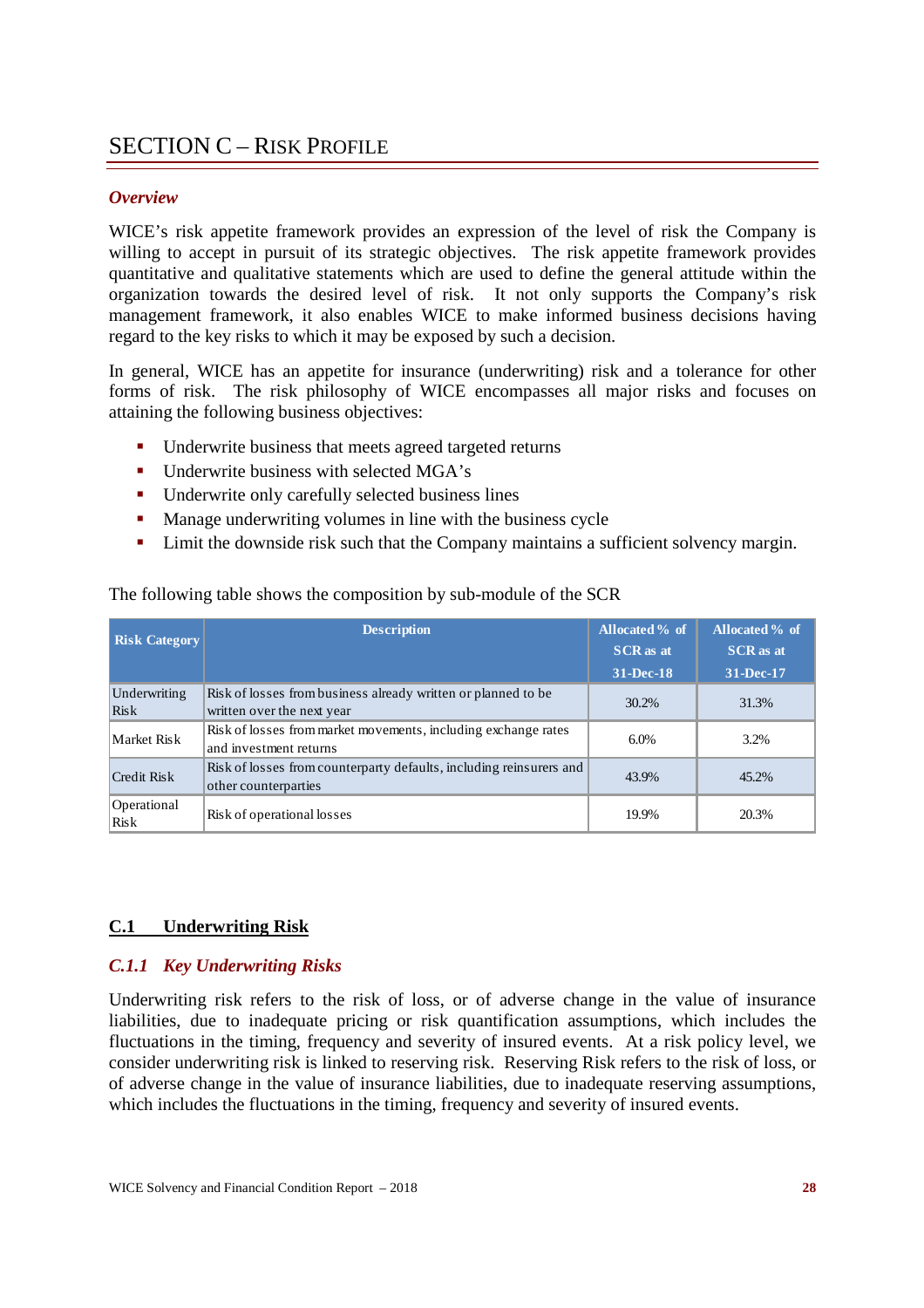# SECTION C – RISK PROFILE

### *Overview*

WICE's risk appetite framework provides an expression of the level of risk the Company is willing to accept in pursuit of its strategic objectives. The risk appetite framework provides quantitative and qualitative statements which are used to define the general attitude within the organization towards the desired level of risk. It not only supports the Company's risk management framework, it also enables WICE to make informed business decisions having regard to the key risks to which it may be exposed by such a decision.

In general, WICE has an appetite for insurance (underwriting) risk and a tolerance for other forms of risk. The risk philosophy of WICE encompasses all major risks and focuses on attaining the following business objectives:

- Underwrite business that meets agreed targeted returns
- Underwrite business with selected MGA's
- Underwrite only carefully selected business lines
- Manage underwriting volumes in line with the business cycle
- Limit the downside risk such that the Company maintains a sufficient solvency margin.

The following table shows the composition by sub-module of the SCR

| Risk Category | Description | Allocated % of SCR as at 31-Dec-18 | Allocated % of SCR as at 31-Dec-17 |
|---|---|---|---|
| Underwriting Risk | Risk of losses from business already written or planned to be written over the next year | 30.2% | 31.3% |
| Market Risk | Risk of losses from market movements, including exchange rates and investment returns | 6.0% | 3.2% |
| Credit Risk | Risk of losses from counterparty defaults, including reinsurers and other counterparties | 43.9% | 45.2% |
| Operational Risk | Risk of operational losses | 19.9% | 20.3% |

## C.1 Underwriting Risk

### *C.1.1 Key Underwriting Risks*

Underwriting risk refers to the risk of loss, or of adverse change in the value of insurance liabilities, due to inadequate pricing or risk quantification assumptions, which includes the fluctuations in the timing, frequency and severity of insured events. At a risk policy level, we consider underwriting risk is linked to reserving risk. Reserving Risk refers to the risk of loss, or of adverse change in the value of insurance liabilities, due to inadequate reserving assumptions, which includes the fluctuations in the timing, frequency and severity of insured events.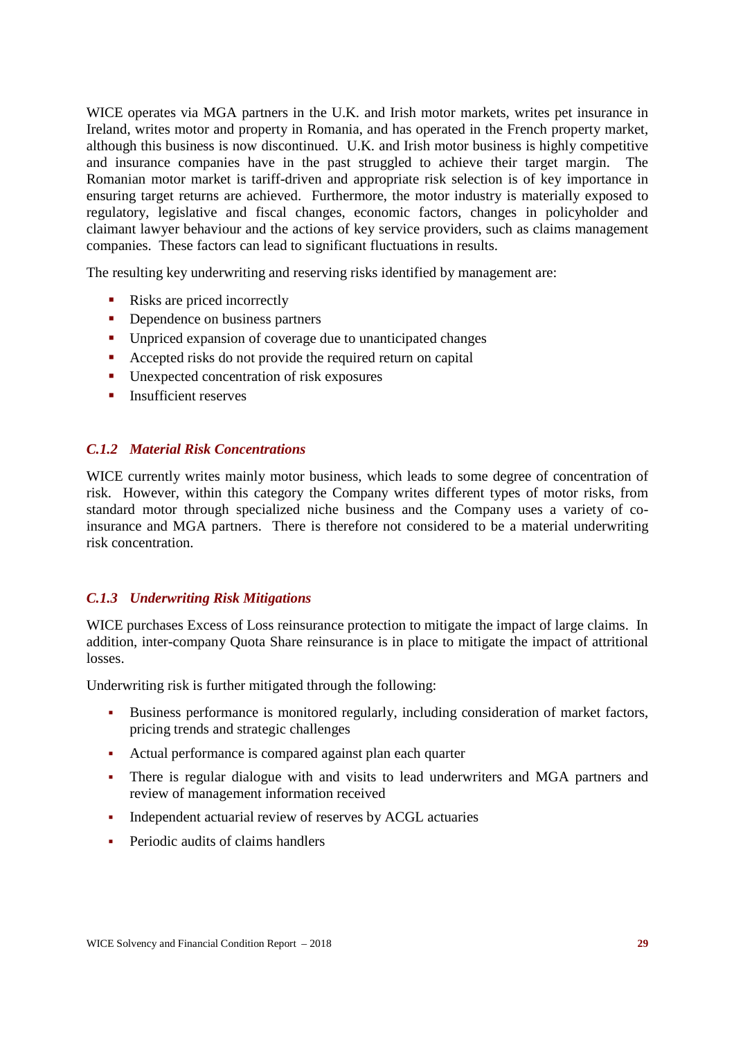WICE operates via MGA partners in the U.K. and Irish motor markets, writes pet insurance in Ireland, writes motor and property in Romania, and has operated in the French property market, although this business is now discontinued. U.K. and Irish motor business is highly competitive and insurance companies have in the past struggled to achieve their target margin. The Romanian motor market is tariff-driven and appropriate risk selection is of key importance in ensuring target returns are achieved. Furthermore, the motor industry is materially exposed to regulatory, legislative and fiscal changes, economic factors, changes in policyholder and claimant lawyer behaviour and the actions of key service providers, such as claims management companies. These factors can lead to significant fluctuations in results.

The resulting key underwriting and reserving risks identified by management are:

- Risks are priced incorrectly
- Dependence on business partners
- Unpriced expansion of coverage due to unanticipated changes
- Accepted risks do not provide the required return on capital
- Unexpected concentration of risk exposures
- Insufficient reserves

### *C.1.2 Material Risk Concentrations*

WICE currently writes mainly motor business, which leads to some degree of concentration of risk. However, within this category the Company writes different types of motor risks, from standard motor through specialized niche business and the Company uses a variety of co-insurance and MGA partners. There is therefore not considered to be a material underwriting risk concentration.

### *C.1.3 Underwriting Risk Mitigations*

WICE purchases Excess of Loss reinsurance protection to mitigate the impact of large claims. In addition, inter-company Quota Share reinsurance is in place to mitigate the impact of attritional losses.

Underwriting risk is further mitigated through the following:

- Business performance is monitored regularly, including consideration of market factors, pricing trends and strategic challenges
- Actual performance is compared against plan each quarter
- There is regular dialogue with and visits to lead underwriters and MGA partners and review of management information received
- Independent actuarial review of reserves by ACGL actuaries
- Periodic audits of claims handlers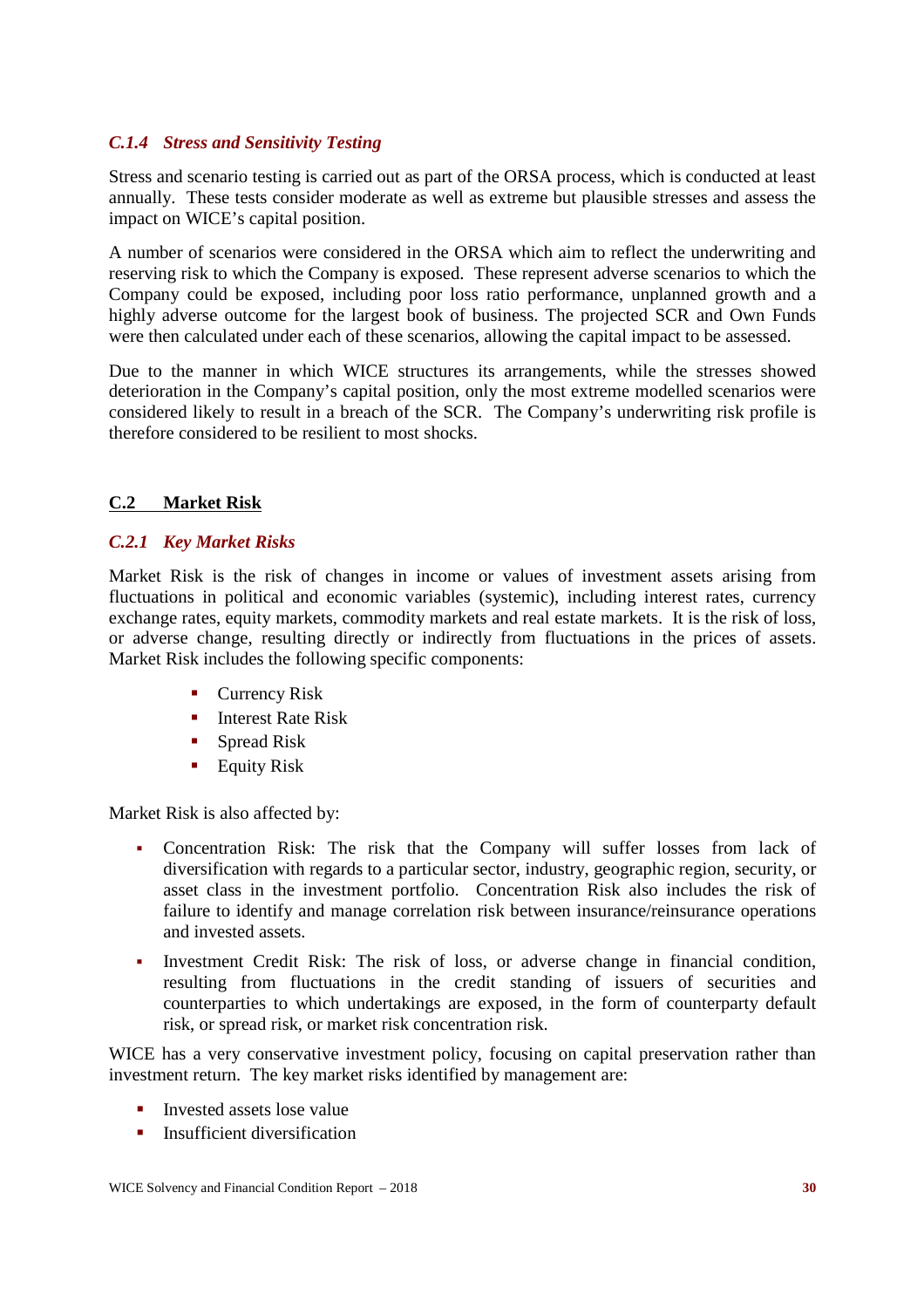### *C.1.4 Stress and Sensitivity Testing*

Stress and scenario testing is carried out as part of the ORSA process, which is conducted at least annually. These tests consider moderate as well as extreme but plausible stresses and assess the impact on WICE's capital position.

A number of scenarios were considered in the ORSA which aim to reflect the underwriting and reserving risk to which the Company is exposed. These represent adverse scenarios to which the Company could be exposed, including poor loss ratio performance, unplanned growth and a highly adverse outcome for the largest book of business. The projected SCR and Own Funds were then calculated under each of these scenarios, allowing the capital impact to be assessed.

Due to the manner in which WICE structures its arrangements, while the stresses showed deterioration in the Company's capital position, only the most extreme modelled scenarios were considered likely to result in a breach of the SCR. The Company's underwriting risk profile is therefore considered to be resilient to most shocks.

## C.2 Market Risk

### *C.2.1 Key Market Risks*

Market Risk is the risk of changes in income or values of investment assets arising from fluctuations in political and economic variables (systemic), including interest rates, currency exchange rates, equity markets, commodity markets and real estate markets. It is the risk of loss, or adverse change, resulting directly or indirectly from fluctuations in the prices of assets. Market Risk includes the following specific components:

- Currency Risk
- Interest Rate Risk
- Spread Risk
- Equity Risk

Market Risk is also affected by:

- Concentration Risk: The risk that the Company will suffer losses from lack of diversification with regards to a particular sector, industry, geographic region, security, or asset class in the investment portfolio. Concentration Risk also includes the risk of failure to identify and manage correlation risk between insurance/reinsurance operations and invested assets.
- Investment Credit Risk: The risk of loss, or adverse change in financial condition, resulting from fluctuations in the credit standing of issuers of securities and counterparties to which undertakings are exposed, in the form of counterparty default risk, or spread risk, or market risk concentration risk.

WICE has a very conservative investment policy, focusing on capital preservation rather than investment return. The key market risks identified by management are:

- Invested assets lose value
- Insufficient diversification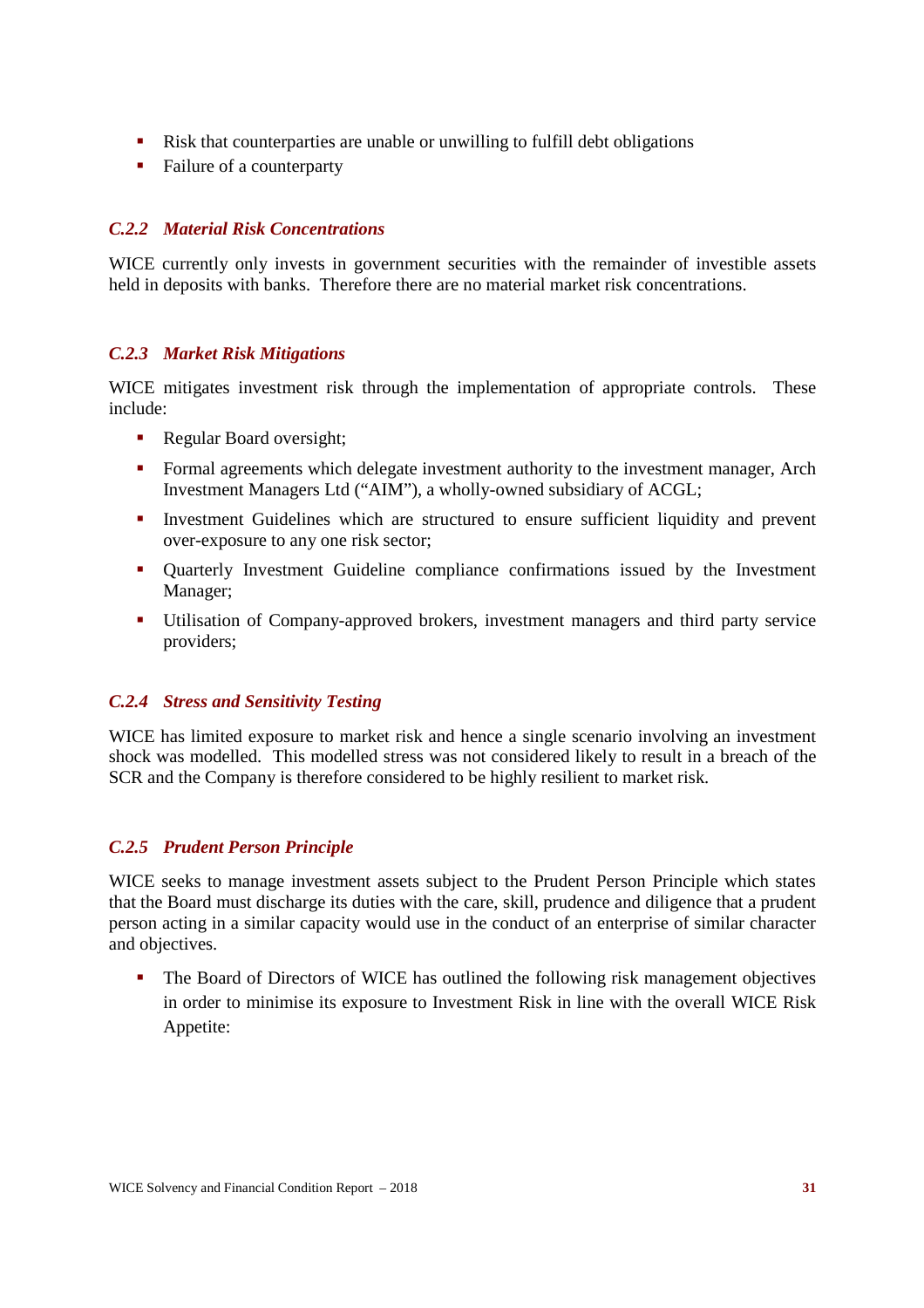- Risk that counterparties are unable or unwilling to fulfill debt obligations
- Failure of a counterparty

### *C.2.2 Material Risk Concentrations*

WICE currently only invests in government securities with the remainder of investible assets held in deposits with banks. Therefore there are no material market risk concentrations.

### *C.2.3 Market Risk Mitigations*

WICE mitigates investment risk through the implementation of appropriate controls. These include:

- Regular Board oversight;
- Formal agreements which delegate investment authority to the investment manager, Arch Investment Managers Ltd ("AIM"), a wholly-owned subsidiary of ACGL;
- Investment Guidelines which are structured to ensure sufficient liquidity and prevent over-exposure to any one risk sector;
- Quarterly Investment Guideline compliance confirmations issued by the Investment Manager;
- Utilisation of Company-approved brokers, investment managers and third party service providers;

### *C.2.4 Stress and Sensitivity Testing*

WICE has limited exposure to market risk and hence a single scenario involving an investment shock was modelled. This modelled stress was not considered likely to result in a breach of the SCR and the Company is therefore considered to be highly resilient to market risk.

### *C.2.5 Prudent Person Principle*

WICE seeks to manage investment assets subject to the Prudent Person Principle which states that the Board must discharge its duties with the care, skill, prudence and diligence that a prudent person acting in a similar capacity would use in the conduct of an enterprise of similar character and objectives.

- The Board of Directors of WICE has outlined the following risk management objectives in order to minimise its exposure to Investment Risk in line with the overall WICE Risk Appetite: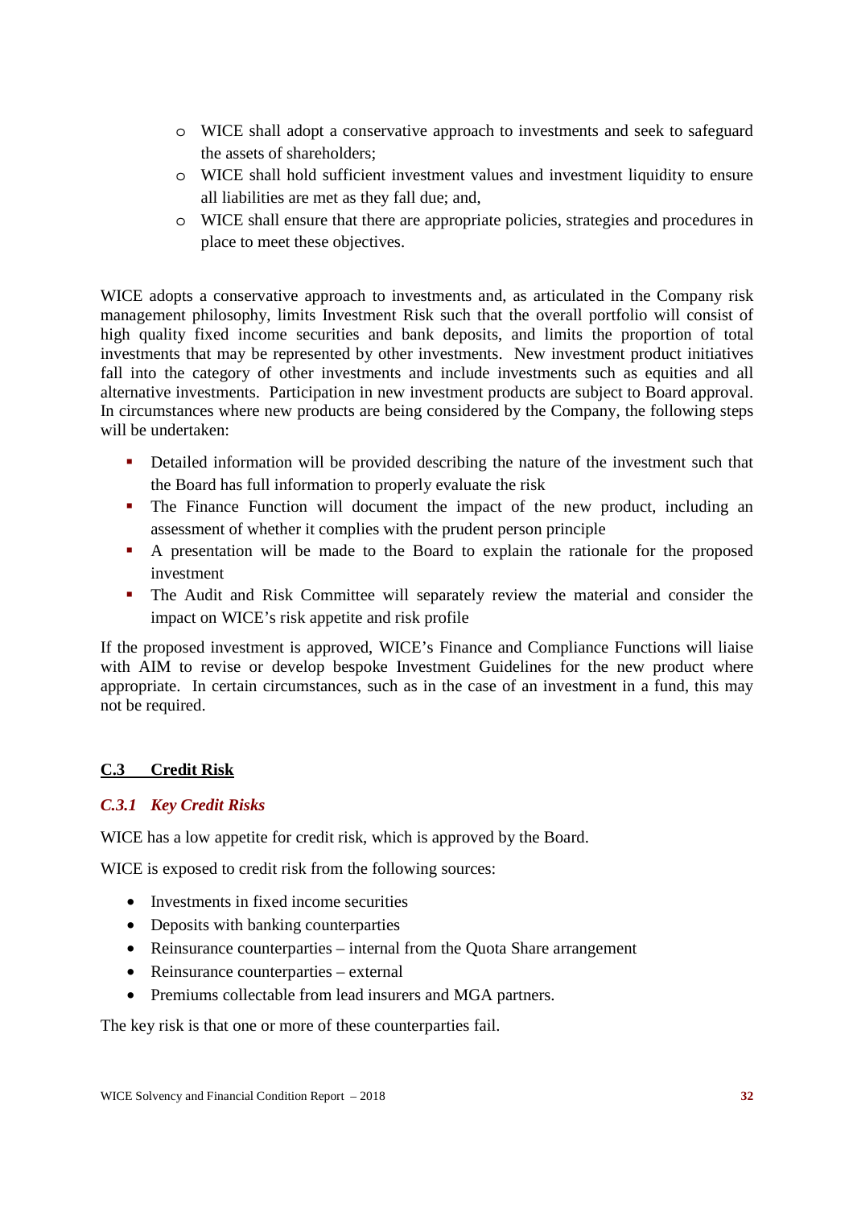- WICE shall adopt a conservative approach to investments and seek to safeguard the assets of shareholders;
- WICE shall hold sufficient investment values and investment liquidity to ensure all liabilities are met as they fall due; and,
- WICE shall ensure that there are appropriate policies, strategies and procedures in place to meet these objectives.

WICE adopts a conservative approach to investments and, as articulated in the Company risk management philosophy, limits Investment Risk such that the overall portfolio will consist of high quality fixed income securities and bank deposits, and limits the proportion of total investments that may be represented by other investments. New investment product initiatives fall into the category of other investments and include investments such as equities and all alternative investments. Participation in new investment products are subject to Board approval. In circumstances where new products are being considered by the Company, the following steps will be undertaken:

- Detailed information will be provided describing the nature of the investment such that the Board has full information to properly evaluate the risk
- The Finance Function will document the impact of the new product, including an assessment of whether it complies with the prudent person principle
- A presentation will be made to the Board to explain the rationale for the proposed investment
- The Audit and Risk Committee will separately review the material and consider the impact on WICE's risk appetite and risk profile

If the proposed investment is approved, WICE's Finance and Compliance Functions will liaise with AIM to revise or develop bespoke Investment Guidelines for the new product where appropriate. In certain circumstances, such as in the case of an investment in a fund, this may not be required.

## C.3 Credit Risk

### *C.3.1 Key Credit Risks*

WICE has a low appetite for credit risk, which is approved by the Board.

WICE is exposed to credit risk from the following sources:

- Investments in fixed income securities
- Deposits with banking counterparties
- Reinsurance counterparties – internal from the Quota Share arrangement
- Reinsurance counterparties – external
- Premiums collectable from lead insurers and MGA partners.

The key risk is that one or more of these counterparties fail.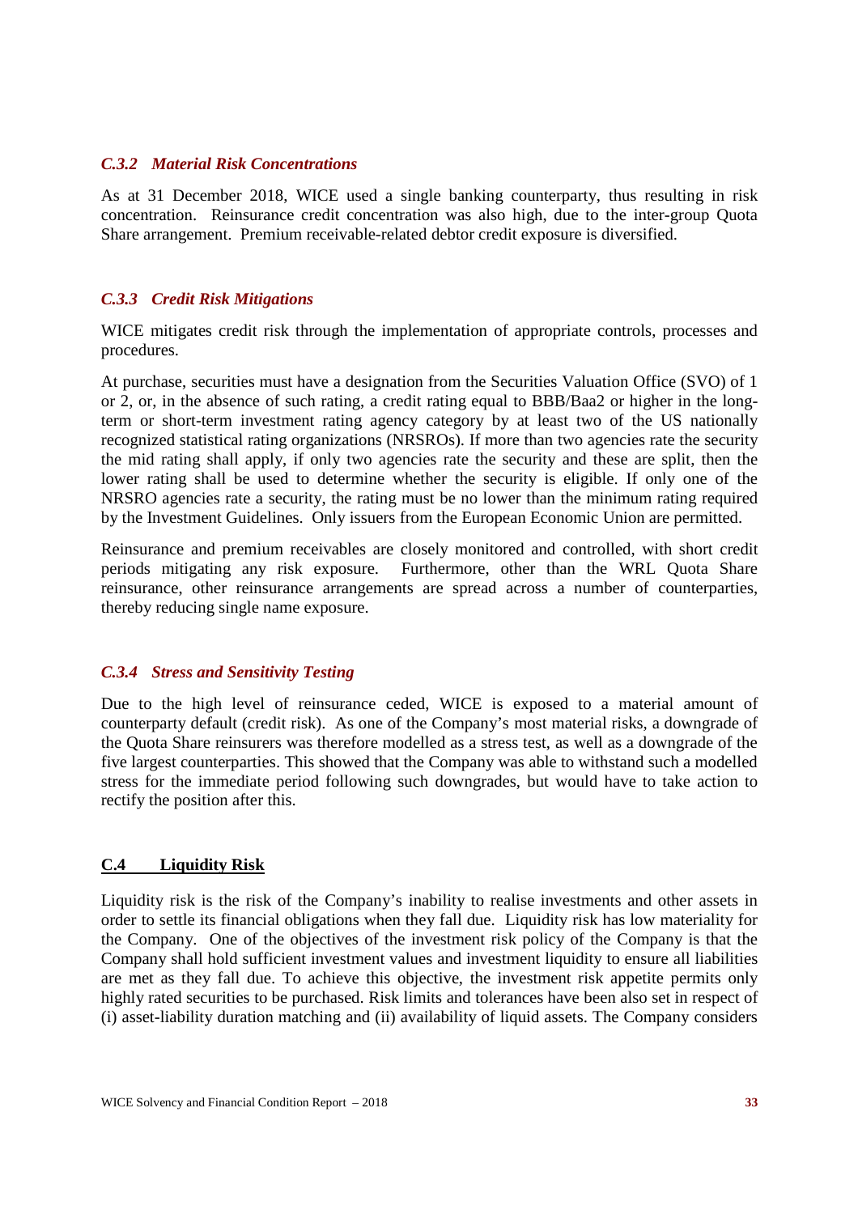### *C.3.2 Material Risk Concentrations*

As at 31 December 2018, WICE used a single banking counterparty, thus resulting in risk concentration. Reinsurance credit concentration was also high, due to the inter-group Quota Share arrangement. Premium receivable-related debtor credit exposure is diversified.

### *C.3.3 Credit Risk Mitigations*

WICE mitigates credit risk through the implementation of appropriate controls, processes and procedures.

At purchase, securities must have a designation from the Securities Valuation Office (SVO) of 1 or 2, or, in the absence of such rating, a credit rating equal to BBB/Baa2 or higher in the long-term or short-term investment rating agency category by at least two of the US nationally recognized statistical rating organizations (NRSROs). If more than two agencies rate the security the mid rating shall apply, if only two agencies rate the security and these are split, then the lower rating shall be used to determine whether the security is eligible. If only one of the NRSRO agencies rate a security, the rating must be no lower than the minimum rating required by the Investment Guidelines. Only issuers from the European Economic Union are permitted.

Reinsurance and premium receivables are closely monitored and controlled, with short credit periods mitigating any risk exposure. Furthermore, other than the WRL Quota Share reinsurance, other reinsurance arrangements are spread across a number of counterparties, thereby reducing single name exposure.

### *C.3.4 Stress and Sensitivity Testing*

Due to the high level of reinsurance ceded, WICE is exposed to a material amount of counterparty default (credit risk). As one of the Company's most material risks, a downgrade of the Quota Share reinsurers was therefore modelled as a stress test, as well as a downgrade of the five largest counterparties. This showed that the Company was able to withstand such a modelled stress for the immediate period following such downgrades, but would have to take action to rectify the position after this.

## C.4 Liquidity Risk

Liquidity risk is the risk of the Company's inability to realise investments and other assets in order to settle its financial obligations when they fall due. Liquidity risk has low materiality for the Company. One of the objectives of the investment risk policy of the Company is that the Company shall hold sufficient investment values and investment liquidity to ensure all liabilities are met as they fall due. To achieve this objective, the investment risk appetite permits only highly rated securities to be purchased. Risk limits and tolerances have been also set in respect of (i) asset-liability duration matching and (ii) availability of liquid assets. The Company considers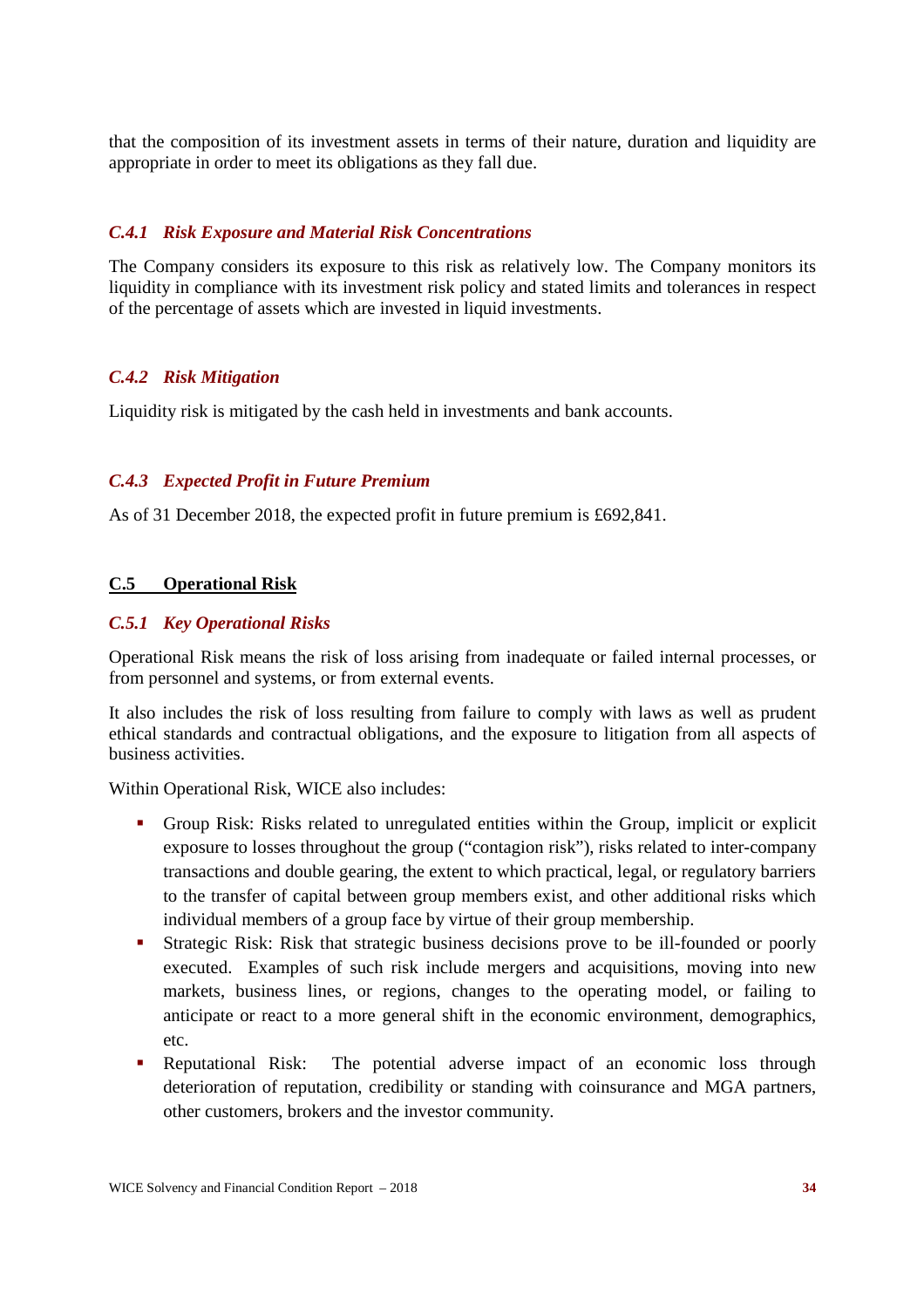that the composition of its investment assets in terms of their nature, duration and liquidity are appropriate in order to meet its obligations as they fall due.

### *C.4.1 Risk Exposure and Material Risk Concentrations*

The Company considers its exposure to this risk as relatively low. The Company monitors its liquidity in compliance with its investment risk policy and stated limits and tolerances in respect of the percentage of assets which are invested in liquid investments.

### *C.4.2 Risk Mitigation*

Liquidity risk is mitigated by the cash held in investments and bank accounts.

### *C.4.3 Expected Profit in Future Premium*

As of 31 December 2018, the expected profit in future premium is £692,841.

## C.5 Operational Risk

### *C.5.1 Key Operational Risks*

Operational Risk means the risk of loss arising from inadequate or failed internal processes, or from personnel and systems, or from external events.

It also includes the risk of loss resulting from failure to comply with laws as well as prudent ethical standards and contractual obligations, and the exposure to litigation from all aspects of business activities.

Within Operational Risk, WICE also includes:

- Group Risk: Risks related to unregulated entities within the Group, implicit or explicit exposure to losses throughout the group ("contagion risk"), risks related to inter-company transactions and double gearing, the extent to which practical, legal, or regulatory barriers to the transfer of capital between group members exist, and other additional risks which individual members of a group face by virtue of their group membership.
- Strategic Risk: Risk that strategic business decisions prove to be ill-founded or poorly executed. Examples of such risk include mergers and acquisitions, moving into new markets, business lines, or regions, changes to the operating model, or failing to anticipate or react to a more general shift in the economic environment, demographics, etc.
- Reputational Risk: The potential adverse impact of an economic loss through deterioration of reputation, credibility or standing with coinsurance and MGA partners, other customers, brokers and the investor community.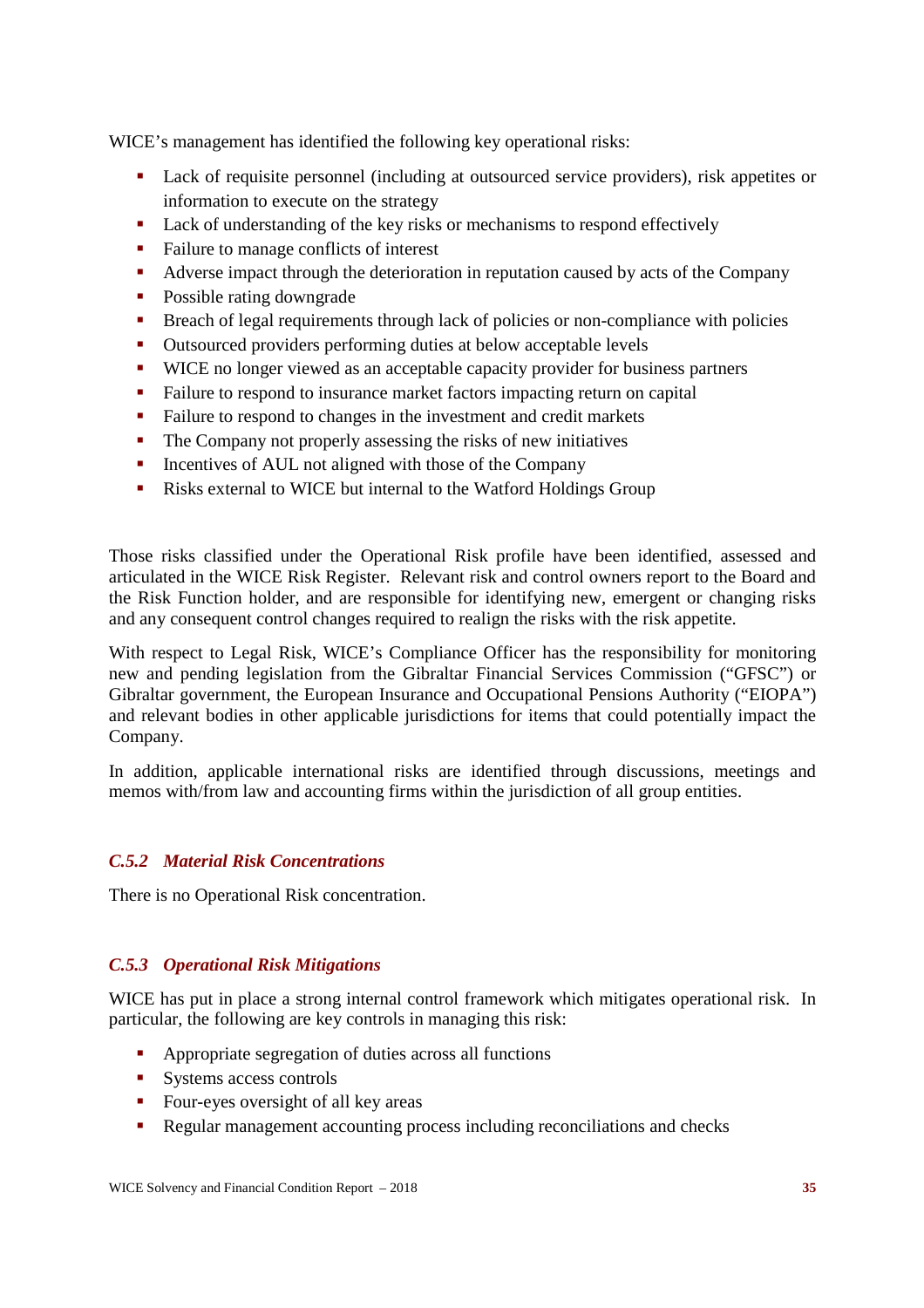WICE's management has identified the following key operational risks:

- Lack of requisite personnel (including at outsourced service providers), risk appetites or information to execute on the strategy
- Lack of understanding of the key risks or mechanisms to respond effectively
- Failure to manage conflicts of interest
- Adverse impact through the deterioration in reputation caused by acts of the Company
- Possible rating downgrade
- Breach of legal requirements through lack of policies or non-compliance with policies
- Outsourced providers performing duties at below acceptable levels
- WICE no longer viewed as an acceptable capacity provider for business partners
- Failure to respond to insurance market factors impacting return on capital
- Failure to respond to changes in the investment and credit markets
- The Company not properly assessing the risks of new initiatives
- Incentives of AUL not aligned with those of the Company
- Risks external to WICE but internal to the Watford Holdings Group

Those risks classified under the Operational Risk profile have been identified, assessed and articulated in the WICE Risk Register. Relevant risk and control owners report to the Board and the Risk Function holder, and are responsible for identifying new, emergent or changing risks and any consequent control changes required to realign the risks with the risk appetite.

With respect to Legal Risk, WICE's Compliance Officer has the responsibility for monitoring new and pending legislation from the Gibraltar Financial Services Commission ("GFSC") or Gibraltar government, the European Insurance and Occupational Pensions Authority ("EIOPA") and relevant bodies in other applicable jurisdictions for items that could potentially impact the Company.

In addition, applicable international risks are identified through discussions, meetings and memos with/from law and accounting firms within the jurisdiction of all group entities.

### *C.5.2 Material Risk Concentrations*

There is no Operational Risk concentration.

### *C.5.3 Operational Risk Mitigations*

WICE has put in place a strong internal control framework which mitigates operational risk. In particular, the following are key controls in managing this risk:

- Appropriate segregation of duties across all functions
- Systems access controls
- Four-eyes oversight of all key areas
- Regular management accounting process including reconciliations and checks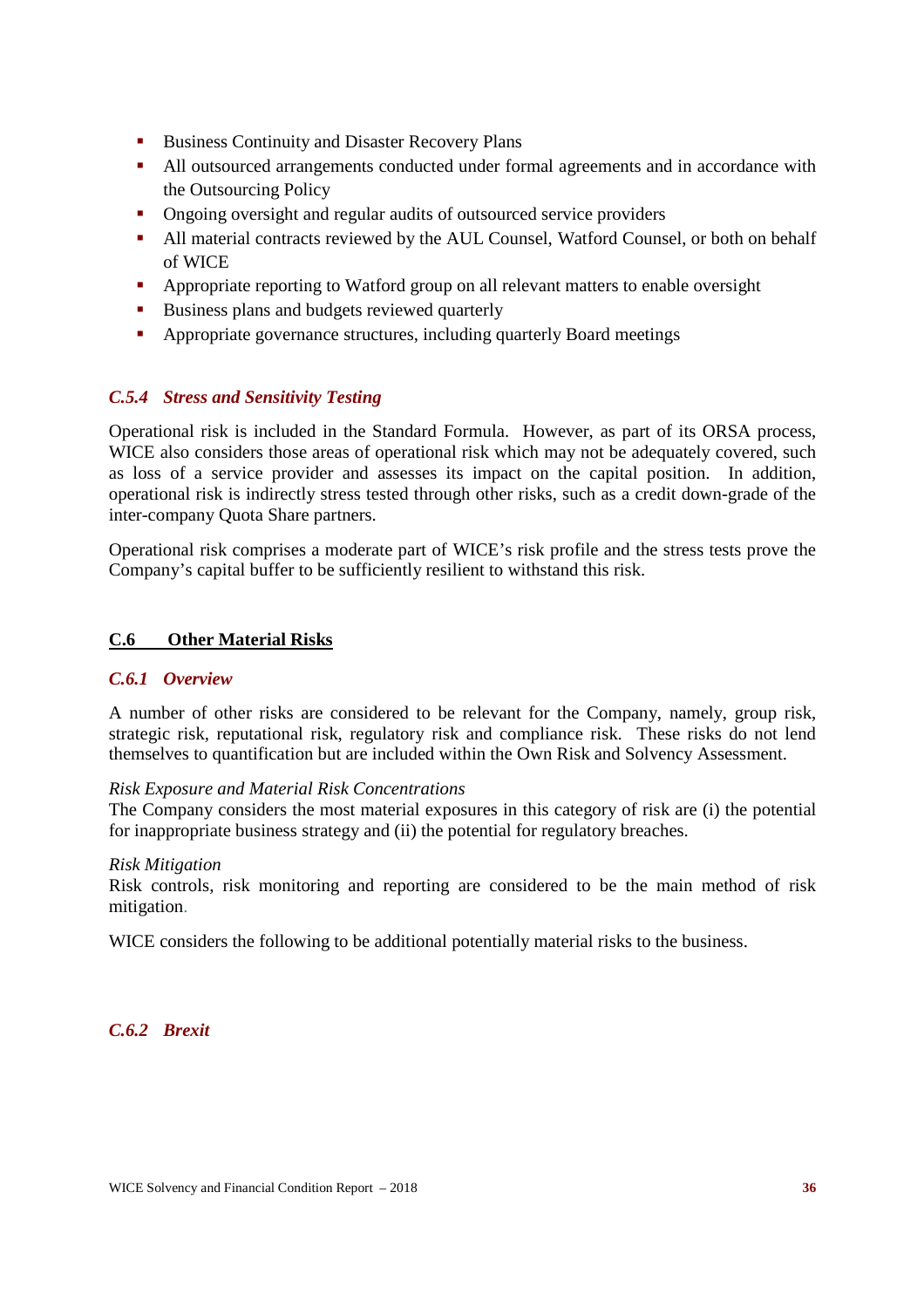- Business Continuity and Disaster Recovery Plans
- All outsourced arrangements conducted under formal agreements and in accordance with the Outsourcing Policy
- Ongoing oversight and regular audits of outsourced service providers
- All material contracts reviewed by the AUL Counsel, Watford Counsel, or both on behalf of WICE
- Appropriate reporting to Watford group on all relevant matters to enable oversight
- Business plans and budgets reviewed quarterly
- Appropriate governance structures, including quarterly Board meetings

### *C.5.4 Stress and Sensitivity Testing*

Operational risk is included in the Standard Formula. However, as part of its ORSA process, WICE also considers those areas of operational risk which may not be adequately covered, such as loss of a service provider and assesses its impact on the capital position. In addition, operational risk is indirectly stress tested through other risks, such as a credit down-grade of the inter-company Quota Share partners.

Operational risk comprises a moderate part of WICE's risk profile and the stress tests prove the Company's capital buffer to be sufficiently resilient to withstand this risk.

## C.6 Other Material Risks

### *C.6.1 Overview*

A number of other risks are considered to be relevant for the Company, namely, group risk, strategic risk, reputational risk, regulatory risk and compliance risk. These risks do not lend themselves to quantification but are included within the Own Risk and Solvency Assessment.

*Risk Exposure and Material Risk Concentrations*
The Company considers the most material exposures in this category of risk are (i) the potential for inappropriate business strategy and (ii) the potential for regulatory breaches.

*Risk Mitigation*
Risk controls, risk monitoring and reporting are considered to be the main method of risk mitigation.

WICE considers the following to be additional potentially material risks to the business.

### *C.6.2 Brexit*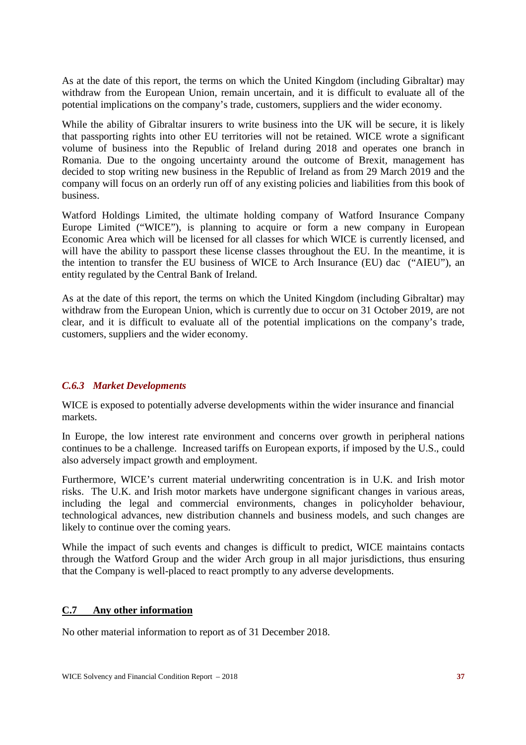As at the date of this report, the terms on which the United Kingdom (including Gibraltar) may withdraw from the European Union, remain uncertain, and it is difficult to evaluate all of the potential implications on the company's trade, customers, suppliers and the wider economy.

While the ability of Gibraltar insurers to write business into the UK will be secure, it is likely that passporting rights into other EU territories will not be retained. WICE wrote a significant volume of business into the Republic of Ireland during 2018 and operates one branch in Romania. Due to the ongoing uncertainty around the outcome of Brexit, management has decided to stop writing new business in the Republic of Ireland as from 29 March 2019 and the company will focus on an orderly run off of any existing policies and liabilities from this book of business.

Watford Holdings Limited, the ultimate holding company of Watford Insurance Company Europe Limited ("WICE"), is planning to acquire or form a new company in European Economic Area which will be licensed for all classes for which WICE is currently licensed, and will have the ability to passport these license classes throughout the EU. In the meantime, it is the intention to transfer the EU business of WICE to Arch Insurance (EU) dac ("AIEU"), an entity regulated by the Central Bank of Ireland.

As at the date of this report, the terms on which the United Kingdom (including Gibraltar) may withdraw from the European Union, which is currently due to occur on 31 October 2019, are not clear, and it is difficult to evaluate all of the potential implications on the company's trade, customers, suppliers and the wider economy.

### *C.6.3 Market Developments*

WICE is exposed to potentially adverse developments within the wider insurance and financial markets.

In Europe, the low interest rate environment and concerns over growth in peripheral nations continues to be a challenge. Increased tariffs on European exports, if imposed by the U.S., could also adversely impact growth and employment.

Furthermore, WICE's current material underwriting concentration is in U.K. and Irish motor risks. The U.K. and Irish motor markets have undergone significant changes in various areas, including the legal and commercial environments, changes in policyholder behaviour, technological advances, new distribution channels and business models, and such changes are likely to continue over the coming years.

While the impact of such events and changes is difficult to predict, WICE maintains contacts through the Watford Group and the wider Arch group in all major jurisdictions, thus ensuring that the Company is well-placed to react promptly to any adverse developments.

## C.7 Any other information

No other material information to report as of 31 December 2018.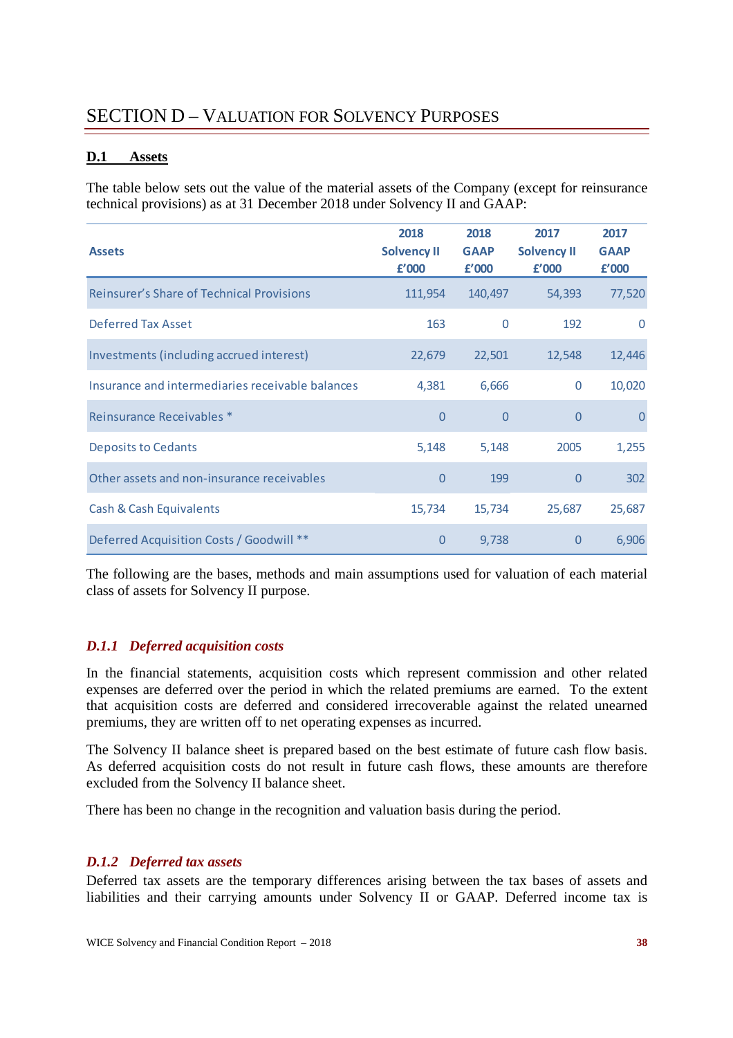## SECTION D – VALUATION FOR SOLVENCY PURPOSES

### D.1 Assets

The table below sets out the value of the material assets of the Company (except for reinsurance technical provisions) as at 31 December 2018 under Solvency II and GAAP:

| Assets | 2018 Solvency II £'000 | 2018 GAAP £'000 | 2017 Solvency II £'000 | 2017 GAAP £'000 |
|---|---|---|---|---|
| Reinsurer's Share of Technical Provisions | 111,954 | 140,497 | 54,393 | 77,520 |
| Deferred Tax Asset | 163 | 0 | 192 | 0 |
| Investments (including accrued interest) | 22,679 | 22,501 | 12,548 | 12,446 |
| Insurance and intermediaries receivable balances | 4,381 | 6,666 | 0 | 10,020 |
| Reinsurance Receivables * | 0 | 0 | 0 | 0 |
| Deposits to Cedants | 5,148 | 5,148 | 2005 | 1,255 |
| Other assets and non-insurance receivables | 0 | 199 | 0 | 302 |
| Cash & Cash Equivalents | 15,734 | 15,734 | 25,687 | 25,687 |
| Deferred Acquisition Costs / Goodwill ** | 0 | 9,738 | 0 | 6,906 |

The following are the bases, methods and main assumptions used for valuation of each material class of assets for Solvency II purpose.

#### *D.1.1 Deferred acquisition costs*

In the financial statements, acquisition costs which represent commission and other related expenses are deferred over the period in which the related premiums are earned. To the extent that acquisition costs are deferred and considered irrecoverable against the related unearned premiums, they are written off to net operating expenses as incurred.

The Solvency II balance sheet is prepared based on the best estimate of future cash flow basis. As deferred acquisition costs do not result in future cash flows, these amounts are therefore excluded from the Solvency II balance sheet.

There has been no change in the recognition and valuation basis during the period.

#### *D.1.2 Deferred tax assets*

Deferred tax assets are the temporary differences arising between the tax bases of assets and liabilities and their carrying amounts under Solvency II or GAAP. Deferred income tax is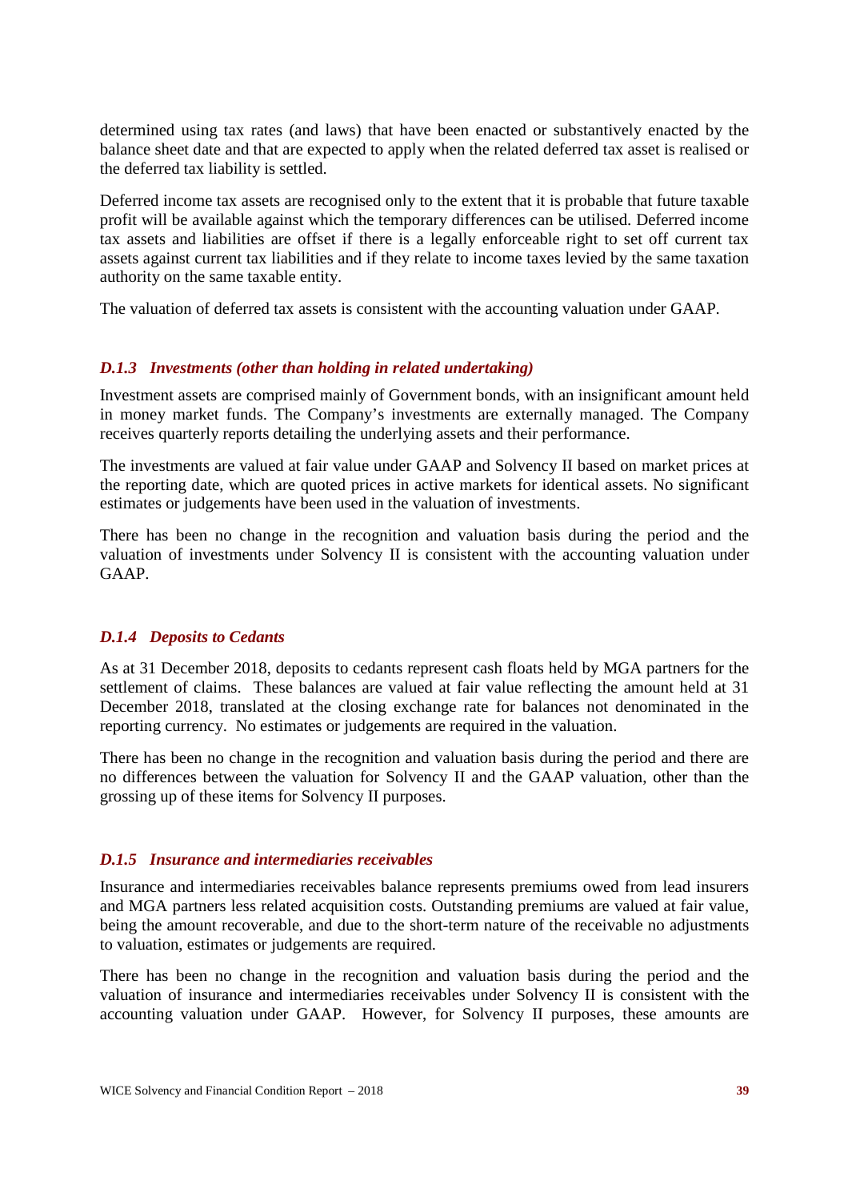determined using tax rates (and laws) that have been enacted or substantively enacted by the balance sheet date and that are expected to apply when the related deferred tax asset is realised or the deferred tax liability is settled.

Deferred income tax assets are recognised only to the extent that it is probable that future taxable profit will be available against which the temporary differences can be utilised. Deferred income tax assets and liabilities are offset if there is a legally enforceable right to set off current tax assets against current tax liabilities and if they relate to income taxes levied by the same taxation authority on the same taxable entity.

The valuation of deferred tax assets is consistent with the accounting valuation under GAAP.

### *D.1.3 Investments (other than holding in related undertaking)*

Investment assets are comprised mainly of Government bonds, with an insignificant amount held in money market funds. The Company's investments are externally managed. The Company receives quarterly reports detailing the underlying assets and their performance.

The investments are valued at fair value under GAAP and Solvency II based on market prices at the reporting date, which are quoted prices in active markets for identical assets. No significant estimates or judgements have been used in the valuation of investments.

There has been no change in the recognition and valuation basis during the period and the valuation of investments under Solvency II is consistent with the accounting valuation under GAAP.

### *D.1.4 Deposits to Cedants*

As at 31 December 2018, deposits to cedants represent cash floats held by MGA partners for the settlement of claims. These balances are valued at fair value reflecting the amount held at 31 December 2018, translated at the closing exchange rate for balances not denominated in the reporting currency. No estimates or judgements are required in the valuation.

There has been no change in the recognition and valuation basis during the period and there are no differences between the valuation for Solvency II and the GAAP valuation, other than the grossing up of these items for Solvency II purposes.

### *D.1.5 Insurance and intermediaries receivables*

Insurance and intermediaries receivables balance represents premiums owed from lead insurers and MGA partners less related acquisition costs. Outstanding premiums are valued at fair value, being the amount recoverable, and due to the short-term nature of the receivable no adjustments to valuation, estimates or judgements are required.

There has been no change in the recognition and valuation basis during the period and the valuation of insurance and intermediaries receivables under Solvency II is consistent with the accounting valuation under GAAP. However, for Solvency II purposes, these amounts are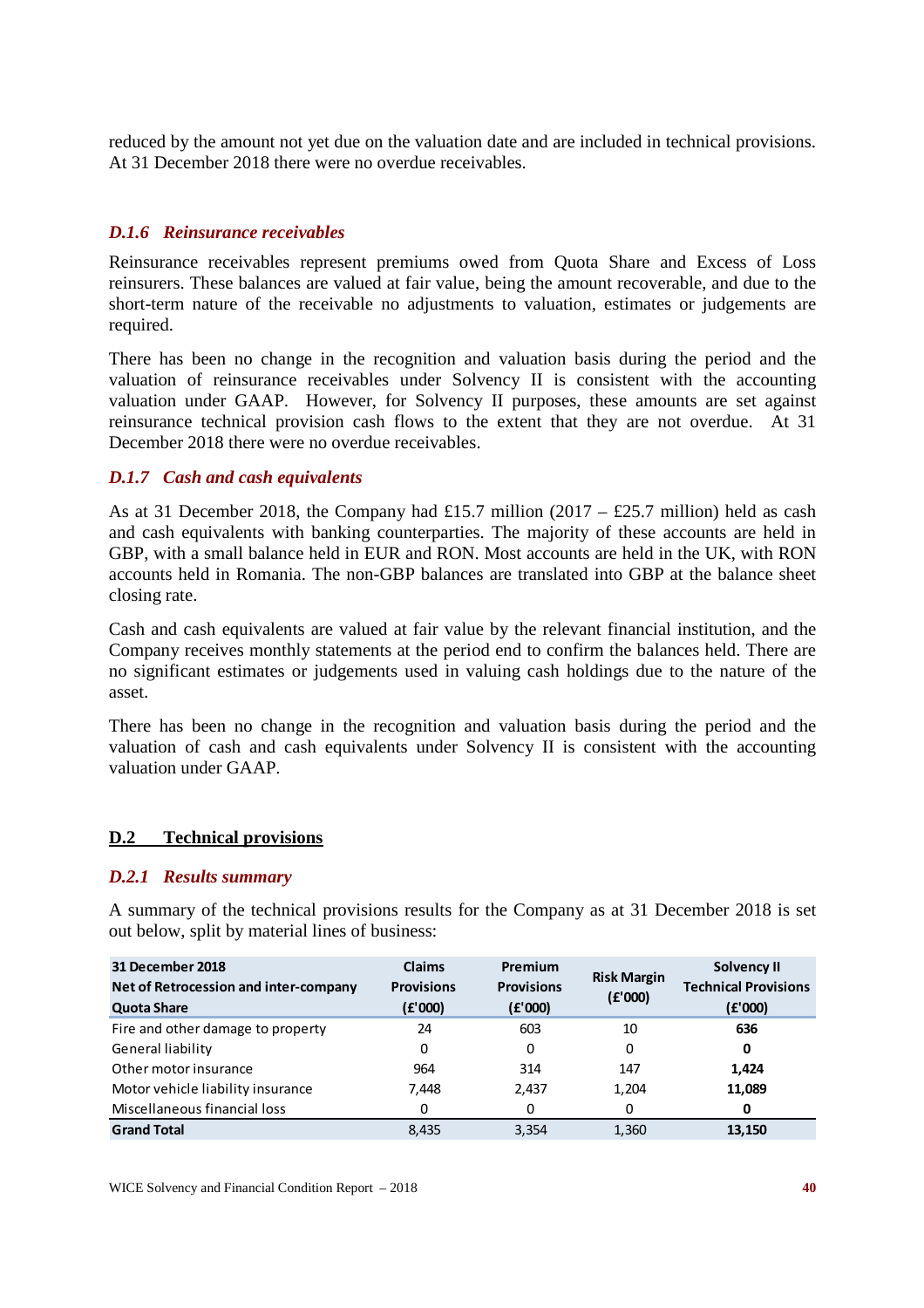reduced by the amount not yet due on the valuation date and are included in technical provisions. At 31 December 2018 there were no overdue receivables.

### *D.1.6 Reinsurance receivables*

Reinsurance receivables represent premiums owed from Quota Share and Excess of Loss reinsurers. These balances are valued at fair value, being the amount recoverable, and due to the short-term nature of the receivable no adjustments to valuation, estimates or judgements are required.

There has been no change in the recognition and valuation basis during the period and the valuation of reinsurance receivables under Solvency II is consistent with the accounting valuation under GAAP. However, for Solvency II purposes, these amounts are set against reinsurance technical provision cash flows to the extent that they are not overdue. At 31 December 2018 there were no overdue receivables.

### *D.1.7 Cash and cash equivalents*

As at 31 December 2018, the Company had £15.7 million (2017 – £25.7 million) held as cash and cash equivalents with banking counterparties. The majority of these accounts are held in GBP, with a small balance held in EUR and RON. Most accounts are held in the UK, with RON accounts held in Romania. The non-GBP balances are translated into GBP at the balance sheet closing rate.

Cash and cash equivalents are valued at fair value by the relevant financial institution, and the Company receives monthly statements at the period end to confirm the balances held. There are no significant estimates or judgements used in valuing cash holdings due to the nature of the asset.

There has been no change in the recognition and valuation basis during the period and the valuation of cash and cash equivalents under Solvency II is consistent with the accounting valuation under GAAP.

## D.2 Technical provisions

### *D.2.1 Results summary*

A summary of the technical provisions results for the Company as at 31 December 2018 is set out below, split by material lines of business:

| 31 December 2018 Net of Retrocession and inter-company Quota Share | Claims Provisions (£'000) | Premium Provisions (£'000) | Risk Margin (£'000) | Solvency II Technical Provisions (£'000) |
|---|---|---|---|---|
| Fire and other damage to property | 24 | 603 | 10 | **636** |
| General liability | 0 | 0 | 0 | **0** |
| Other motor insurance | 964 | 314 | 147 | **1,424** |
| Motor vehicle liability insurance | 7,448 | 2,437 | 1,204 | **11,089** |
| Miscellaneous financial loss | 0 | 0 | 0 | **0** |
| **Grand Total** | 8,435 | 3,354 | 1,360 | **13,150** |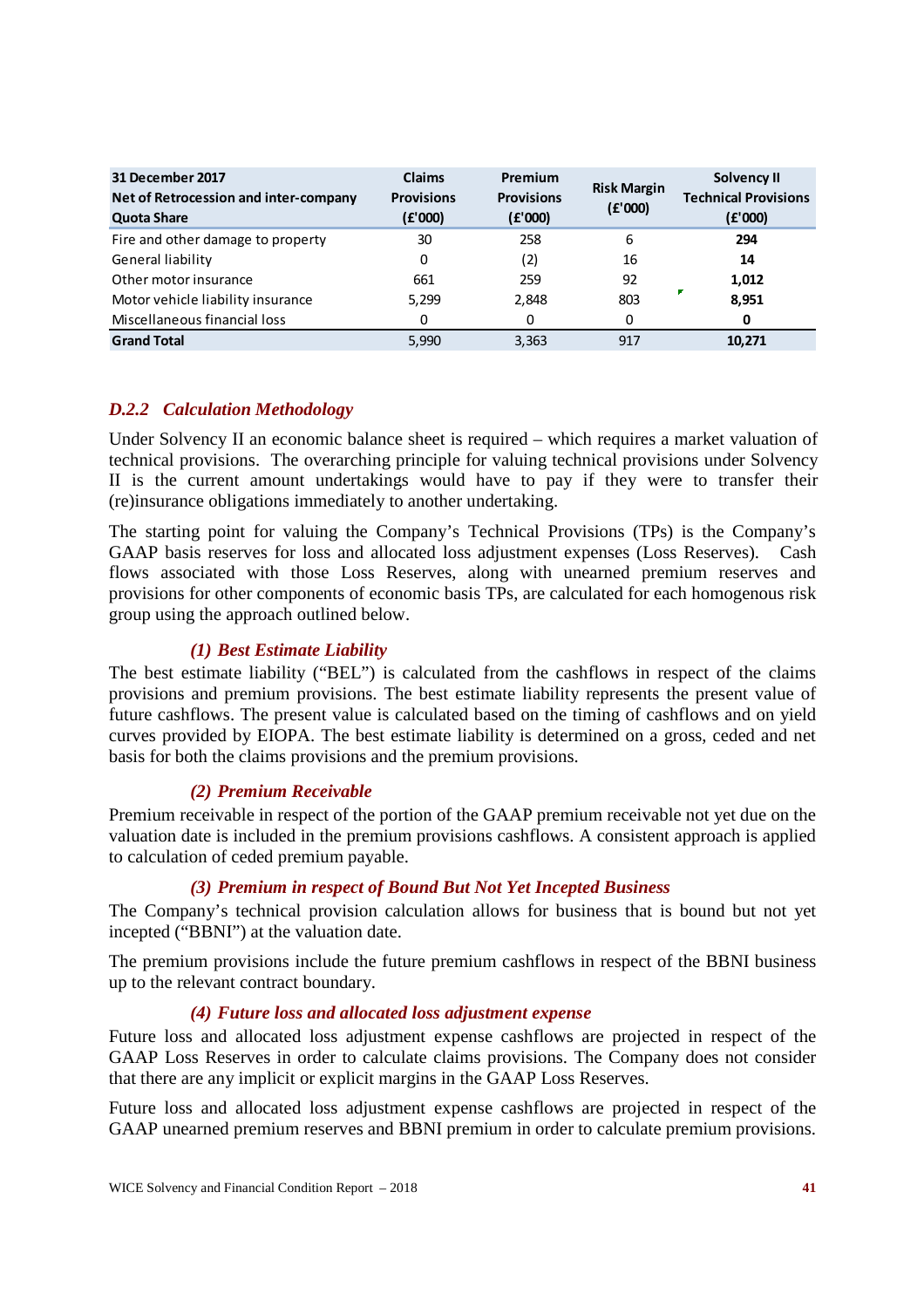| 31 December 2017<br>Net of Retrocession and inter-company Quota Share | Claims Provisions (£'000) | Premium Provisions (£'000) | Risk Margin (£'000) | Solvency II Technical Provisions (£'000) |
|---|---|---|---|---|
| Fire and other damage to property | 30 | 258 | 6 | **294** |
| General liability | 0 | (2) | 16 | **14** |
| Other motor insurance | 661 | 259 | 92 | **1,012** |
| Motor vehicle liability insurance | 5,299 | 2,848 | 803 | **8,951** |
| Miscellaneous financial loss | 0 | 0 | 0 | **0** |
| **Grand Total** | 5,990 | 3,363 | 917 | **10,271** |

### *D.2.2 Calculation Methodology*

Under Solvency II an economic balance sheet is required – which requires a market valuation of technical provisions. The overarching principle for valuing technical provisions under Solvency II is the current amount undertakings would have to pay if they were to transfer their (re)insurance obligations immediately to another undertaking.

The starting point for valuing the Company's Technical Provisions (TPs) is the Company's GAAP basis reserves for loss and allocated loss adjustment expenses (Loss Reserves). Cash flows associated with those Loss Reserves, along with unearned premium reserves and provisions for other components of economic basis TPs, are calculated for each homogenous risk group using the approach outlined below.

#### *(1) Best Estimate Liability*

The best estimate liability ("BEL") is calculated from the cashflows in respect of the claims provisions and premium provisions. The best estimate liability represents the present value of future cashflows. The present value is calculated based on the timing of cashflows and on yield curves provided by EIOPA. The best estimate liability is determined on a gross, ceded and net basis for both the claims provisions and the premium provisions.

#### *(2) Premium Receivable*

Premium receivable in respect of the portion of the GAAP premium receivable not yet due on the valuation date is included in the premium provisions cashflows. A consistent approach is applied to calculation of ceded premium payable.

#### *(3) Premium in respect of Bound But Not Yet Incepted Business*

The Company's technical provision calculation allows for business that is bound but not yet incepted ("BBNI") at the valuation date.

The premium provisions include the future premium cashflows in respect of the BBNI business up to the relevant contract boundary.

#### *(4) Future loss and allocated loss adjustment expense*

Future loss and allocated loss adjustment expense cashflows are projected in respect of the GAAP Loss Reserves in order to calculate claims provisions. The Company does not consider that there are any implicit or explicit margins in the GAAP Loss Reserves.

Future loss and allocated loss adjustment expense cashflows are projected in respect of the GAAP unearned premium reserves and BBNI premium in order to calculate premium provisions.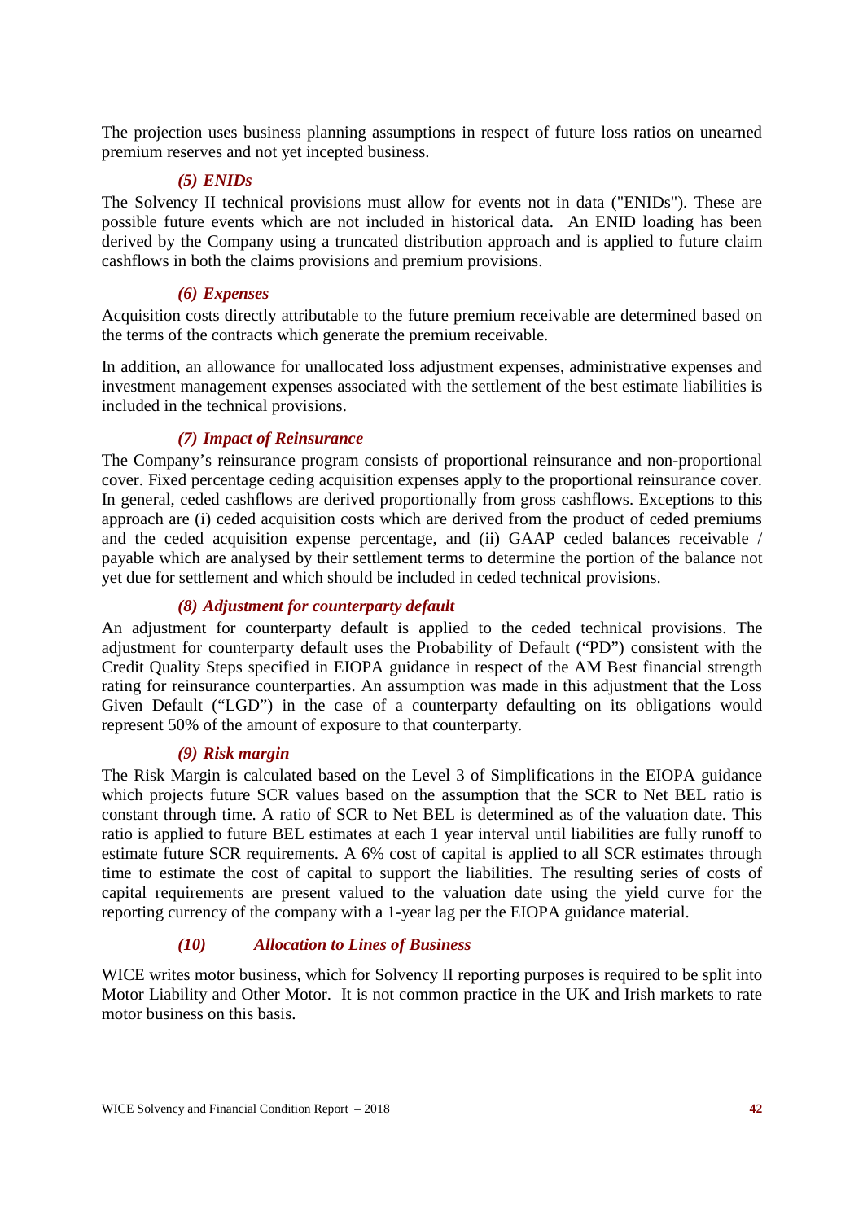The projection uses business planning assumptions in respect of future loss ratios on unearned premium reserves and not yet incepted business.

#### *(5) ENIDs*

The Solvency II technical provisions must allow for events not in data ("ENIDs"). These are possible future events which are not included in historical data. An ENID loading has been derived by the Company using a truncated distribution approach and is applied to future claim cashflows in both the claims provisions and premium provisions.

#### *(6) Expenses*

Acquisition costs directly attributable to the future premium receivable are determined based on the terms of the contracts which generate the premium receivable.

In addition, an allowance for unallocated loss adjustment expenses, administrative expenses and investment management expenses associated with the settlement of the best estimate liabilities is included in the technical provisions.

#### *(7) Impact of Reinsurance*

The Company's reinsurance program consists of proportional reinsurance and non-proportional cover. Fixed percentage ceding acquisition expenses apply to the proportional reinsurance cover. In general, ceded cashflows are derived proportionally from gross cashflows. Exceptions to this approach are (i) ceded acquisition costs which are derived from the product of ceded premiums and the ceded acquisition expense percentage, and (ii) GAAP ceded balances receivable / payable which are analysed by their settlement terms to determine the portion of the balance not yet due for settlement and which should be included in ceded technical provisions.

#### *(8) Adjustment for counterparty default*

An adjustment for counterparty default is applied to the ceded technical provisions. The adjustment for counterparty default uses the Probability of Default ("PD") consistent with the Credit Quality Steps specified in EIOPA guidance in respect of the AM Best financial strength rating for reinsurance counterparties. An assumption was made in this adjustment that the Loss Given Default ("LGD") in the case of a counterparty defaulting on its obligations would represent 50% of the amount of exposure to that counterparty.

#### *(9) Risk margin*

The Risk Margin is calculated based on the Level 3 of Simplifications in the EIOPA guidance which projects future SCR values based on the assumption that the SCR to Net BEL ratio is constant through time. A ratio of SCR to Net BEL is determined as of the valuation date. This ratio is applied to future BEL estimates at each 1 year interval until liabilities are fully runoff to estimate future SCR requirements. A 6% cost of capital is applied to all SCR estimates through time to estimate the cost of capital to support the liabilities. The resulting series of costs of capital requirements are present valued to the valuation date using the yield curve for the reporting currency of the company with a 1-year lag per the EIOPA guidance material.

#### *(10) Allocation to Lines of Business*

WICE writes motor business, which for Solvency II reporting purposes is required to be split into Motor Liability and Other Motor. It is not common practice in the UK and Irish markets to rate motor business on this basis.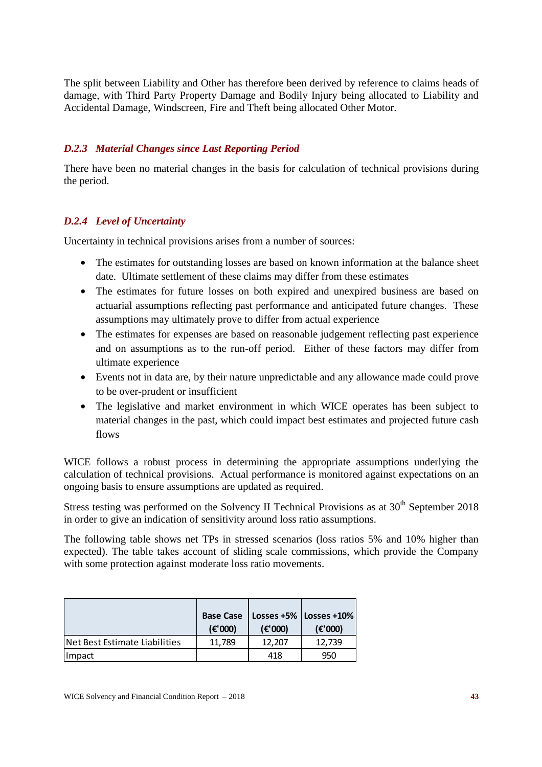The split between Liability and Other has therefore been derived by reference to claims heads of damage, with Third Party Property Damage and Bodily Injury being allocated to Liability and Accidental Damage, Windscreen, Fire and Theft being allocated Other Motor.

### *D.2.3 Material Changes since Last Reporting Period*

There have been no material changes in the basis for calculation of technical provisions during the period.

### *D.2.4 Level of Uncertainty*

Uncertainty in technical provisions arises from a number of sources:

- The estimates for outstanding losses are based on known information at the balance sheet date. Ultimate settlement of these claims may differ from these estimates
- The estimates for future losses on both expired and unexpired business are based on actuarial assumptions reflecting past performance and anticipated future changes. These assumptions may ultimately prove to differ from actual experience
- The estimates for expenses are based on reasonable judgement reflecting past experience and on assumptions as to the run-off period. Either of these factors may differ from ultimate experience
- Events not in data are, by their nature unpredictable and any allowance made could prove to be over-prudent or insufficient
- The legislative and market environment in which WICE operates has been subject to material changes in the past, which could impact best estimates and projected future cash flows

WICE follows a robust process in determining the appropriate assumptions underlying the calculation of technical provisions. Actual performance is monitored against expectations on an ongoing basis to ensure assumptions are updated as required.

Stress testing was performed on the Solvency II Technical Provisions as at 30th September 2018 in order to give an indication of sensitivity around loss ratio assumptions.

The following table shows net TPs in stressed scenarios (loss ratios 5% and 10% higher than expected). The table takes account of sliding scale commissions, which provide the Company with some protection against moderate loss ratio movements.

| | Base Case (€'000) | Losses +5% (€'000) | Losses +10% (€'000) |
|---|---|---|---|
| Net Best Estimate Liabilities | 11,789 | 12,207 | 12,739 |
| Impact | | 418 | 950 |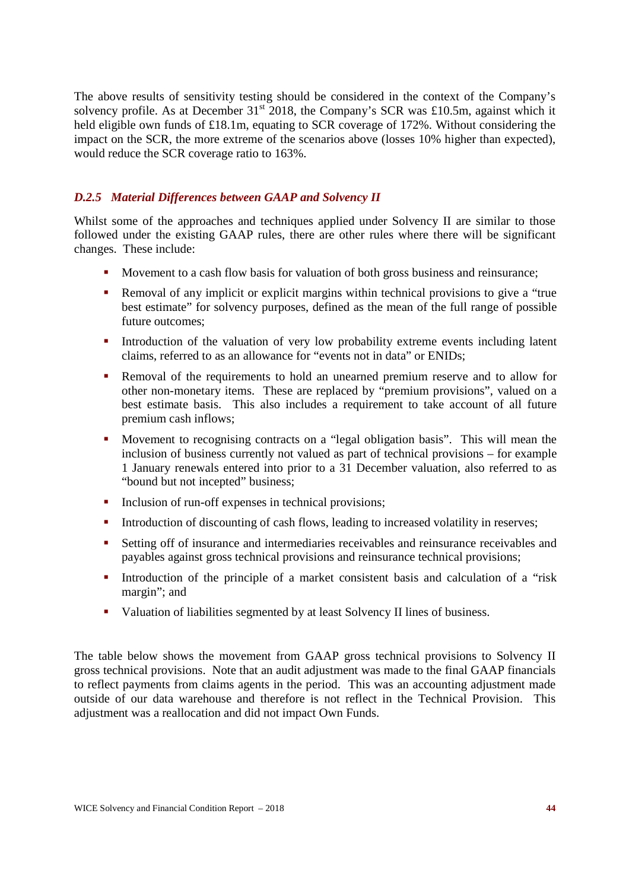The above results of sensitivity testing should be considered in the context of the Company's solvency profile. As at December 31st 2018, the Company's SCR was £10.5m, against which it held eligible own funds of £18.1m, equating to SCR coverage of 172%. Without considering the impact on the SCR, the more extreme of the scenarios above (losses 10% higher than expected), would reduce the SCR coverage ratio to 163%.

### *D.2.5 Material Differences between GAAP and Solvency II*

Whilst some of the approaches and techniques applied under Solvency II are similar to those followed under the existing GAAP rules, there are other rules where there will be significant changes. These include:

- Movement to a cash flow basis for valuation of both gross business and reinsurance;
- Removal of any implicit or explicit margins within technical provisions to give a "true best estimate" for solvency purposes, defined as the mean of the full range of possible future outcomes;
- Introduction of the valuation of very low probability extreme events including latent claims, referred to as an allowance for "events not in data" or ENIDs;
- Removal of the requirements to hold an unearned premium reserve and to allow for other non-monetary items. These are replaced by "premium provisions", valued on a best estimate basis. This also includes a requirement to take account of all future premium cash inflows;
- Movement to recognising contracts on a "legal obligation basis". This will mean the inclusion of business currently not valued as part of technical provisions – for example 1 January renewals entered into prior to a 31 December valuation, also referred to as "bound but not incepted" business;
- Inclusion of run-off expenses in technical provisions;
- Introduction of discounting of cash flows, leading to increased volatility in reserves;
- Setting off of insurance and intermediaries receivables and reinsurance receivables and payables against gross technical provisions and reinsurance technical provisions;
- Introduction of the principle of a market consistent basis and calculation of a "risk margin"; and
- Valuation of liabilities segmented by at least Solvency II lines of business.

The table below shows the movement from GAAP gross technical provisions to Solvency II gross technical provisions. Note that an audit adjustment was made to the final GAAP financials to reflect payments from claims agents in the period. This was an accounting adjustment made outside of our data warehouse and therefore is not reflect in the Technical Provision. This adjustment was a reallocation and did not impact Own Funds.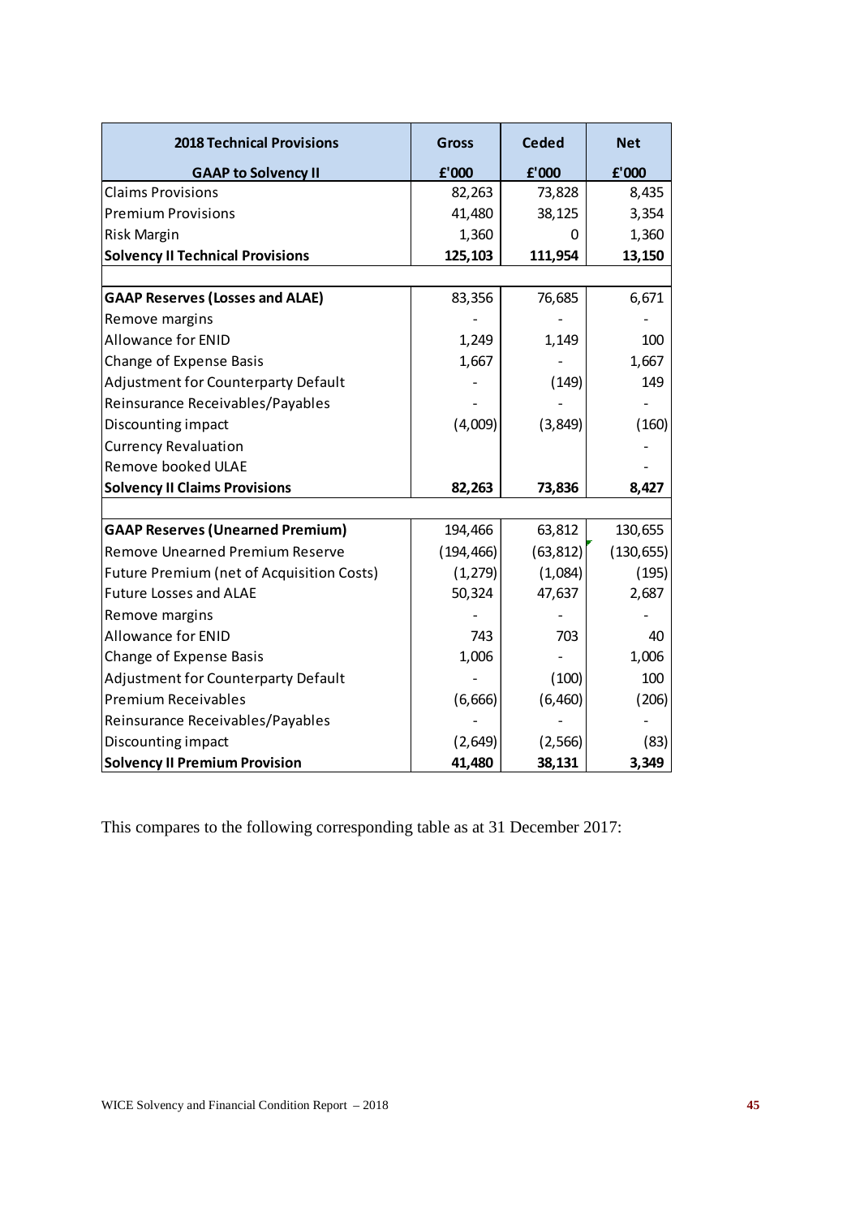| **2018 Technical Provisions** | **Gross** | **Ceded** | **Net** |
|---|---|---|---|
| **GAAP to Solvency II** | **£'000** | **£'000** | **£'000** |
| Claims Provisions | 82,263 | 73,828 | 8,435 |
| Premium Provisions | 41,480 | 38,125 | 3,354 |
| Risk Margin | 1,360 | 0 | 1,360 |
| **Solvency II Technical Provisions** | **125,103** | **111,954** | **13,150** |
| | | | |
| **GAAP Reserves (Losses and ALAE)** | 83,356 | 76,685 | 6,671 |
| Remove margins | - | - | - |
| Allowance for ENID | 1,249 | 1,149 | 100 |
| Change of Expense Basis | 1,667 | - | 1,667 |
| Adjustment for Counterparty Default | - | (149) | 149 |
| Reinsurance Receivables/Payables | - | - | - |
| Discounting impact | (4,009) | (3,849) | (160) |
| Currency Revaluation | | | - |
| Remove booked ULAE | | | - |
| **Solvency II Claims Provisions** | **82,263** | **73,836** | **8,427** |
| | | | |
| **GAAP Reserves (Unearned Premium)** | 194,466 | 63,812 | 130,655 |
| Remove Unearned Premium Reserve | (194,466) | (63,812) | (130,655) |
| Future Premium (net of Acquisition Costs) | (1,279) | (1,084) | (195) |
| Future Losses and ALAE | 50,324 | 47,637 | 2,687 |
| Remove margins | - | - | - |
| Allowance for ENID | 743 | 703 | 40 |
| Change of Expense Basis | 1,006 | - | 1,006 |
| Adjustment for Counterparty Default | - | (100) | 100 |
| Premium Receivables | (6,666) | (6,460) | (206) |
| Reinsurance Receivables/Payables | - | - | - |
| Discounting impact | (2,649) | (2,566) | (83) |
| **Solvency II Premium Provision** | **41,480** | **38,131** | **3,349** |

This compares to the following corresponding table as at 31 December 2017: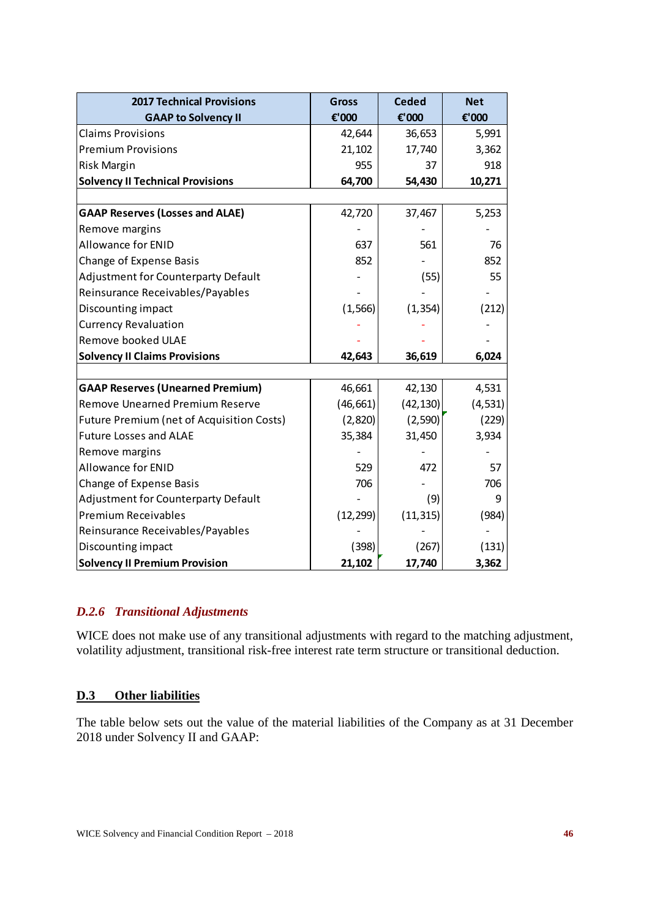| 2017 Technical Provisions GAAP to Solvency II | Gross €'000 | Ceded €'000 | Net €'000 |
|---|---|---|---|
| Claims Provisions | 42,644 | 36,653 | 5,991 |
| Premium Provisions | 21,102 | 17,740 | 3,362 |
| Risk Margin | 955 | 37 | 918 |
| **Solvency II Technical Provisions** | **64,700** | **54,430** | **10,271** |
| | | | |
| **GAAP Reserves (Losses and ALAE)** | 42,720 | 37,467 | 5,253 |
| Remove margins | - | - | - |
| Allowance for ENID | 637 | 561 | 76 |
| Change of Expense Basis | 852 | - | 852 |
| Adjustment for Counterparty Default | - | (55) | 55 |
| Reinsurance Receivables/Payables | - | - | - |
| Discounting impact | (1,566) | (1,354) | (212) |
| Currency Revaluation | - | - | - |
| Remove booked ULAE | - | - | - |
| **Solvency II Claims Provisions** | **42,643** | **36,619** | **6,024** |
| | | | |
| **GAAP Reserves (Unearned Premium)** | 46,661 | 42,130 | 4,531 |
| Remove Unearned Premium Reserve | (46,661) | (42,130) | (4,531) |
| Future Premium (net of Acquisition Costs) | (2,820) | (2,590) | (229) |
| Future Losses and ALAE | 35,384 | 31,450 | 3,934 |
| Remove margins | - | - | - |
| Allowance for ENID | 529 | 472 | 57 |
| Change of Expense Basis | 706 | - | 706 |
| Adjustment for Counterparty Default | - | (9) | 9 |
| Premium Receivables | (12,299) | (11,315) | (984) |
| Reinsurance Receivables/Payables | - | - | - |
| Discounting impact | (398) | (267) | (131) |
| **Solvency II Premium Provision** | **21,102** | **17,740** | **3,362** |

### *D.2.6 Transitional Adjustments*

WICE does not make use of any transitional adjustments with regard to the matching adjustment, volatility adjustment, transitional risk-free interest rate term structure or transitional deduction.

## D.3 Other liabilities

The table below sets out the value of the material liabilities of the Company as at 31 December 2018 under Solvency II and GAAP: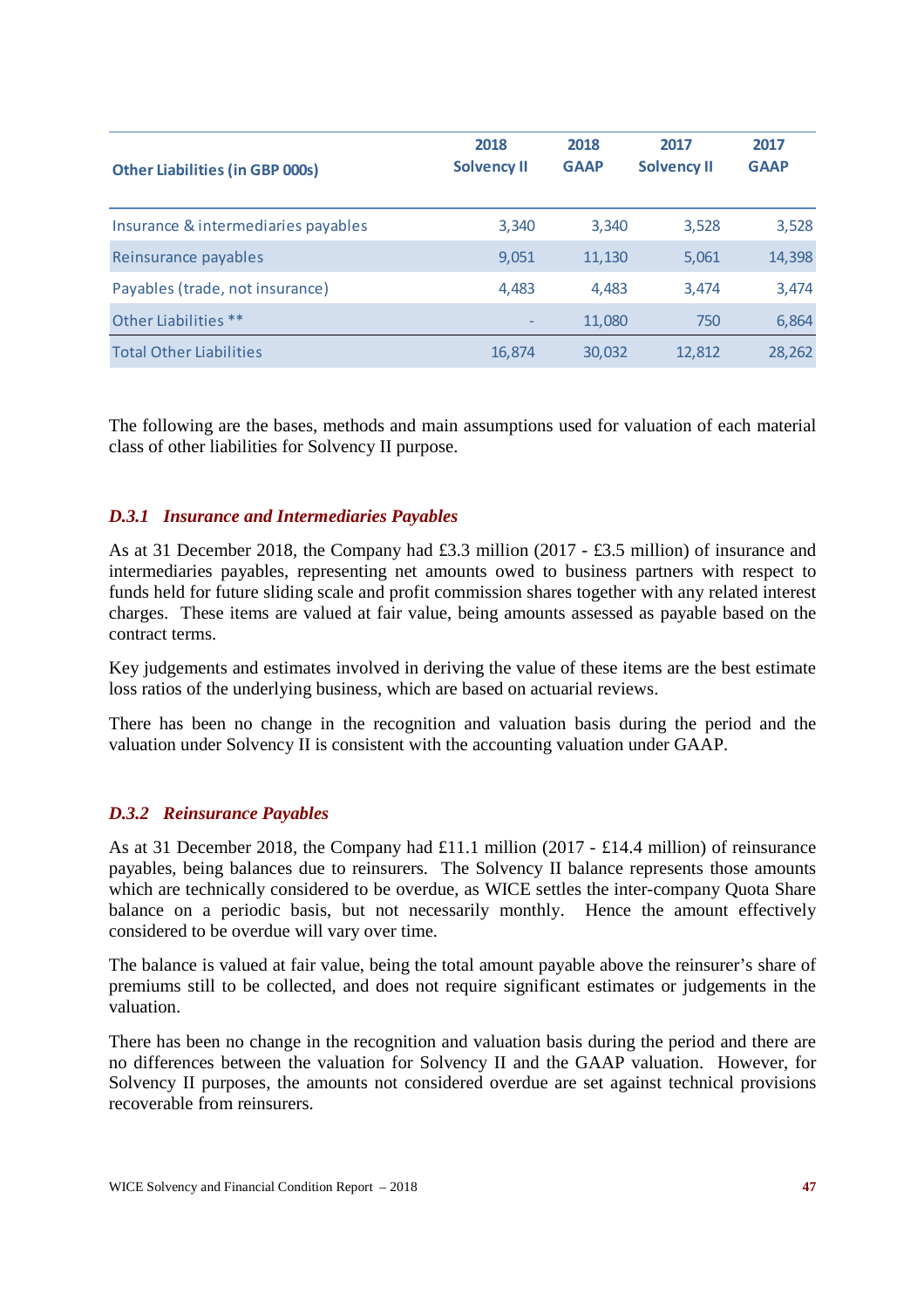| Other Liabilities (in GBP 000s) | 2018 Solvency II | 2018 GAAP | 2017 Solvency II | 2017 GAAP |
|---|---|---|---|---|
| Insurance & intermediaries payables | 3,340 | 3,340 | 3,528 | 3,528 |
| Reinsurance payables | 9,051 | 11,130 | 5,061 | 14,398 |
| Payables (trade, not insurance) | 4,483 | 4,483 | 3,474 | 3,474 |
| Other Liabilities ** | - | 11,080 | 750 | 6,864 |
| Total Other Liabilities | 16,874 | 30,032 | 12,812 | 28,262 |

The following are the bases, methods and main assumptions used for valuation of each material class of other liabilities for Solvency II purpose.

### *D.3.1 Insurance and Intermediaries Payables*

As at 31 December 2018, the Company had £3.3 million (2017 - £3.5 million) of insurance and intermediaries payables, representing net amounts owed to business partners with respect to funds held for future sliding scale and profit commission shares together with any related interest charges. These items are valued at fair value, being amounts assessed as payable based on the contract terms.

Key judgements and estimates involved in deriving the value of these items are the best estimate loss ratios of the underlying business, which are based on actuarial reviews.

There has been no change in the recognition and valuation basis during the period and the valuation under Solvency II is consistent with the accounting valuation under GAAP.

### *D.3.2 Reinsurance Payables*

As at 31 December 2018, the Company had £11.1 million (2017 - £14.4 million) of reinsurance payables, being balances due to reinsurers. The Solvency II balance represents those amounts which are technically considered to be overdue, as WICE settles the inter-company Quota Share balance on a periodic basis, but not necessarily monthly. Hence the amount effectively considered to be overdue will vary over time.

The balance is valued at fair value, being the total amount payable above the reinsurer's share of premiums still to be collected, and does not require significant estimates or judgements in the valuation.

There has been no change in the recognition and valuation basis during the period and there are no differences between the valuation for Solvency II and the GAAP valuation. However, for Solvency II purposes, the amounts not considered overdue are set against technical provisions recoverable from reinsurers.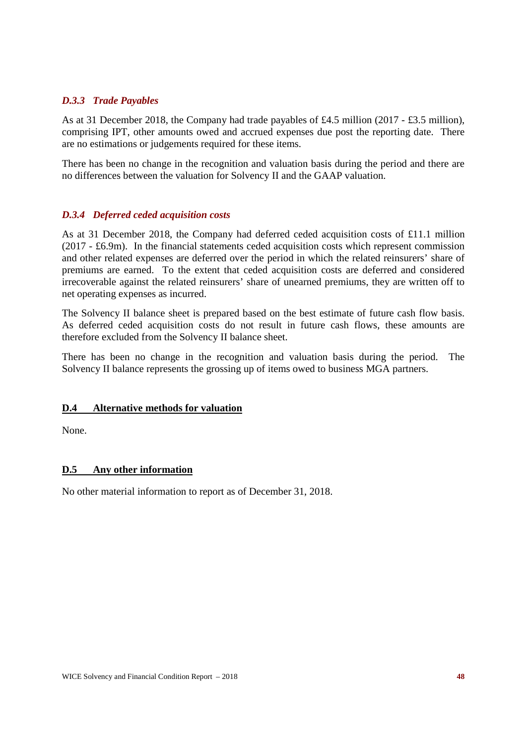### *D.3.3 Trade Payables*

As at 31 December 2018, the Company had trade payables of £4.5 million (2017 - £3.5 million), comprising IPT, other amounts owed and accrued expenses due post the reporting date. There are no estimations or judgements required for these items.

There has been no change in the recognition and valuation basis during the period and there are no differences between the valuation for Solvency II and the GAAP valuation.

### *D.3.4 Deferred ceded acquisition costs*

As at 31 December 2018, the Company had deferred ceded acquisition costs of £11.1 million (2017 - £6.9m). In the financial statements ceded acquisition costs which represent commission and other related expenses are deferred over the period in which the related reinsurers' share of premiums are earned. To the extent that ceded acquisition costs are deferred and considered irrecoverable against the related reinsurers' share of unearned premiums, they are written off to net operating expenses as incurred.

The Solvency II balance sheet is prepared based on the best estimate of future cash flow basis. As deferred ceded acquisition costs do not result in future cash flows, these amounts are therefore excluded from the Solvency II balance sheet.

There has been no change in the recognition and valuation basis during the period. The Solvency II balance represents the grossing up of items owed to business MGA partners.

## D.4 Alternative methods for valuation

None.

## D.5 Any other information

No other material information to report as of December 31, 2018.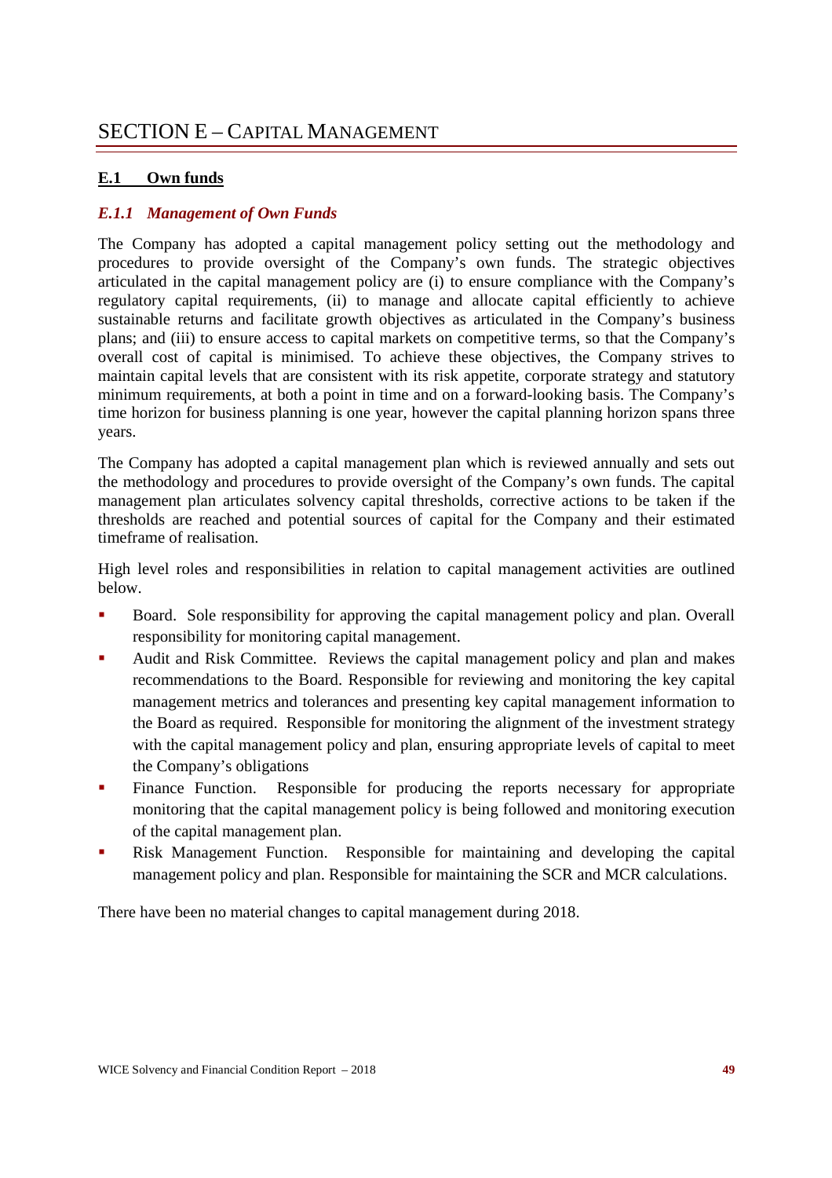# SECTION E – CAPITAL MANAGEMENT

## E.1 Own funds

### *E.1.1 Management of Own Funds*

The Company has adopted a capital management policy setting out the methodology and procedures to provide oversight of the Company's own funds. The strategic objectives articulated in the capital management policy are (i) to ensure compliance with the Company's regulatory capital requirements, (ii) to manage and allocate capital efficiently to achieve sustainable returns and facilitate growth objectives as articulated in the Company's business plans; and (iii) to ensure access to capital markets on competitive terms, so that the Company's overall cost of capital is minimised. To achieve these objectives, the Company strives to maintain capital levels that are consistent with its risk appetite, corporate strategy and statutory minimum requirements, at both a point in time and on a forward-looking basis. The Company's time horizon for business planning is one year, however the capital planning horizon spans three years.

The Company has adopted a capital management plan which is reviewed annually and sets out the methodology and procedures to provide oversight of the Company's own funds. The capital management plan articulates solvency capital thresholds, corrective actions to be taken if the thresholds are reached and potential sources of capital for the Company and their estimated timeframe of realisation.

High level roles and responsibilities in relation to capital management activities are outlined below.

- Board. Sole responsibility for approving the capital management policy and plan. Overall responsibility for monitoring capital management.
- Audit and Risk Committee. Reviews the capital management policy and plan and makes recommendations to the Board. Responsible for reviewing and monitoring the key capital management metrics and tolerances and presenting key capital management information to the Board as required. Responsible for monitoring the alignment of the investment strategy with the capital management policy and plan, ensuring appropriate levels of capital to meet the Company's obligations
- Finance Function. Responsible for producing the reports necessary for appropriate monitoring that the capital management policy is being followed and monitoring execution of the capital management plan.
- Risk Management Function. Responsible for maintaining and developing the capital management policy and plan. Responsible for maintaining the SCR and MCR calculations.

There have been no material changes to capital management during 2018.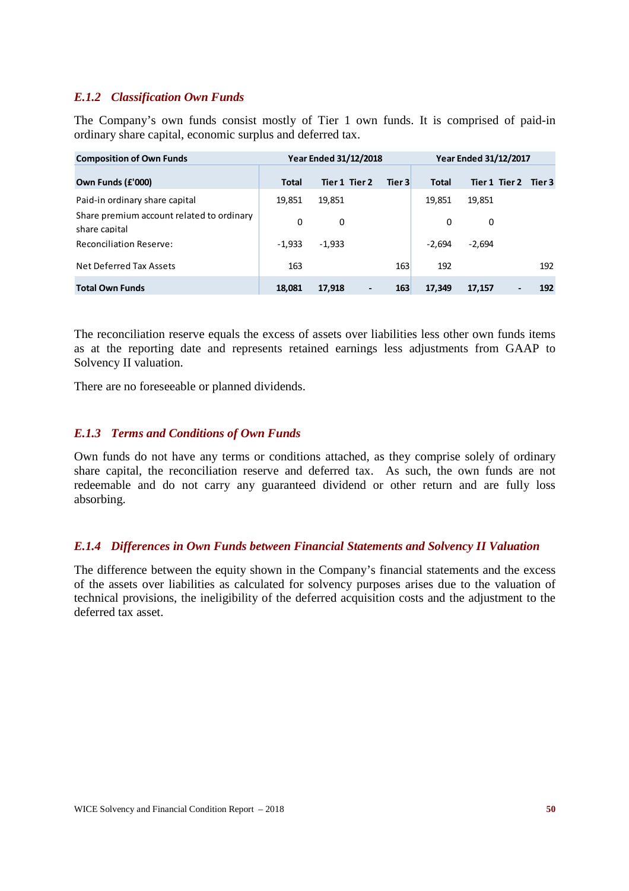### *E.1.2 Classification Own Funds*

The Company's own funds consist mostly of Tier 1 own funds. It is comprised of paid-in ordinary share capital, economic surplus and deferred tax.

| Composition of Own Funds | Year Ended 31/12/2018 | | | | Year Ended 31/12/2017 | | | |
|---|---|---|---|---|---|---|---|---|
| **Own Funds (£'000)** | **Total** | **Tier 1** | **Tier 2** | **Tier 3** | **Total** | **Tier 1** | **Tier 2** | **Tier 3** |
| Paid-in ordinary share capital | 19,851 | 19,851 | | | 19,851 | 19,851 | | |
| Share premium account related to ordinary share capital | 0 | 0 | | | 0 | 0 | | |
| Reconciliation Reserve: | -1,933 | -1,933 | | | -2,694 | -2,694 | | |
| Net Deferred Tax Assets | 163 | | | 163 | 192 | | | 192 |
| **Total Own Funds** | **18,081** | **17,918** | **-** | **163** | **17,349** | **17,157** | **-** | **192** |

The reconciliation reserve equals the excess of assets over liabilities less other own funds items as at the reporting date and represents retained earnings less adjustments from GAAP to Solvency II valuation.

There are no foreseeable or planned dividends.

### *E.1.3 Terms and Conditions of Own Funds*

Own funds do not have any terms or conditions attached, as they comprise solely of ordinary share capital, the reconciliation reserve and deferred tax. As such, the own funds are not redeemable and do not carry any guaranteed dividend or other return and are fully loss absorbing.

### *E.1.4 Differences in Own Funds between Financial Statements and Solvency II Valuation*

The difference between the equity shown in the Company's financial statements and the excess of the assets over liabilities as calculated for solvency purposes arises due to the valuation of technical provisions, the ineligibility of the deferred acquisition costs and the adjustment to the deferred tax asset.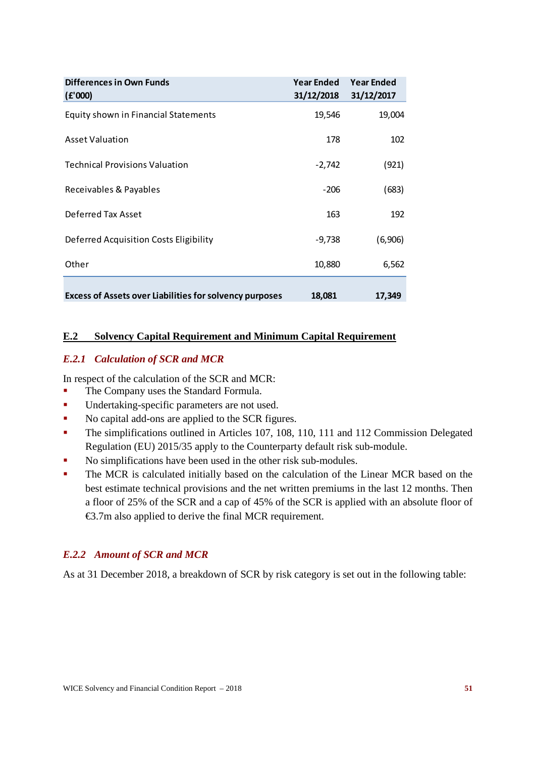| Differences in Own Funds (£'000) | Year Ended 31/12/2018 | Year Ended 31/12/2017 |
|---|---|---|
| Equity shown in Financial Statements | 19,546 | 19,004 |
| Asset Valuation | 178 | 102 |
| Technical Provisions Valuation | -2,742 | (921) |
| Receivables & Payables | -206 | (683) |
| Deferred Tax Asset | 163 | 192 |
| Deferred Acquisition Costs Eligibility | -9,738 | (6,906) |
| Other | 10,880 | 6,562 |
| **Excess of Assets over Liabilities for solvency purposes** | **18,081** | **17,349** |

## E.2 Solvency Capital Requirement and Minimum Capital Requirement

### *E.2.1 Calculation of SCR and MCR*

In respect of the calculation of the SCR and MCR:

- The Company uses the Standard Formula.
- Undertaking-specific parameters are not used.
- No capital add-ons are applied to the SCR figures.
- The simplifications outlined in Articles 107, 108, 110, 111 and 112 Commission Delegated Regulation (EU) 2015/35 apply to the Counterparty default risk sub-module.
- No simplifications have been used in the other risk sub-modules.
- The MCR is calculated initially based on the calculation of the Linear MCR based on the best estimate technical provisions and the net written premiums in the last 12 months. Then a floor of 25% of the SCR and a cap of 45% of the SCR is applied with an absolute floor of €3.7m also applied to derive the final MCR requirement.

### *E.2.2 Amount of SCR and MCR*

As at 31 December 2018, a breakdown of SCR by risk category is set out in the following table: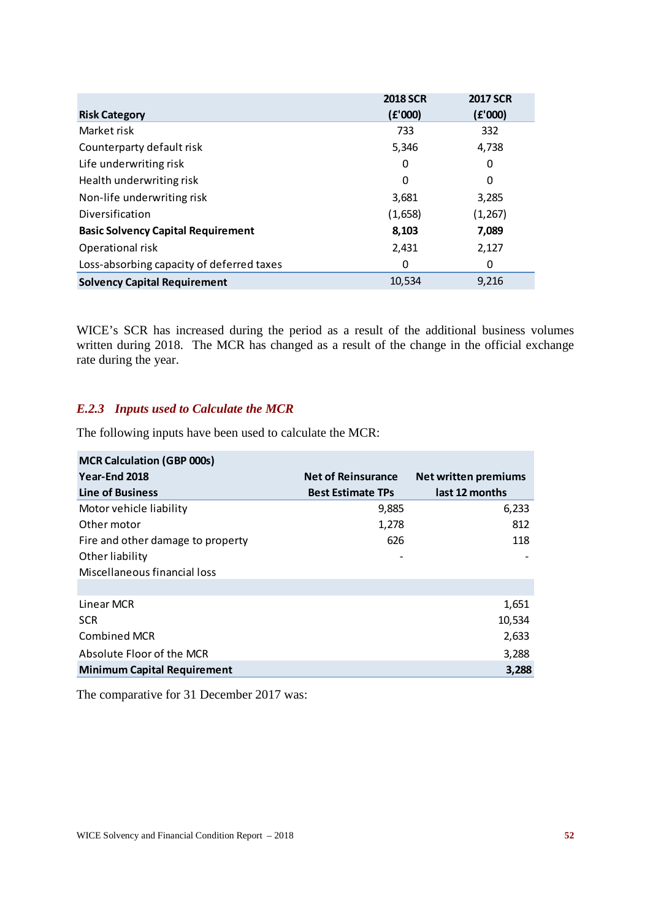| Risk Category | 2018 SCR (£'000) | 2017 SCR (£'000) |
|---|---|---|
| Market risk | 733 | 332 |
| Counterparty default risk | 5,346 | 4,738 |
| Life underwriting risk | 0 | 0 |
| Health underwriting risk | 0 | 0 |
| Non-life underwriting risk | 3,681 | 3,285 |
| Diversification | (1,658) | (1,267) |
| **Basic Solvency Capital Requirement** | **8,103** | **7,089** |
| Operational risk | 2,431 | 2,127 |
| Loss-absorbing capacity of deferred taxes | 0 | 0 |
| **Solvency Capital Requirement** | 10,534 | 9,216 |

WICE's SCR has increased during the period as a result of the additional business volumes written during 2018. The MCR has changed as a result of the change in the official exchange rate during the year.

### *E.2.3 Inputs used to Calculate the MCR*

The following inputs have been used to calculate the MCR:

| MCR Calculation (GBP 000s)<br>Year-End 2018<br>Line of Business | Net of Reinsurance Best Estimate TPs | Net written premiums last 12 months |
|---|---|---|
| Motor vehicle liability | 9,885 | 6,233 |
| Other motor | 1,278 | 812 |
| Fire and other damage to property | 626 | 118 |
| Other liability | - | - |
| Miscellaneous financial loss | | |
| | | |
| Linear MCR | | 1,651 |
| SCR | | 10,534 |
| Combined MCR | | 2,633 |
| Absolute Floor of the MCR | | 3,288 |
| **Minimum Capital Requirement** | | **3,288** |

The comparative for 31 December 2017 was: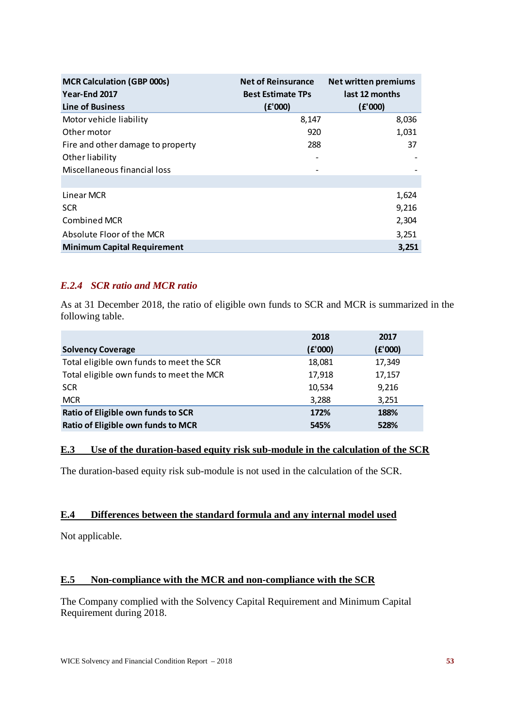| MCR Calculation (GBP 000s) Year-End 2017 Line of Business | Net of Reinsurance Best Estimate TPs (£'000) | Net written premiums last 12 months (£'000) |
|---|---|---|
| Motor vehicle liability | 8,147 | 8,036 |
| Other motor | 920 | 1,031 |
| Fire and other damage to property | 288 | 37 |
| Other liability | - | - |
| Miscellaneous financial loss | - | - |
| | | |
| Linear MCR | | 1,624 |
| SCR | | 9,216 |
| Combined MCR | | 2,304 |
| Absolute Floor of the MCR | | 3,251 |
| **Minimum Capital Requirement** | | **3,251** |

### *E.2.4 SCR ratio and MCR ratio*

As at 31 December 2018, the ratio of eligible own funds to SCR and MCR is summarized in the following table.

| Solvency Coverage | 2018 (£'000) | 2017 (£'000) |
|---|---|---|
| Total eligible own funds to meet the SCR | 18,081 | 17,349 |
| Total eligible own funds to meet the MCR | 17,918 | 17,157 |
| SCR | 10,534 | 9,216 |
| MCR | 3,288 | 3,251 |
| **Ratio of Eligible own funds to SCR** | **172%** | **188%** |
| **Ratio of Eligible own funds to MCR** | **545%** | **528%** |

## E.3 Use of the duration-based equity risk sub-module in the calculation of the SCR

The duration-based equity risk sub-module is not used in the calculation of the SCR.

## E.4 Differences between the standard formula and any internal model used

Not applicable.

## E.5 Non-compliance with the MCR and non-compliance with the SCR

The Company complied with the Solvency Capital Requirement and Minimum Capital Requirement during 2018.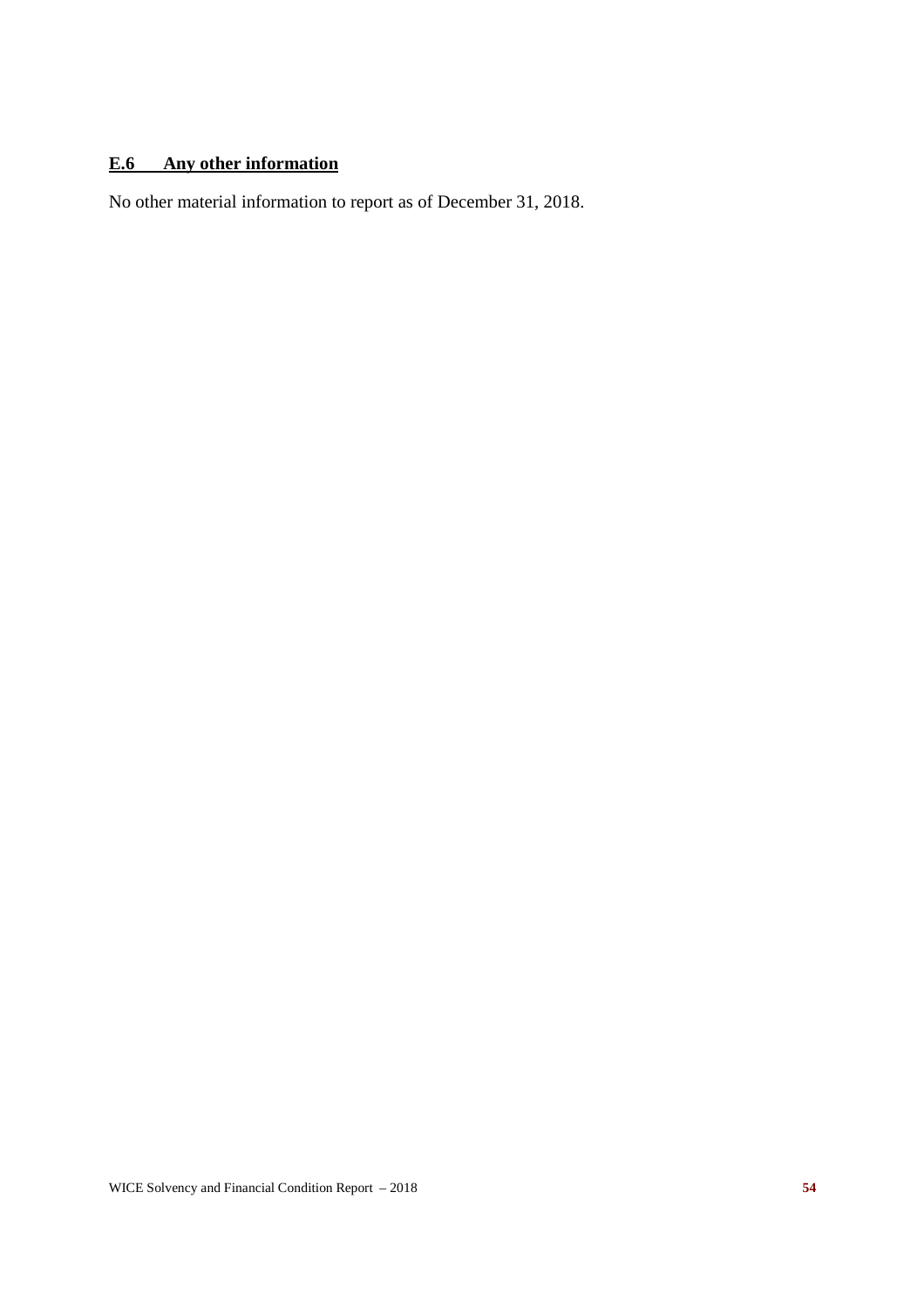## E.6 Any other information

No other material information to report as of December 31, 2018.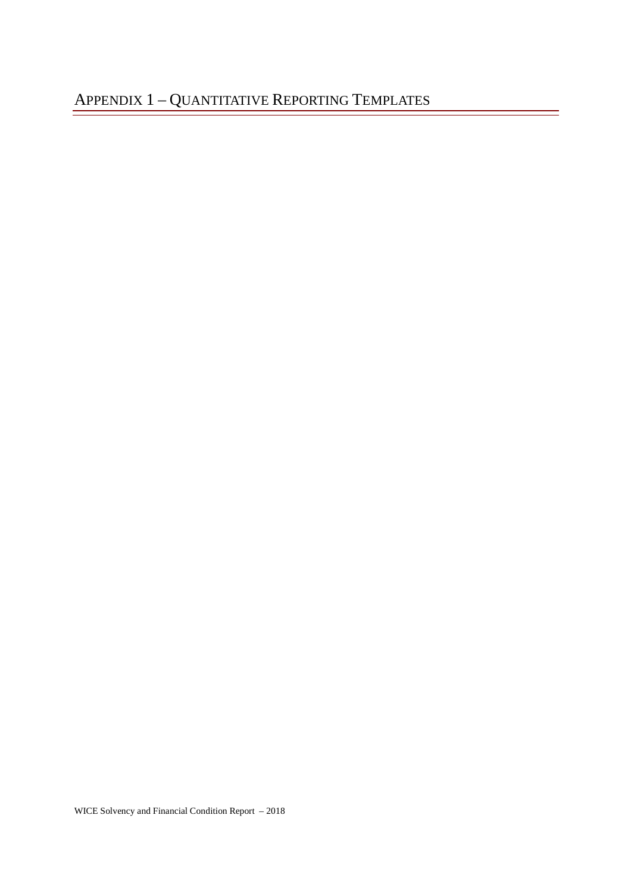# Appendix 1 – Quantitative Reporting Templates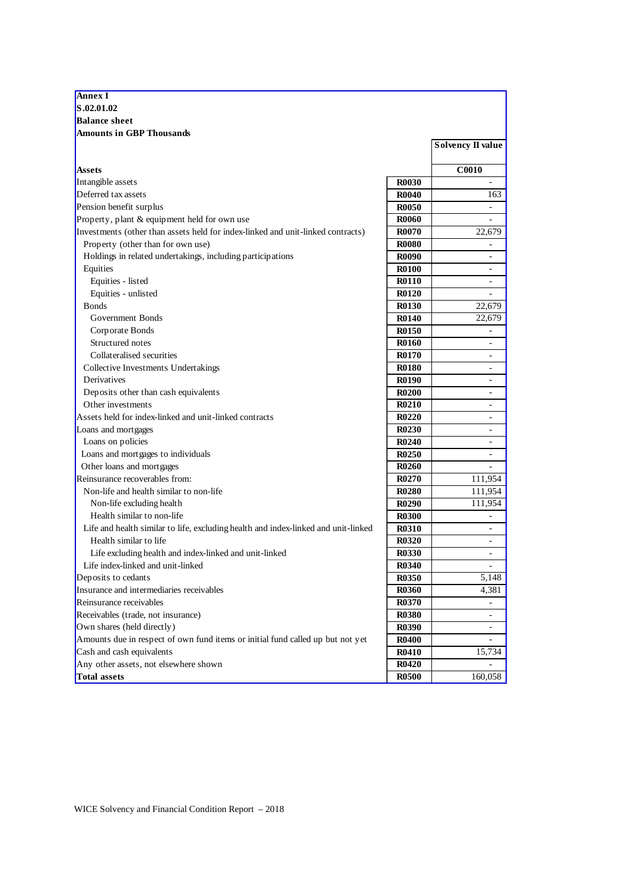**Annex I**

**S.02.01.02**

**Balance sheet**

**Amounts in GBP Thousands**

| | | **Solvency II value** |
|---|---|---|
| **Assets** | | **C0010** |
| Intangible assets | **R0030** | - |
| Deferred tax assets | **R0040** | 163 |
| Pension benefit surplus | **R0050** | - |
| Property, plant & equipment held for own use | **R0060** | - |
| Investments (other than assets held for index-linked and unit-linked contracts) | **R0070** | 22,679 |
| Property (other than for own use) | **R0080** | - |
| Holdings in related undertakings, including participations | **R0090** | - |
| Equities | **R0100** | - |
| Equities - listed | **R0110** | - |
| Equities - unlisted | **R0120** | - |
| Bonds | **R0130** | 22,679 |
| Government Bonds | **R0140** | 22,679 |
| Corporate Bonds | **R0150** | - |
| Structured notes | **R0160** | - |
| Collateralised securities | **R0170** | - |
| Collective Investments Undertakings | **R0180** | - |
| Derivatives | **R0190** | - |
| Deposits other than cash equivalents | **R0200** | - |
| Other investments | **R0210** | - |
| Assets held for index-linked and unit-linked contracts | **R0220** | - |
| Loans and mortgages | **R0230** | - |
| Loans on policies | **R0240** | - |
| Loans and mortgages to individuals | **R0250** | - |
| Other loans and mortgages | **R0260** | - |
| Reinsurance recoverables from: | **R0270** | 111,954 |
| Non-life and health similar to non-life | **R0280** | 111,954 |
| Non-life excluding health | **R0290** | 111,954 |
| Health similar to non-life | **R0300** | - |
| Life and health similar to life, excluding health and index-linked and unit-linked | **R0310** | - |
| Health similar to life | **R0320** | - |
| Life excluding health and index-linked and unit-linked | **R0330** | - |
| Life index-linked and unit-linked | **R0340** | - |
| Deposits to cedants | **R0350** | 5,148 |
| Insurance and intermediaries receivables | **R0360** | 4,381 |
| Reinsurance receivables | **R0370** | - |
| Receivables (trade, not insurance) | **R0380** | - |
| Own shares (held directly) | **R0390** | - |
| Amounts due in respect of own fund items or initial fund called up but not yet | **R0400** | - |
| Cash and cash equivalents | **R0410** | 15,734 |
| Any other assets, not elsewhere shown | **R0420** | - |
| **Total assets** | **R0500** | 160,058 |

WICE Solvency and Financial Condition Report – 2018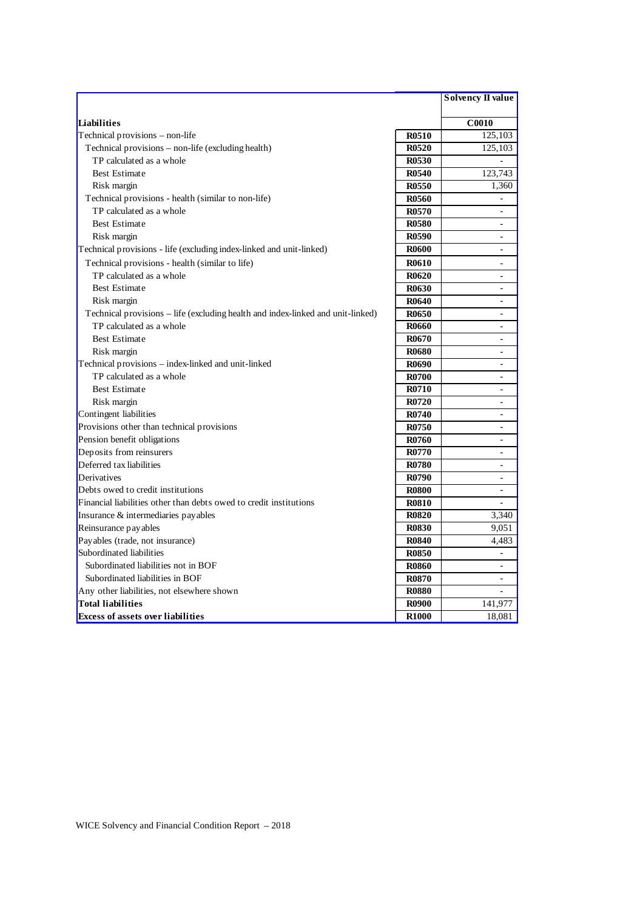| | | Solvency II value |
|---|---|---|
| **Liabilities** | | **C0010** |
| Technical provisions – non-life | **R0510** | 125,103 |
| Technical provisions – non-life (excluding health) | **R0520** | 125,103 |
| TP calculated as a whole | **R0530** | - |
| Best Estimate | **R0540** | 123,743 |
| Risk margin | **R0550** | 1,360 |
| Technical provisions - health (similar to non-life) | **R0560** | - |
| TP calculated as a whole | **R0570** | - |
| Best Estimate | **R0580** | - |
| Risk margin | **R0590** | - |
| Technical provisions - life (excluding index-linked and unit-linked) | **R0600** | - |
| Technical provisions - health (similar to life) | **R0610** | - |
| TP calculated as a whole | **R0620** | - |
| Best Estimate | **R0630** | - |
| Risk margin | **R0640** | - |
| Technical provisions – life (excluding health and index-linked and unit-linked) | **R0650** | - |
| TP calculated as a whole | **R0660** | - |
| Best Estimate | **R0670** | - |
| Risk margin | **R0680** | - |
| Technical provisions – index-linked and unit-linked | **R0690** | - |
| TP calculated as a whole | **R0700** | - |
| Best Estimate | **R0710** | - |
| Risk margin | **R0720** | - |
| Contingent liabilities | **R0740** | - |
| Provisions other than technical provisions | **R0750** | - |
| Pension benefit obligations | **R0760** | - |
| Deposits from reinsurers | **R0770** | - |
| Deferred tax liabilities | **R0780** | - |
| Derivatives | **R0790** | - |
| Debts owed to credit institutions | **R0800** | - |
| Financial liabilities other than debts owed to credit institutions | **R0810** | - |
| Insurance & intermediaries payables | **R0820** | 3,340 |
| Reinsurance payables | **R0830** | 9,051 |
| Payables (trade, not insurance) | **R0840** | 4,483 |
| Subordinated liabilities | **R0850** | - |
| Subordinated liabilities not in BOF | **R0860** | - |
| Subordinated liabilities in BOF | **R0870** | - |
| Any other liabilities, not elsewhere shown | **R0880** | - |
| **Total liabilities** | **R0900** | 141,977 |
| **Excess of assets over liabilities** | **R1000** | 18,081 |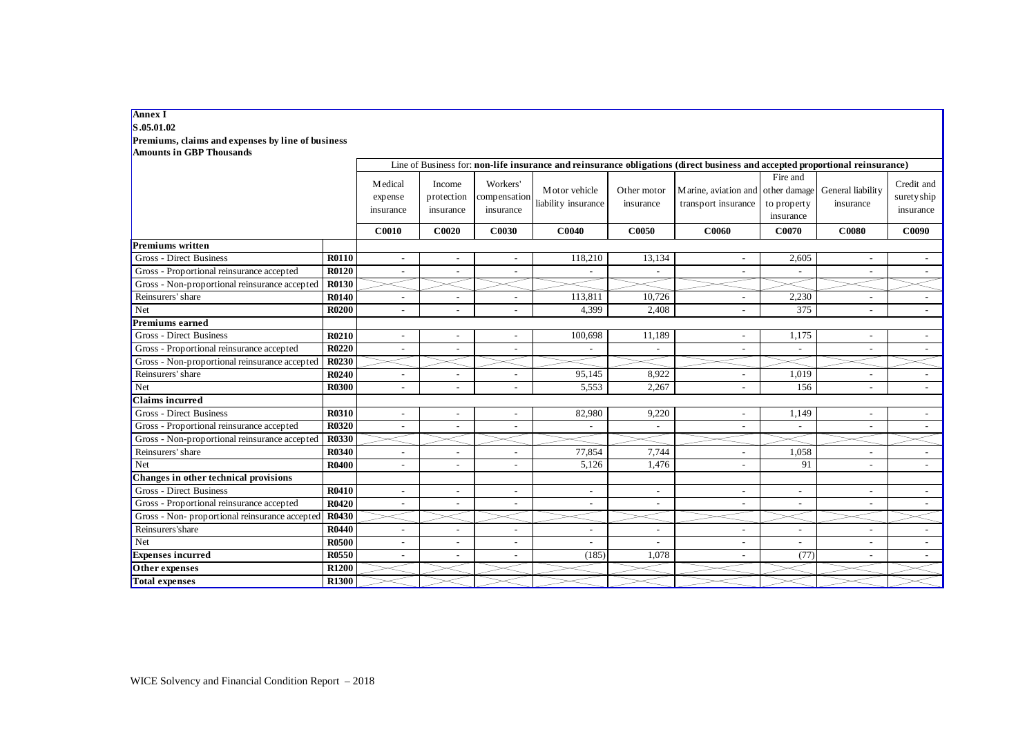**Annex I**

**S.05.01.02**

**Premiums, claims and expenses by line of business**

**Amounts in GBP Thousands**

| | | Line of Business for: **non-life insurance and reinsurance obligations (direct business and accepted proportional reinsurance)** | | | | | | | | |
|---|---|---|---|---|---|---|---|---|---|---|
| | | Medical expense insurance | Income protection insurance | Workers' compensation insurance | Motor vehicle liability insurance | Other motor insurance | Marine, aviation and transport insurance | Fire and other damage to property insurance | General liability insurance | Credit and suretyship insurance |
| | | **C0010** | **C0020** | **C0030** | **C0040** | **C0050** | **C0060** | **C0070** | **C0080** | **C0090** |
| **Premiums written** | | | | | | | | | | |
| Gross - Direct Business | **R0110** | - | - | - | 118,210 | 13,134 | - | 2,605 | - | - |
| Gross - Proportional reinsurance accepted | **R0120** | - | - | - | - | - | - | - | - | - |
| Gross - Non-proportional reinsurance accepted | **R0130** | | | | | | | | | |
| Reinsurers' share | **R0140** | - | - | - | 113,811 | 10,726 | - | 2,230 | - | - |
| Net | **R0200** | - | - | - | 4,399 | 2,408 | - | 375 | - | - |
| **Premiums earned** | | | | | | | | | | |
| Gross - Direct Business | **R0210** | - | - | - | 100,698 | 11,189 | - | 1,175 | - | - |
| Gross - Proportional reinsurance accepted | **R0220** | - | - | - | - | - | - | - | - | - |
| Gross - Non-proportional reinsurance accepted | **R0230** | | | | | | | | | |
| Reinsurers' share | **R0240** | - | - | - | 95,145 | 8,922 | - | 1,019 | - | - |
| Net | **R0300** | - | - | - | 5,553 | 2,267 | - | 156 | - | - |
| **Claims incurred** | | | | | | | | | | |
| Gross - Direct Business | **R0310** | - | - | - | 82,980 | 9,220 | - | 1,149 | - | - |
| Gross - Proportional reinsurance accepted | **R0320** | - | - | - | - | - | - | - | - | - |
| Gross - Non-proportional reinsurance accepted | **R0330** | | | | | | | | | |
| Reinsurers' share | **R0340** | - | - | - | 77,854 | 7,744 | - | 1,058 | - | - |
| Net | **R0400** | - | - | - | 5,126 | 1,476 | - | 91 | - | - |
| **Changes in other technical provisions** | | | | | | | | | | |
| Gross - Direct Business | **R0410** | - | - | - | - | - | - | - | - | - |
| Gross - Proportional reinsurance accepted | **R0420** | - | - | - | - | - | - | - | - | - |
| Gross - Non- proportional reinsurance accepted | **R0430** | | | | | | | | | |
| Reinsurers'share | **R0440** | - | - | - | - | - | - | - | - | - |
| Net | **R0500** | - | - | - | - | - | - | - | - | - |
| **Expenses incurred** | **R0550** | - | - | - | (185) | 1,078 | - | (77) | - | - |
| **Other expenses** | **R1200** | | | | | | | | | |
| **Total expenses** | **R1300** | | | | | | | | | |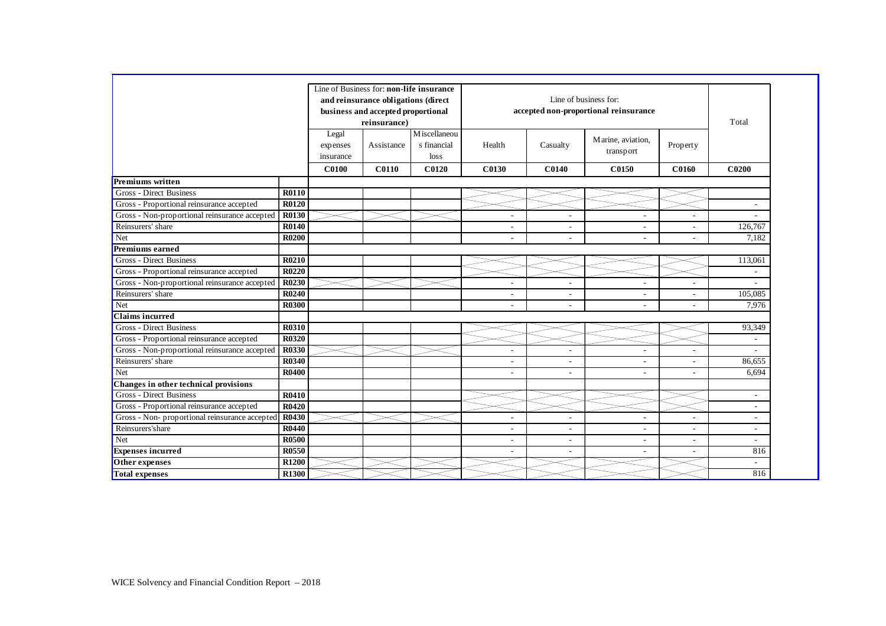| | | Line of Business for: **non-life insurance and reinsurance obligations (direct business and accepted proportional reinsurance)** | | | Line of business for: accepted non-proportional reinsurance | | | | Total |
|---|---|---|---|---|---|---|---|---|---|
| | | Legal expenses insurance | Assistance | Miscellaneous financial loss | Health | Casualty | Marine, aviation, transport | Property | |
| | | **C0100** | **C0110** | **C0120** | **C0130** | **C0140** | **C0150** | **C0160** | **C0200** |
| **Premiums written** | | | | | | | | | |
| Gross - Direct Business | **R0110** | | | | | | | | |
| Gross - Proportional reinsurance accepted | **R0120** | | | | | | | | - |
| Gross - Non-proportional reinsurance accepted | **R0130** | | | | - | - | - | - | - |
| Reinsurers' share | **R0140** | | | | - | - | - | - | 126,767 |
| Net | **R0200** | | | | - | - | - | - | 7,182 |
| **Premiums earned** | | | | | | | | | |
| Gross - Direct Business | **R0210** | | | | | | | | 113,061 |
| Gross - Proportional reinsurance accepted | **R0220** | | | | | | | | - |
| Gross - Non-proportional reinsurance accepted | **R0230** | | | | - | - | - | - | - |
| Reinsurers' share | **R0240** | | | | - | - | - | - | 105,085 |
| Net | **R0300** | | | | - | - | - | - | 7,976 |
| **Claims incurred** | | | | | | | | | |
| Gross - Direct Business | **R0310** | | | | | | | | 93,349 |
| Gross - Proportional reinsurance accepted | **R0320** | | | | | | | | - |
| Gross - Non-proportional reinsurance accepted | **R0330** | | | | - | - | - | - | - |
| Reinsurers' share | **R0340** | | | | - | - | - | - | 86,655 |
| Net | **R0400** | | | | - | - | - | - | 6,694 |
| **Changes in other technical provisions** | | | | | | | | | |
| Gross - Direct Business | **R0410** | | | | | | | | - |
| Gross - Proportional reinsurance accepted | **R0420** | | | | | | | | - |
| Gross - Non- proportional reinsurance accepted | **R0430** | | | | - | - | - | - | - |
| Reinsurers'share | **R0440** | | | | - | - | - | - | - |
| Net | **R0500** | | | | - | - | - | - | - |
| **Expenses incurred** | **R0550** | | | | - | - | - | - | 816 |
| **Other expenses** | **R1200** | | | | | | | | - |
| **Total expenses** | **R1300** | | | | | | | | 816 |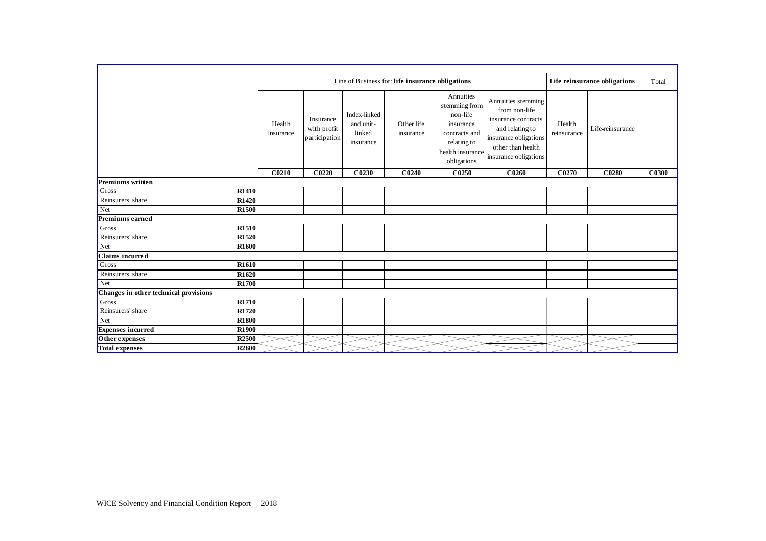| | | Line of Business for: **life insurance obligations** | | | | | | **Life reinsurance obligations** | | Total |
|---|---|---|---|---|---|---|---|---|---|---|
| | | Health insurance | Insurance with profit participation | Index-linked and unit-linked insurance | Other life insurance | Annuities stemming from non-life insurance contracts and relating to health insurance obligations | Annuities stemming from non-life insurance contracts and relating to insurance obligations other than health insurance obligations | Health reinsurance | Life-reinsurance | |
| | | **C0210** | **C0220** | **C0230** | **C0240** | **C0250** | **C0260** | **C0270** | **C0280** | **C0300** |
| **Premiums written** | | | | | | | | | | |
| Gross | **R1410** | | | | | | | | | |
| Reinsurers' share | **R1420** | | | | | | | | | |
| Net | **R1500** | | | | | | | | | |
| **Premiums earned** | | | | | | | | | | |
| Gross | **R1510** | | | | | | | | | |
| Reinsurers' share | **R1520** | | | | | | | | | |
| Net | **R1600** | | | | | | | | | |
| **Claims incurred** | | | | | | | | | | |
| Gross | **R1610** | | | | | | | | | |
| Reinsurers' share | **R1620** | | | | | | | | | |
| Net | **R1700** | | | | | | | | | |
| **Changes in other technical provisions** | | | | | | | | | | |
| Gross | **R1710** | | | | | | | | | |
| Reinsurers' share | **R1720** | | | | | | | | | |
| Net | **R1800** | | | | | | | | | |
| **Expenses incurred** | **R1900** | | | | | | | | | |
| **Other expenses** | **R2500** | | | | | | | | | |
| **Total expenses** | **R2600** | | | | | | | | | |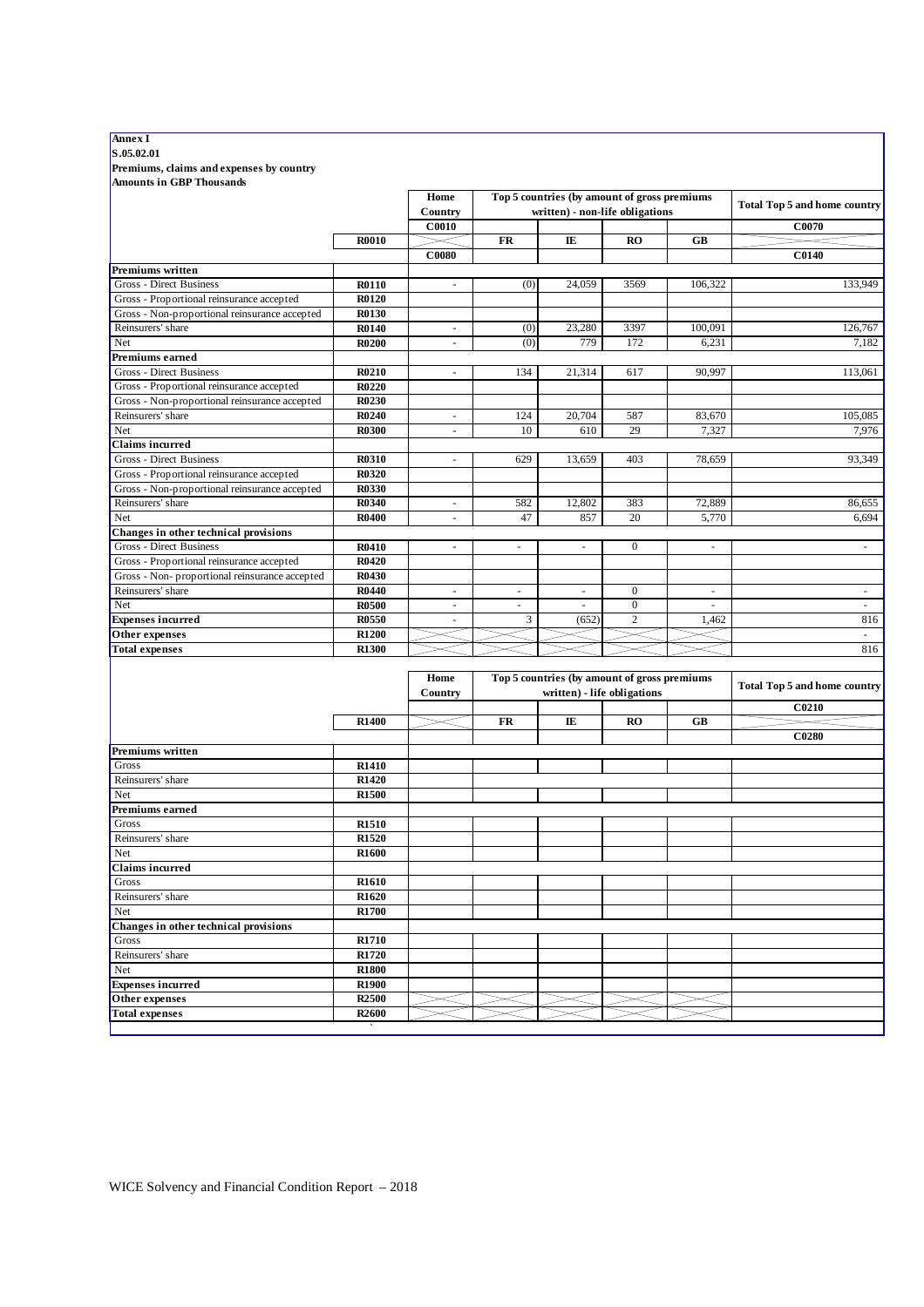**Annex I**

**S.05.02.01**

**Premiums, claims and expenses by country**

**Amounts in GBP Thousands**

| | | Home Country | Top 5 countries (by amount of gross premiums written) - non-life obligations | | | | Total Top 5 and home country |
|---|---|---|---|---|---|---|---|
| | | C0010 | | | | | C0070 |
| | R0010 | | FR | IE | RO | GB | |
| | | C0080 | | | | | C0140 |
| **Premiums written** | | | | | | | |
| Gross - Direct Business | R0110 | - | (0) | 24,059 | 3569 | 106,322 | 133,949 |
| Gross - Proportional reinsurance accepted | R0120 | | | | | | |
| Gross - Non-proportional reinsurance accepted | R0130 | | | | | | |
| Reinsurers' share | R0140 | - | (0) | 23,280 | 3397 | 100,091 | 126,767 |
| Net | R0200 | - | (0) | 779 | 172 | 6,231 | 7,182 |
| **Premiums earned** | | | | | | | |
| Gross - Direct Business | R0210 | - | 134 | 21,314 | 617 | 90,997 | 113,061 |
| Gross - Proportional reinsurance accepted | R0220 | | | | | | |
| Gross - Non-proportional reinsurance accepted | R0230 | | | | | | |
| Reinsurers' share | R0240 | - | 124 | 20,704 | 587 | 83,670 | 105,085 |
| Net | R0300 | - | 10 | 610 | 29 | 7,327 | 7,976 |
| **Claims incurred** | | | | | | | |
| Gross - Direct Business | R0310 | - | 629 | 13,659 | 403 | 78,659 | 93,349 |
| Gross - Proportional reinsurance accepted | R0320 | | | | | | |
| Gross - Non-proportional reinsurance accepted | R0330 | | | | | | |
| Reinsurers' share | R0340 | - | 582 | 12,802 | 383 | 72,889 | 86,655 |
| Net | R0400 | - | 47 | 857 | 20 | 5,770 | 6,694 |
| **Changes in other technical provisions** | | | | | | | |
| Gross - Direct Business | R0410 | - | - | - | 0 | - | - |
| Gross - Proportional reinsurance accepted | R0420 | | | | | | |
| Gross - Non- proportional reinsurance accepted | R0430 | | | | | | |
| Reinsurers' share | R0440 | - | - | - | 0 | - | - |
| Net | R0500 | - | - | - | 0 | - | - |
| **Expenses incurred** | R0550 | - | 3 | (652) | 2 | 1,462 | 816 |
| **Other expenses** | R1200 | | | | | | - |
| **Total expenses** | R1300 | | | | | | 816 |

| | | Home Country | Top 5 countries (by amount of gross premiums written) - life obligations | | | | Total Top 5 and home country |
|---|---|---|---|---|---|---|---|
| | | | | | | | C0210 |
| | R1400 | | FR | IE | RO | GB | |
| | | | | | | | C0280 |
| **Premiums written** | | | | | | | |
| Gross | R1410 | | | | | | |
| Reinsurers' share | R1420 | | | | | | |
| Net | R1500 | | | | | | |
| **Premiums earned** | | | | | | | |
| Gross | R1510 | | | | | | |
| Reinsurers' share | R1520 | | | | | | |
| Net | R1600 | | | | | | |
| **Claims incurred** | | | | | | | |
| Gross | R1610 | | | | | | |
| Reinsurers' share | R1620 | | | | | | |
| Net | R1700 | | | | | | |
| **Changes in other technical provisions** | | | | | | | |
| Gross | R1710 | | | | | | |
| Reinsurers' share | R1720 | | | | | | |
| Net | R1800 | | | | | | |
| **Expenses incurred** | R1900 | | | | | | |
| **Other expenses** | R2500 | | | | | | |
| **Total expenses** | R2600 | | | | | | |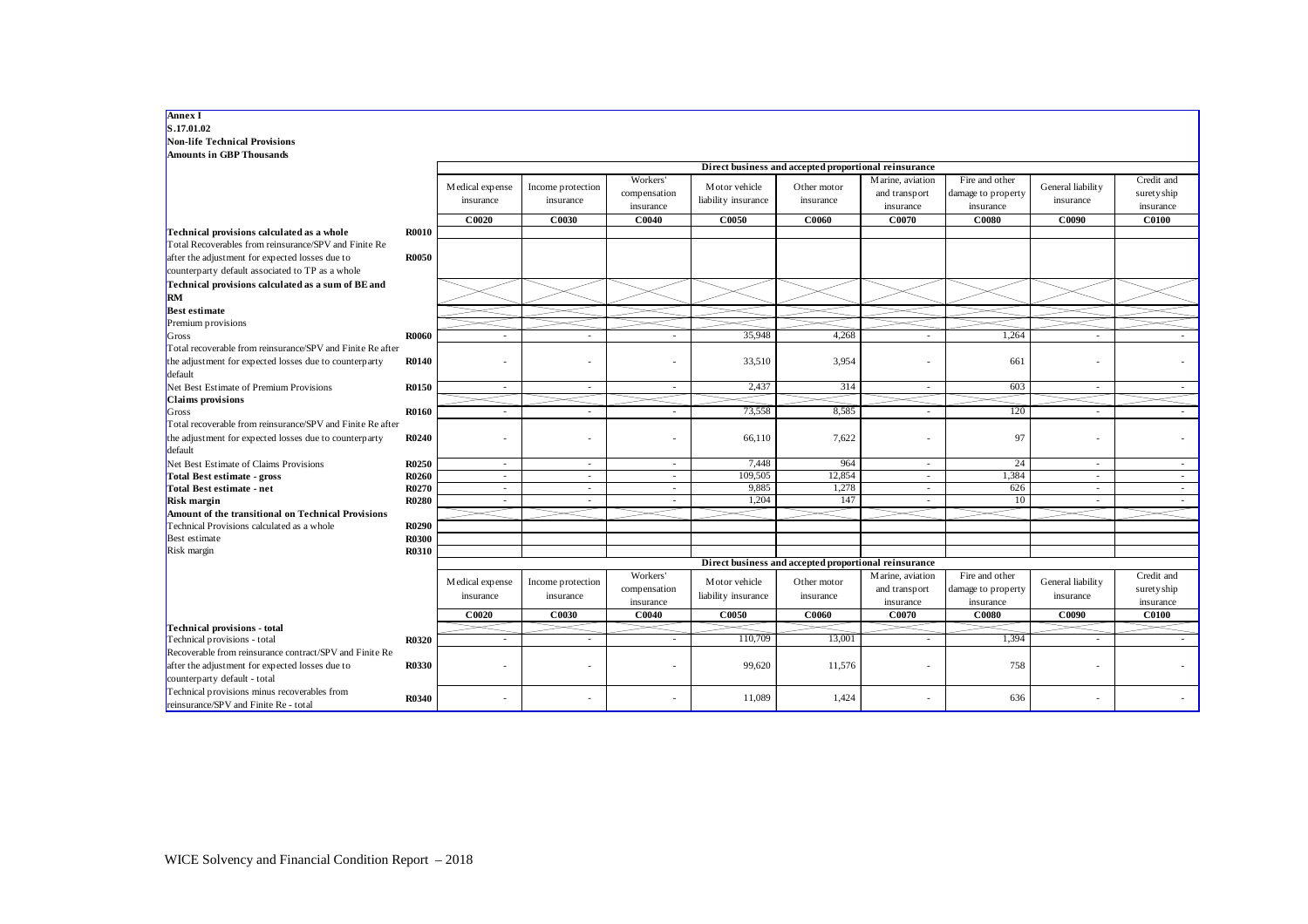**Annex I**
**S.17.01.02**
**Non-life Technical Provisions**
**Amounts in GBP Thousands**

| | | Direct business and accepted proportional reinsurance | | | | | | | | |
|---|---|---|---|---|---|---|---|---|---|---|
| | | Medical expense insurance | Income protection insurance | Workers' compensation insurance | Motor vehicle liability insurance | Other motor insurance | Marine, aviation and transport insurance | Fire and other damage to property insurance | General liability insurance | Credit and suretyship insurance |
| | | C0020 | C0030 | C0040 | C0050 | C0060 | C0070 | C0080 | C0090 | C0100 |
| **Technical provisions calculated as a whole** | R0010 | | | | | | | | | |
| Total Recoverables from reinsurance/SPV and Finite Re after the adjustment for expected losses due to counterparty default associated to TP as a whole | R0050 | | | | | | | | | |
| **Technical provisions calculated as a sum of BE and RM** | | | | | | | | | | |
| **Best estimate** | | | | | | | | | | |
| Premium provisions | | | | | | | | | | |
| Gross | R0060 | - | - | - | 35,948 | 4,268 | - | 1,264 | - | - |
| Total recoverable from reinsurance/SPV and Finite Re after the adjustment for expected losses due to counterparty default | R0140 | - | - | - | 33,510 | 3,954 | - | 661 | - | - |
| Net Best Estimate of Premium Provisions | R0150 | - | - | - | 2,437 | 314 | - | 603 | - | - |
| **Claims provisions** | | | | | | | | | | |
| Gross | R0160 | - | - | - | 73,558 | 8,585 | - | 120 | - | - |
| Total recoverable from reinsurance/SPV and Finite Re after the adjustment for expected losses due to counterparty default | R0240 | - | - | - | 66,110 | 7,622 | - | 97 | - | - |
| Net Best Estimate of Claims Provisions | R0250 | - | - | - | 7,448 | 964 | - | 24 | - | - |
| **Total Best estimate - gross** | R0260 | - | - | - | 109,505 | 12,854 | - | 1,384 | - | - |
| **Total Best estimate - net** | R0270 | - | - | - | 9,885 | 1,278 | - | 626 | - | - |
| **Risk margin** | R0280 | - | - | - | 1,204 | 147 | - | 10 | - | - |
| **Amount of the transitional on Technical Provisions** | | | | | | | | | | |
| Technical Provisions calculated as a whole | R0290 | | | | | | | | | |
| Best estimate | R0300 | | | | | | | | | |
| Risk margin | R0310 | | | | | | | | | |

| | | Direct business and accepted proportional reinsurance | | | | | | | | |
|---|---|---|---|---|---|---|---|---|---|---|
| | | Medical expense insurance | Income protection insurance | Workers' compensation insurance | Motor vehicle liability insurance | Other motor insurance | Marine, aviation and transport insurance | Fire and other damage to property insurance | General liability insurance | Credit and suretyship insurance |
| | | C0020 | C0030 | C0040 | C0050 | C0060 | C0070 | C0080 | C0090 | C0100 |
| **Technical provisions - total** | | | | | | | | | | |
| Technical provisions - total | R0320 | - | - | - | 110,709 | 13,001 | - | 1,394 | - | - |
| Recoverable from reinsurance contract/SPV and Finite Re after the adjustment for expected losses due to counterparty default - total | R0330 | - | - | - | 99,620 | 11,576 | - | 758 | - | - |
| Technical provisions minus recoverables from reinsurance/SPV and Finite Re - total | R0340 | - | - | - | 11,089 | 1,424 | - | 636 | - | - |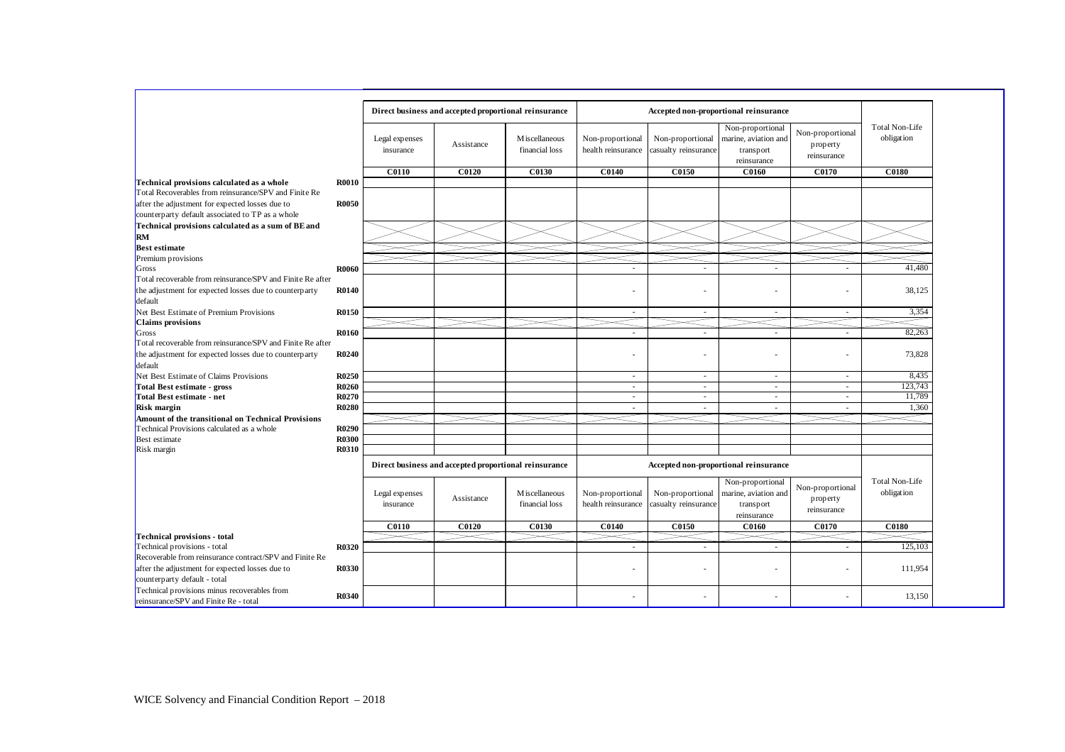| | | Direct business and accepted proportional reinsurance | | | Accepted non-proportional reinsurance | | | | |
|---|---|---|---|---|---|---|---|---|---|
| | | Legal expenses insurance | Assistance | Miscellaneous financial loss | Non-proportional health reinsurance | Non-proportional casualty reinsurance | Non-proportional marine, aviation and transport reinsurance | Non-proportional property reinsurance | Total Non-Life obligation |
| | | C0110 | C0120 | C0130 | C0140 | C0150 | C0160 | C0170 | C0180 |
| **Technical provisions calculated as a whole** | **R0010** | | | | | | | | |
| Total Recoverables from reinsurance/SPV and Finite Re after the adjustment for expected losses due to counterparty default associated to TP as a whole | **R0050** | | | | | | | | |
| **Technical provisions calculated as a sum of BE and RM** | | | | | | | | | |
| **Best estimate** | | | | | | | | | |
| Premium provisions | | | | | | | | | |
| Gross | **R0060** | | | | - | - | - | - | 41,480 |
| Total recoverable from reinsurance/SPV and Finite Re after the adjustment for expected losses due to counterparty default | **R0140** | | | | - | - | - | - | 38,125 |
| Net Best Estimate of Premium Provisions | **R0150** | | | | - | - | - | - | 3,354 |
| **Claims provisions** | | | | | | | | | |
| Gross | **R0160** | | | | - | - | - | - | 82,263 |
| Total recoverable from reinsurance/SPV and Finite Re after the adjustment for expected losses due to counterparty default | **R0240** | | | | - | - | - | - | 73,828 |
| Net Best Estimate of Claims Provisions | **R0250** | | | | - | - | - | - | 8,435 |
| **Total Best estimate - gross** | **R0260** | | | | - | - | - | - | 123,743 |
| **Total Best estimate - net** | **R0270** | | | | - | - | - | - | 11,789 |
| **Risk margin** | **R0280** | | | | - | - | - | - | 1,360 |
| **Amount of the transitional on Technical Provisions** | | | | | | | | | |
| Technical Provisions calculated as a whole | **R0290** | | | | | | | | |
| Best estimate | **R0300** | | | | | | | | |
| Risk margin | **R0310** | | | | | | | | |

| | | Direct business and accepted proportional reinsurance | | | Accepted non-proportional reinsurance | | | | |
|---|---|---|---|---|---|---|---|---|---|
| | | Legal expenses insurance | Assistance | Miscellaneous financial loss | Non-proportional health reinsurance | Non-proportional casualty reinsurance | Non-proportional marine, aviation and transport reinsurance | Non-proportional property reinsurance | Total Non-Life obligation |
| | | C0110 | C0120 | C0130 | C0140 | C0150 | C0160 | C0170 | C0180 |
| **Technical provisions - total** | | | | | | | | | |
| Technical provisions - total | **R0320** | | | | - | - | - | - | 125,103 |
| Recoverable from reinsurance contract/SPV and Finite Re after the adjustment for expected losses due to counterparty default - total | **R0330** | | | | - | - | - | - | 111,954 |
| Technical provisions minus recoverables from reinsurance/SPV and Finite Re - total | **R0340** | | | | - | - | - | - | 13,150 |

WICE Solvency and Financial Condition Report – 2018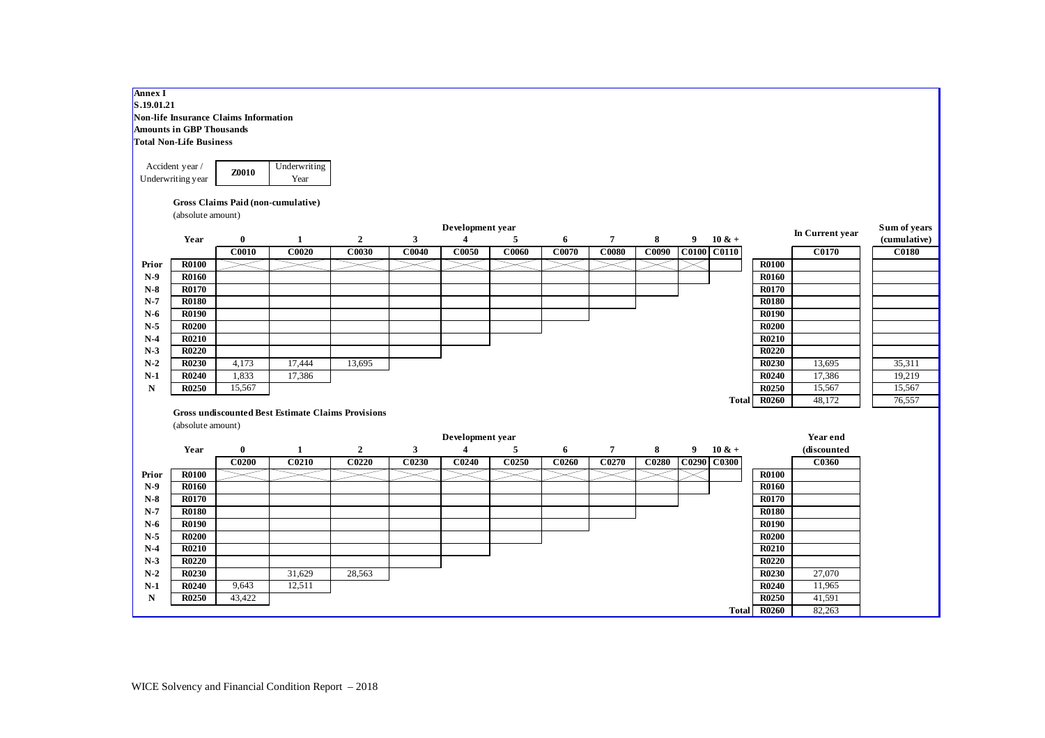**Annex I**
**S.19.01.21**
**Non-life Insurance Claims Information**
**Amounts in GBP Thousands**
**Total Non-Life Business**

| Accident year / Underwriting year | Z0010 | Underwriting Year |
|---|---|---|

**Gross Claims Paid (non-cumulative)**
(absolute amount)

| | Year | 0 | 1 | 2 | 3 | 4 | 5 | 6 | 7 | 8 | 9 | 10 & + | | In Current year | Sum of years (cumulative) |
|---|---|---|---|---|---|---|---|---|---|---|---|---|---|---|---|
| | | C0010 | C0020 | C0030 | C0040 | C0050 | C0060 | C0070 | C0080 | C0090 | C0100 | C0110 | | C0170 | C0180 |
| Prior | R0100 | | | | | | | | | | | | R0100 | | |
| N-9 | R0160 | | | | | | | | | | | | R0160 | | |
| N-8 | R0170 | | | | | | | | | | | | R0170 | | |
| N-7 | R0180 | | | | | | | | | | | | R0180 | | |
| N-6 | R0190 | | | | | | | | | | | | R0190 | | |
| N-5 | R0200 | | | | | | | | | | | | R0200 | | |
| N-4 | R0210 | | | | | | | | | | | | R0210 | | |
| N-3 | R0220 | | | | | | | | | | | | R0220 | | |
| N-2 | R0230 | 4,173 | 17,444 | 13,695 | | | | | | | | | R0230 | 13,695 | 35,311 |
| N-1 | R0240 | 1,833 | 17,386 | | | | | | | | | | R0240 | 17,386 | 19,219 |
| N | R0250 | 15,567 | | | | | | | | | | | R0250 | 15,567 | 15,567 |
| | | | | | | | | | | | | Total | R0260 | 48,172 | 76,557 |

**Gross undiscounted Best Estimate Claims Provisions**
(absolute amount)

| | Year | 0 | 1 | 2 | 3 | 4 | 5 | 6 | 7 | 8 | 9 | 10 & + | | Year end (discounted |
|---|---|---|---|---|---|---|---|---|---|---|---|---|---|---|
| | | C0200 | C0210 | C0220 | C0230 | C0240 | C0250 | C0260 | C0270 | C0280 | C0290 | C0300 | | C0360 |
| Prior | R0100 | | | | | | | | | | | | R0100 | |
| N-9 | R0160 | | | | | | | | | | | | R0160 | |
| N-8 | R0170 | | | | | | | | | | | | R0170 | |
| N-7 | R0180 | | | | | | | | | | | | R0180 | |
| N-6 | R0190 | | | | | | | | | | | | R0190 | |
| N-5 | R0200 | | | | | | | | | | | | R0200 | |
| N-4 | R0210 | | | | | | | | | | | | R0210 | |
| N-3 | R0220 | | | | | | | | | | | | R0220 | |
| N-2 | R0230 | | 31,629 | 28,563 | | | | | | | | | R0230 | 27,070 |
| N-1 | R0240 | 9,643 | 12,511 | | | | | | | | | | R0240 | 11,965 |
| N | R0250 | 43,422 | | | | | | | | | | | R0250 | 41,591 |
| | | | | | | | | | | | | Total | R0260 | 82,263 |

WICE Solvency and Financial Condition Report – 2018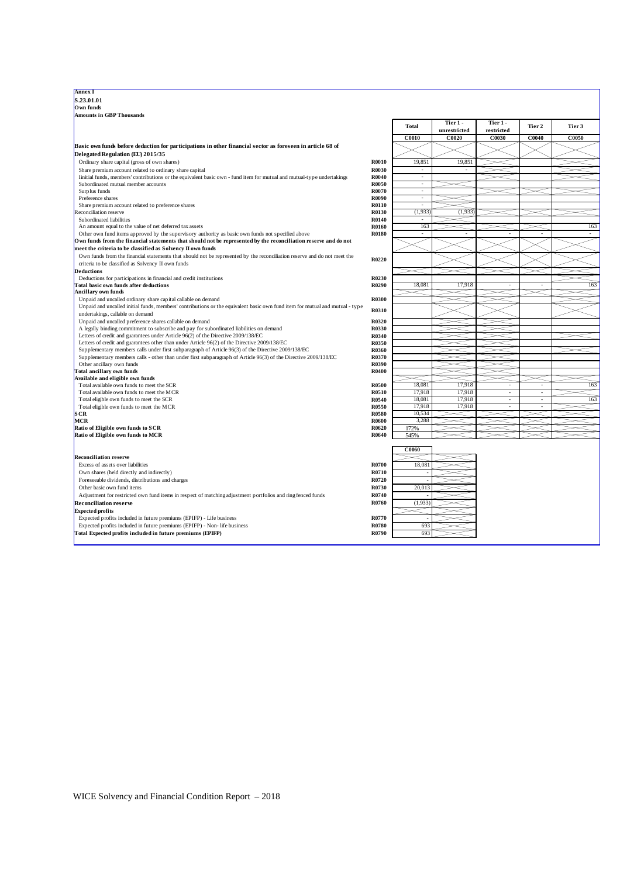**Annex I**
**S.23.01.01**
**Own funds**
**Amounts in GBP Thousands**

| | | Total | Tier 1 - unrestricted | Tier 1 - restricted | Tier 2 | Tier 3 |
|---|---|---|---|---|---|---|
| | | C0010 | C0020 | C0030 | C0040 | C0050 |
| **Basic own funds before deduction for participations in other financial sector as foreseen in article 68 of Delegated Regulation (EU) 2015/35** | | | | | | |
| Ordinary share capital (gross of own shares) | R0010 | 19,851 | 19,851 | | | |
| Share premium account related to ordinary share capital | R0030 | - | - | | | |
| Iinitial funds, members' contributions or the equivalent basic own - fund item for mutual and mutual-type undertakings | R0040 | - | | | | |
| Subordinated mutual member accounts | R0050 | - | | | | |
| Surplus funds | R0070 | - | | | | |
| Preference shares | R0090 | - | | | | |
| Share premium account related to preference shares | R0110 | - | | | | |
| Reconciliation reserve | R0130 | (1,933) | (1,933) | | | |
| Subordinated liabilities | R0140 | - | | | | |
| An amount equal to the value of net deferred tax assets | R0160 | 163 | | | | 163 |
| Other own fund items approved by the supervisory authority as basic own funds not specified above | R0180 | - | - | - | - | - |
| **Own funds from the financial statements that should not be represented by the reconciliation reserve and do not meet the criteria to be classified as Solvency II own funds** | | | | | | |
| Own funds from the financial statements that should not be represented by the reconciliation reserve and do not meet the criteria to be classified as Solvency II own funds | R0220 | | | | | |
| **Deductions** | | | | | | |
| Deductions for participations in financial and credit institutions | R0230 | | | | | |
| **Total basic own funds after deductions** | R0290 | 18,081 | 17,918 | - | - | 163 |
| **Ancillary own funds** | | | | | | |
| Unpaid and uncalled ordinary share capital callable on demand | R0300 | | | | | |
| Unpaid and uncalled initial funds, members' contributions or the equivalent basic own fund item for mutual and mutual - type undertakings, callable on demand | R0310 | | | | | |
| Unpaid and uncalled preference shares callable on demand | R0320 | | | | | |
| A legally binding commitment to subscribe and pay for subordinated liabilities on demand | R0330 | | | | | |
| Letters of credit and guarantees under Article 96(2) of the Directive 2009/138/EC | R0340 | | | | | |
| Letters of credit and guarantees other than under Article 96(2) of the Directive 2009/138/EC | R0350 | | | | | |
| Supplementary members calls under first subparagraph of Article 96(3) of the Directive 2009/138/EC | R0360 | | | | | |
| Supplementary members calls - other than under first subparagraph of Article 96(3) of the Directive 2009/138/EC | R0370 | | | | | |
| Other ancillary own funds | R0390 | | | | | |
| **Total ancillary own funds** | R0400 | | | | | |
| **Available and eligible own funds** | | | | | | |
| Total available own funds to meet the SCR | R0500 | 18,081 | 17,918 | - | - | 163 |
| Total available own funds to meet the MCR | R0510 | 17,918 | 17,918 | - | - | |
| Total eligible own funds to meet the SCR | R0540 | 18,081 | 17,918 | - | - | 163 |
| Total eligible own funds to meet the MCR | R0550 | 17,918 | 17,918 | - | - | |
| **SCR** | R0580 | 10,534 | | | | |
| **MCR** | R0600 | 3,288 | | | | |
| **Ratio of Eligible own funds to SCR** | R0620 | 172% | | | | |
| **Ratio of Eligible own funds to MCR** | R0640 | 545% | | | | |

| | | C0060 |
|---|---|---|
| **Reconciliation reserve** | | |
| Excess of assets over liabilities | R0700 | 18,081 |
| Own shares (held directly and indirectly) | R0710 | - |
| Foreseeable dividends, distributions and charges | R0720 | - |
| Other basic own fund items | R0730 | 20,013 |
| Adjustment for restricted own fund items in respect of matching adjustment portfolios and ring fenced funds | R0740 | - |
| **Reconciliation reserve** | R0760 | (1,933) |
| **Expected profits** | | |
| Expected profits included in future premiums (EPIFP) - Life business | R0770 | - |
| Expected profits included in future premiums (EPIFP) - Non- life business | R0780 | 693 |
| **Total Expected profits included in future premiums (EPIFP)** | R0790 | 693 |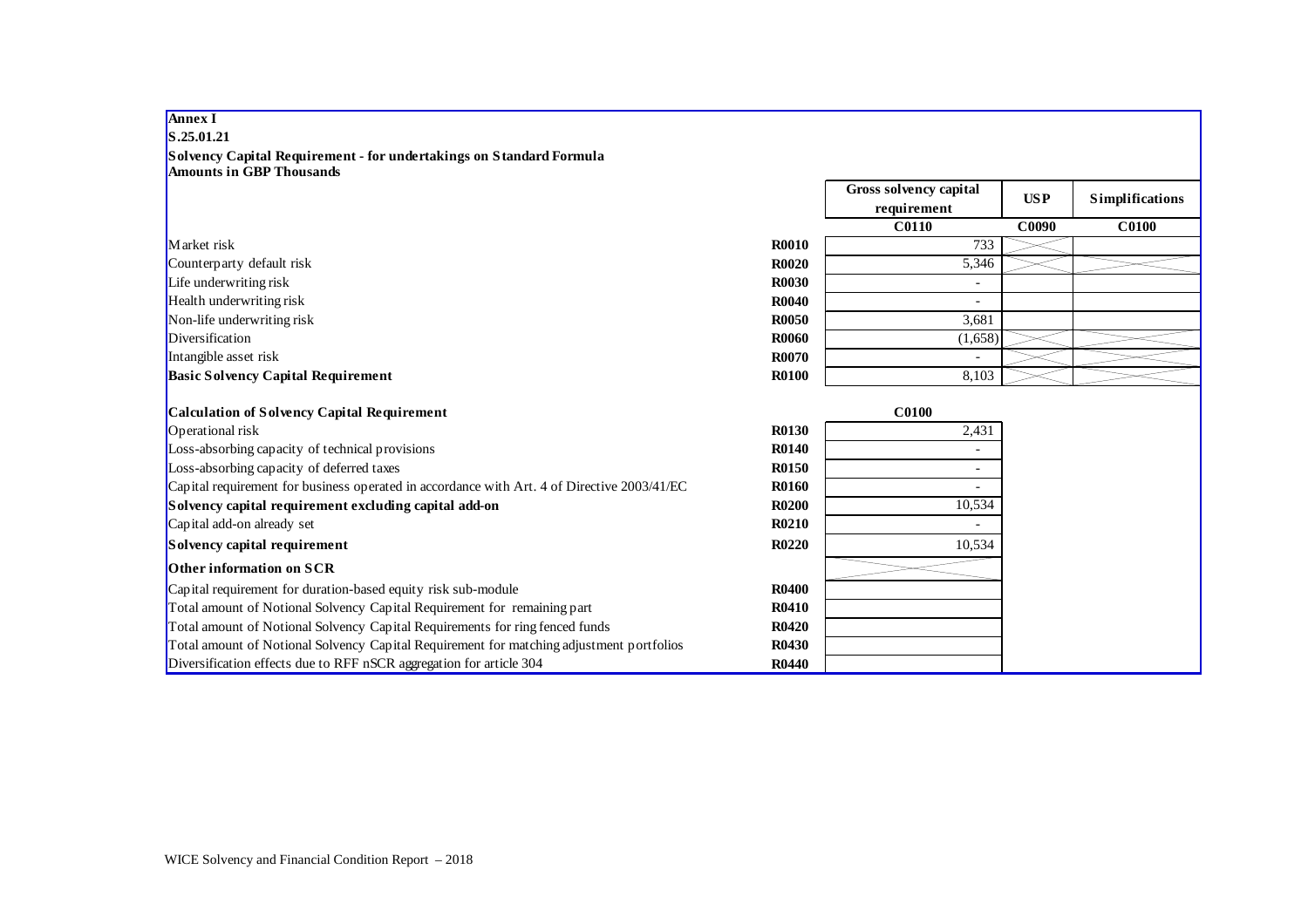**Annex I**

**S.25.01.21**

**Solvency Capital Requirement - for undertakings on Standard Formula**

**Amounts in GBP Thousands**

| | | Gross solvency capital requirement | USP | Simplifications |
|---|---|---|---|---|
| | | **C0110** | **C0090** | **C0100** |
| Market risk | **R0010** | 733 | | |
| Counterparty default risk | **R0020** | 5,346 | | |
| Life underwriting risk | **R0030** | - | | |
| Health underwriting risk | **R0040** | - | | |
| Non-life underwriting risk | **R0050** | 3,681 | | |
| Diversification | **R0060** | (1,658) | | |
| Intangible asset risk | **R0070** | - | | |
| **Basic Solvency Capital Requirement** | **R0100** | 8,103 | | |

| **Calculation of Solvency Capital Requirement** | | **C0100** |
|---|---|---|
| Operational risk | **R0130** | 2,431 |
| Loss-absorbing capacity of technical provisions | **R0140** | - |
| Loss-absorbing capacity of deferred taxes | **R0150** | - |
| Capital requirement for business operated in accordance with Art. 4 of Directive 2003/41/EC | **R0160** | - |
| **Solvency capital requirement excluding capital add-on** | **R0200** | 10,534 |
| Capital add-on already set | **R0210** | - |
| **Solvency capital requirement** | **R0220** | 10,534 |
| **Other information on SCR** | | |
| Capital requirement for duration-based equity risk sub-module | **R0400** | |
| Total amount of Notional Solvency Capital Requirement for remaining part | **R0410** | |
| Total amount of Notional Solvency Capital Requirements for ring fenced funds | **R0420** | |
| Total amount of Notional Solvency Capital Requirement for matching adjustment portfolios | **R0430** | |
| Diversification effects due to RFF nSCR aggregation for article 304 | **R0440** | |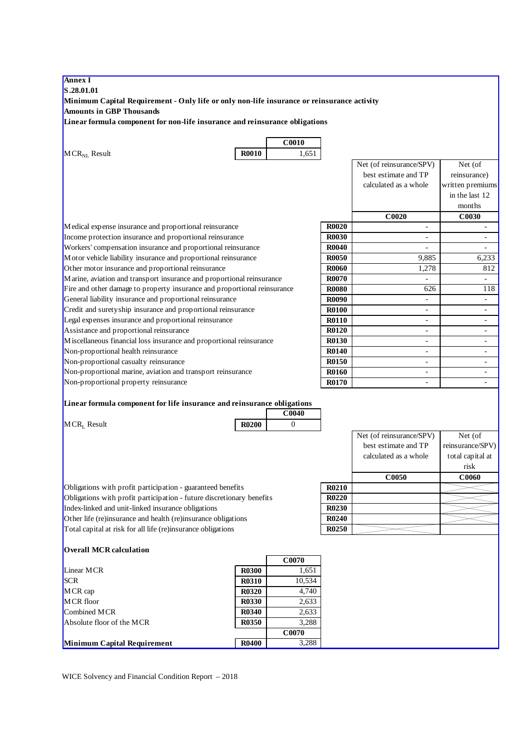**Annex I**

**S.28.01.01**

**Minimum Capital Requirement - Only life or only non-life insurance or reinsurance activity**

**Amounts in GBP Thousands**

**Linear formula component for non-life insurance and reinsurance obligations**

| | | C0010 |
|---|---|---|
| $MCR_{NL}$ Result | **R0010** | 1,651 |

| | | Net (of reinsurance/SPV) best estimate and TP calculated as a whole | Net (of reinsurance) written premiums in the last 12 months |
|---|---|---|---|
| | | **C0020** | **C0030** |
| Medical expense insurance and proportional reinsurance | **R0020** | - | - |
| Income protection insurance and proportional reinsurance | **R0030** | - | - |
| Workers' compensation insurance and proportional reinsurance | **R0040** | - | - |
| Motor vehicle liability insurance and proportional reinsurance | **R0050** | 9,885 | 6,233 |
| Other motor insurance and proportional reinsurance | **R0060** | 1,278 | 812 |
| Marine, aviation and transport insurance and proportional reinsurance | **R0070** | - | - |
| Fire and other damage to property insurance and proportional reinsurance | **R0080** | 626 | 118 |
| General liability insurance and proportional reinsurance | **R0090** | - | - |
| Credit and suretyship insurance and proportional reinsurance | **R0100** | - | - |
| Legal expenses insurance and proportional reinsurance | **R0110** | - | - |
| Assistance and proportional reinsurance | **R0120** | - | - |
| Miscellaneous financial loss insurance and proportional reinsurance | **R0130** | - | - |
| Non-proportional health reinsurance | **R0140** | - | - |
| Non-proportional casualty reinsurance | **R0150** | - | - |
| Non-proportional marine, aviation and transport reinsurance | **R0160** | - | - |
| Non-proportional property reinsurance | **R0170** | - | - |

**Linear formula component for life insurance and reinsurance obligations**

| | | C0040 |
|---|---|---|
| $MCR_{L}$ Result | **R0200** | 0 |

| | | Net (of reinsurance/SPV) best estimate and TP calculated as a whole | Net (of reinsurance/SPV) total capital at risk |
|---|---|---|---|
| | | **C0050** | **C0060** |
| Obligations with profit participation - guaranteed benefits | **R0210** | | |
| Obligations with profit participation - future discretionary benefits | **R0220** | | |
| Index-linked and unit-linked insurance obligations | **R0230** | | |
| Other life (re)insurance and health (re)insurance obligations | **R0240** | | |
| Total capital at risk for all life (re)insurance obligations | **R0250** | | |

**Overall MCR calculation**

| | | C0070 |
|---|---|---|
| Linear MCR | **R0300** | 1,651 |
| SCR | **R0310** | 10,534 |
| MCR cap | **R0320** | 4,740 |
| MCR floor | **R0330** | 2,633 |
| Combined MCR | **R0340** | 2,633 |
| Absolute floor of the MCR | **R0350** | 3,288 |
| | | **C0070** |
| **Minimum Capital Requirement** | **R0400** | 3,288 |